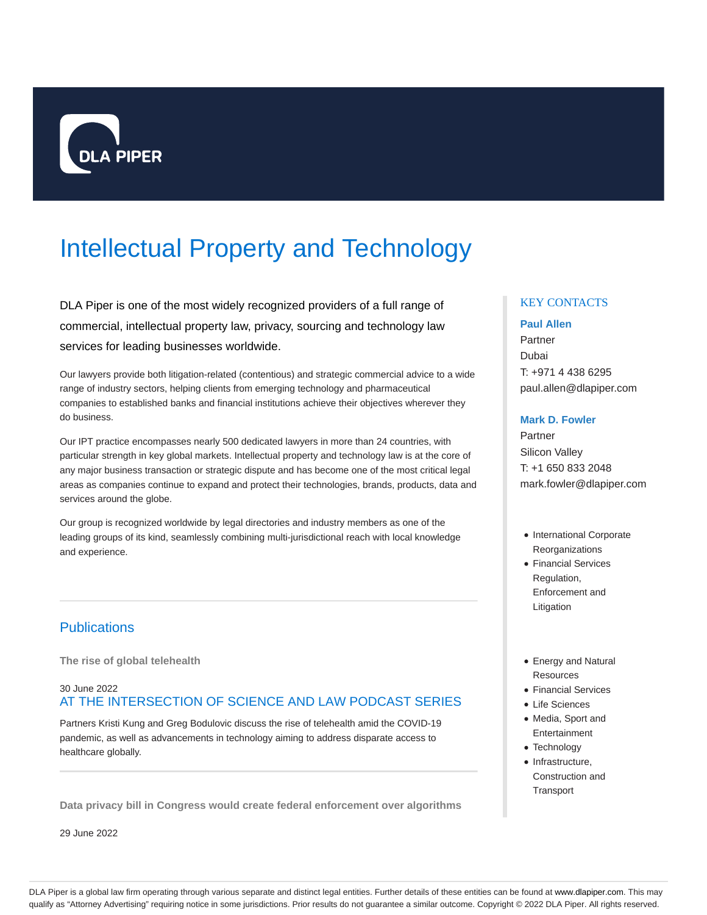# Intellectual Property and Technology

DLA Piper is one of the most widely recognized providers of a full range of commercial, intellectual property law, privacy, sourcing and technology law services for leading businesses worldwide.

Our lawyers provide both litigation-related (contentious) and strategic commercial advice to a wide range of industry sectors, helping clients from emerging technology and pharmaceutical companies to established banks and financial institutions achieve their objectives wherever they do business.

Our IPT practice encompasses nearly 500 dedicated lawyers in more than 24 countries, with particular strength in key global markets. Intellectual property and technology law is at the core of any major business transaction or strategic dispute and has become one of the most critical legal areas as companies continue to expand and protect their technologies, brands, products, data and services around the globe.

Our group is recognized worldwide by legal directories and industry members as one of the leading groups of its kind, seamlessly combining multi-jurisdictional reach with local knowledge and experience.

## KEY CONTACTS

**Paul Allen**
Partner
Dubai
T: +971 4 438 6295
paul.allen@dlapiper.com

**Mark D. Fowler**
Partner
Silicon Valley
T: +1 650 833 2048
mark.fowler@dlapiper.com

- International Corporate Reorganizations
- Financial Services Regulation, Enforcement and Litigation

- Energy and Natural Resources
- Financial Services
- Life Sciences
- Media, Sport and Entertainment
- Technology
- Infrastructure, Construction and Transport

## Publications

**The rise of global telehealth**

30 June 2022

AT THE INTERSECTION OF SCIENCE AND LAW PODCAST SERIES

Partners Kristi Kung and Greg Bodulovic discuss the rise of telehealth amid the COVID-19 pandemic, as well as advancements in technology aiming to address disparate access to healthcare globally.

**Data privacy bill in Congress would create federal enforcement over algorithms**

29 June 2022

DLA Piper is a global law firm operating through various separate and distinct legal entities. Further details of these entities can be found at www.dlapiper.com. This may qualify as "Attorney Advertising" requiring notice in some jurisdictions. Prior results do not guarantee a similar outcome. Copyright © 2022 DLA Piper. All rights reserved.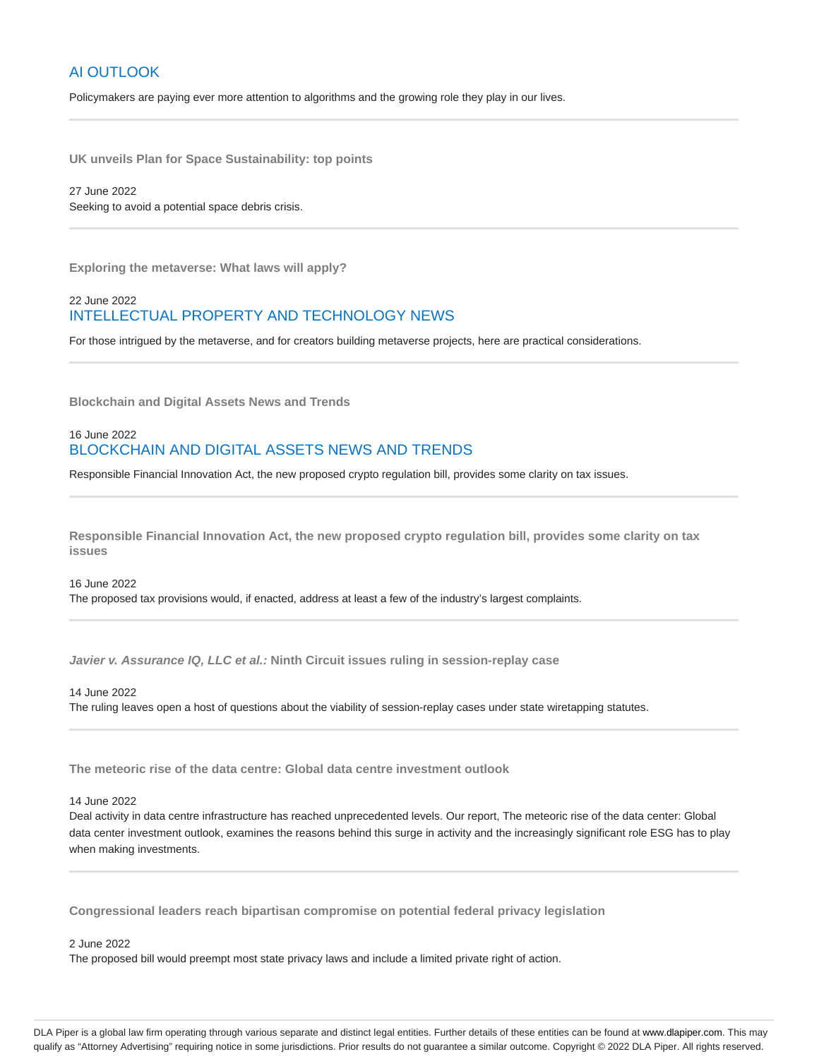AI OUTLOOK

Policymakers are paying ever more attention to algorithms and the growing role they play in our lives.

---

**UK unveils Plan for Space Sustainability: top points**

27 June 2022

Seeking to avoid a potential space debris crisis.

---

**Exploring the metaverse: What laws will apply?**

22 June 2022

INTELLECTUAL PROPERTY AND TECHNOLOGY NEWS

For those intrigued by the metaverse, and for creators building metaverse projects, here are practical considerations.

---

**Blockchain and Digital Assets News and Trends**

16 June 2022

BLOCKCHAIN AND DIGITAL ASSETS NEWS AND TRENDS

Responsible Financial Innovation Act, the new proposed crypto regulation bill, provides some clarity on tax issues.

---

**Responsible Financial Innovation Act, the new proposed crypto regulation bill, provides some clarity on tax issues**

16 June 2022

The proposed tax provisions would, if enacted, address at least a few of the industry's largest complaints.

---

***Javier v. Assurance IQ, LLC et al.:* Ninth Circuit issues ruling in session-replay case**

14 June 2022

The ruling leaves open a host of questions about the viability of session-replay cases under state wiretapping statutes.

---

**The meteoric rise of the data centre: Global data centre investment outlook**

14 June 2022

Deal activity in data centre infrastructure has reached unprecedented levels. Our report, The meteoric rise of the data center: Global data center investment outlook, examines the reasons behind this surge in activity and the increasingly significant role ESG has to play when making investments.

---

**Congressional leaders reach bipartisan compromise on potential federal privacy legislation**

2 June 2022

The proposed bill would preempt most state privacy laws and include a limited private right of action.

---

DLA Piper is a global law firm operating through various separate and distinct legal entities. Further details of these entities can be found at www.dlapiper.com. This may qualify as "Attorney Advertising" requiring notice in some jurisdictions. Prior results do not guarantee a similar outcome. Copyright © 2022 DLA Piper. All rights reserved.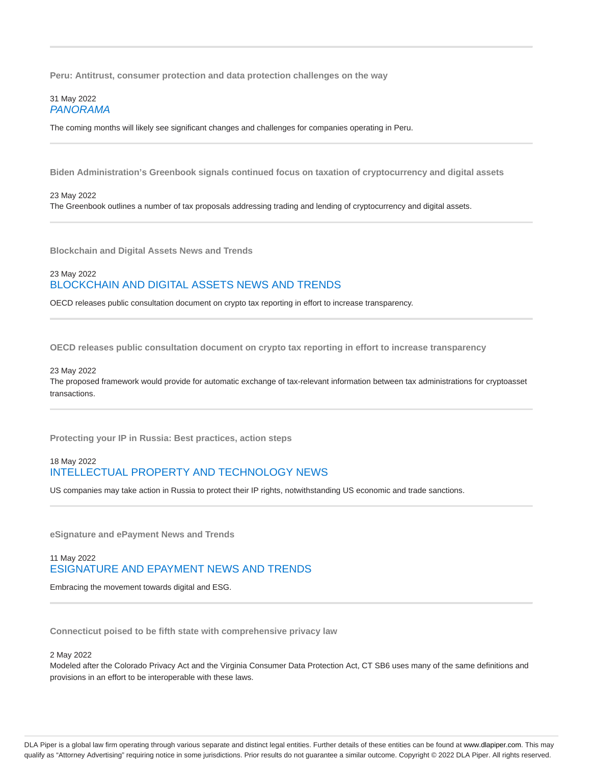---

**Peru: Antitrust, consumer protection and data protection challenges on the way**

31 May 2022
*PANORAMA*

The coming months will likely see significant changes and challenges for companies operating in Peru.

---

**Biden Administration's Greenbook signals continued focus on taxation of cryptocurrency and digital assets**

23 May 2022
The Greenbook outlines a number of tax proposals addressing trading and lending of cryptocurrency and digital assets.

---

**Blockchain and Digital Assets News and Trends**

23 May 2022
BLOCKCHAIN AND DIGITAL ASSETS NEWS AND TRENDS

OECD releases public consultation document on crypto tax reporting in effort to increase transparency.

---

**OECD releases public consultation document on crypto tax reporting in effort to increase transparency**

23 May 2022
The proposed framework would provide for automatic exchange of tax-relevant information between tax administrations for cryptoasset transactions.

---

**Protecting your IP in Russia: Best practices, action steps**

18 May 2022
INTELLECTUAL PROPERTY AND TECHNOLOGY NEWS

US companies may take action in Russia to protect their IP rights, notwithstanding US economic and trade sanctions.

---

**eSignature and ePayment News and Trends**

11 May 2022
ESIGNATURE AND EPAYMENT NEWS AND TRENDS

Embracing the movement towards digital and ESG.

---

**Connecticut poised to be fifth state with comprehensive privacy law**

2 May 2022
Modeled after the Colorado Privacy Act and the Virginia Consumer Data Protection Act, CT SB6 uses many of the same definitions and provisions in an effort to be interoperable with these laws.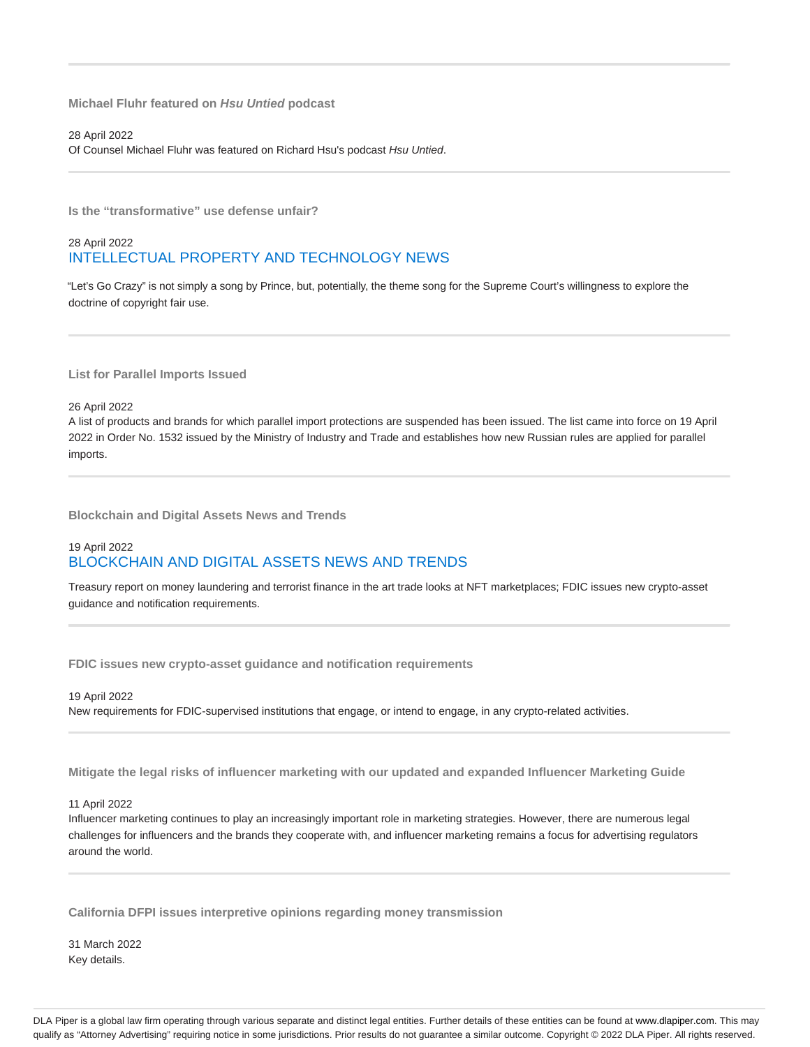---

### Michael Fluhr featured on *Hsu Untied* podcast

28 April 2022

Of Counsel Michael Fluhr was featured on Richard Hsu's podcast *Hsu Untied*.

---

### Is the "transformative" use defense unfair?

28 April 2022

INTELLECTUAL PROPERTY AND TECHNOLOGY NEWS

"Let's Go Crazy" is not simply a song by Prince, but, potentially, the theme song for the Supreme Court's willingness to explore the doctrine of copyright fair use.

---

### List for Parallel Imports Issued

26 April 2022

A list of products and brands for which parallel import protections are suspended has been issued. The list came into force on 19 April 2022 in Order No. 1532 issued by the Ministry of Industry and Trade and establishes how new Russian rules are applied for parallel imports.

---

### Blockchain and Digital Assets News and Trends

19 April 2022

BLOCKCHAIN AND DIGITAL ASSETS NEWS AND TRENDS

Treasury report on money laundering and terrorist finance in the art trade looks at NFT marketplaces; FDIC issues new crypto-asset guidance and notification requirements.

---

### FDIC issues new crypto-asset guidance and notification requirements

19 April 2022

New requirements for FDIC-supervised institutions that engage, or intend to engage, in any crypto-related activities.

---

### Mitigate the legal risks of influencer marketing with our updated and expanded Influencer Marketing Guide

11 April 2022

Influencer marketing continues to play an increasingly important role in marketing strategies. However, there are numerous legal challenges for influencers and the brands they cooperate with, and influencer marketing remains a focus for advertising regulators around the world.

---

### California DFPI issues interpretive opinions regarding money transmission

31 March 2022

Key details.

DLA Piper is a global law firm operating through various separate and distinct legal entities. Further details of these entities can be found at www.dlapiper.com. This may qualify as "Attorney Advertising" requiring notice in some jurisdictions. Prior results do not guarantee a similar outcome. Copyright © 2022 DLA Piper. All rights reserved.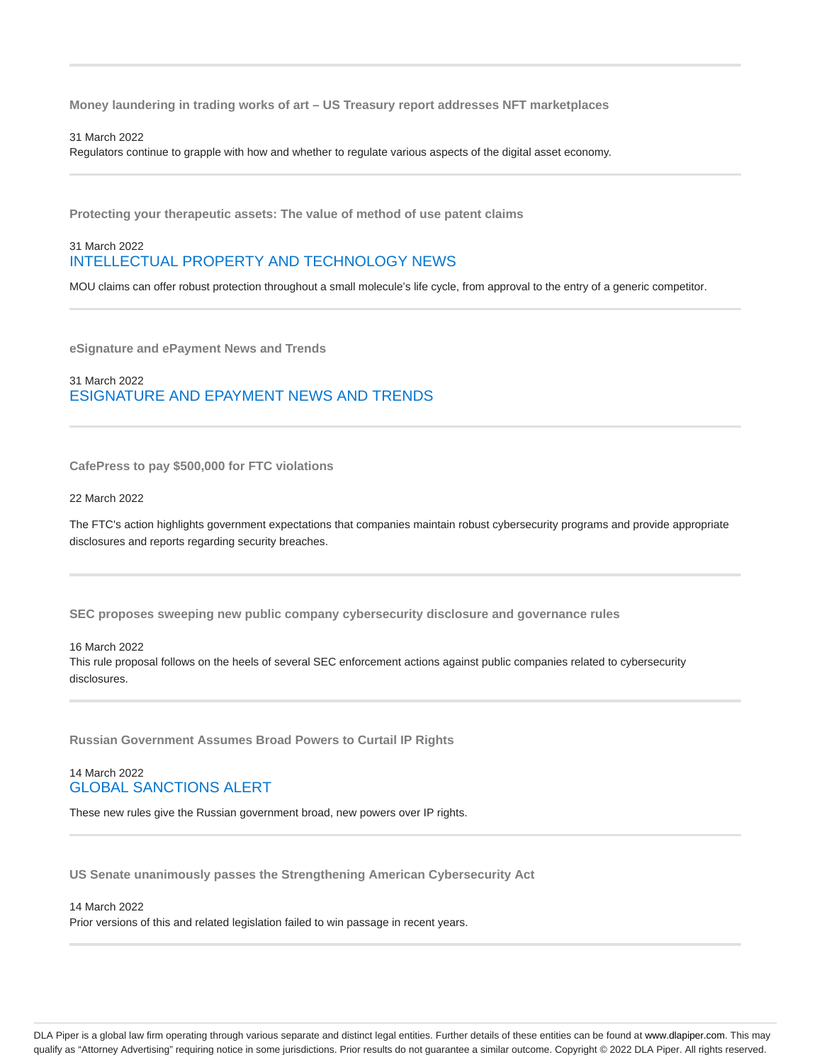**Money laundering in trading works of art – US Treasury report addresses NFT marketplaces**

31 March 2022

Regulators continue to grapple with how and whether to regulate various aspects of the digital asset economy.

**Protecting your therapeutic assets: The value of method of use patent claims**

31 March 2022

INTELLECTUAL PROPERTY AND TECHNOLOGY NEWS

MOU claims can offer robust protection throughout a small molecule's life cycle, from approval to the entry of a generic competitor.

**eSignature and ePayment News and Trends**

31 March 2022

ESIGNATURE AND EPAYMENT NEWS AND TRENDS

**CafePress to pay $500,000 for FTC violations**

22 March 2022

The FTC's action highlights government expectations that companies maintain robust cybersecurity programs and provide appropriate disclosures and reports regarding security breaches.

**SEC proposes sweeping new public company cybersecurity disclosure and governance rules**

16 March 2022

This rule proposal follows on the heels of several SEC enforcement actions against public companies related to cybersecurity disclosures.

**Russian Government Assumes Broad Powers to Curtail IP Rights**

14 March 2022

GLOBAL SANCTIONS ALERT

These new rules give the Russian government broad, new powers over IP rights.

**US Senate unanimously passes the Strengthening American Cybersecurity Act**

14 March 2022

Prior versions of this and related legislation failed to win passage in recent years.

DLA Piper is a global law firm operating through various separate and distinct legal entities. Further details of these entities can be found at www.dlapiper.com. This may qualify as "Attorney Advertising" requiring notice in some jurisdictions. Prior results do not guarantee a similar outcome. Copyright © 2022 DLA Piper. All rights reserved.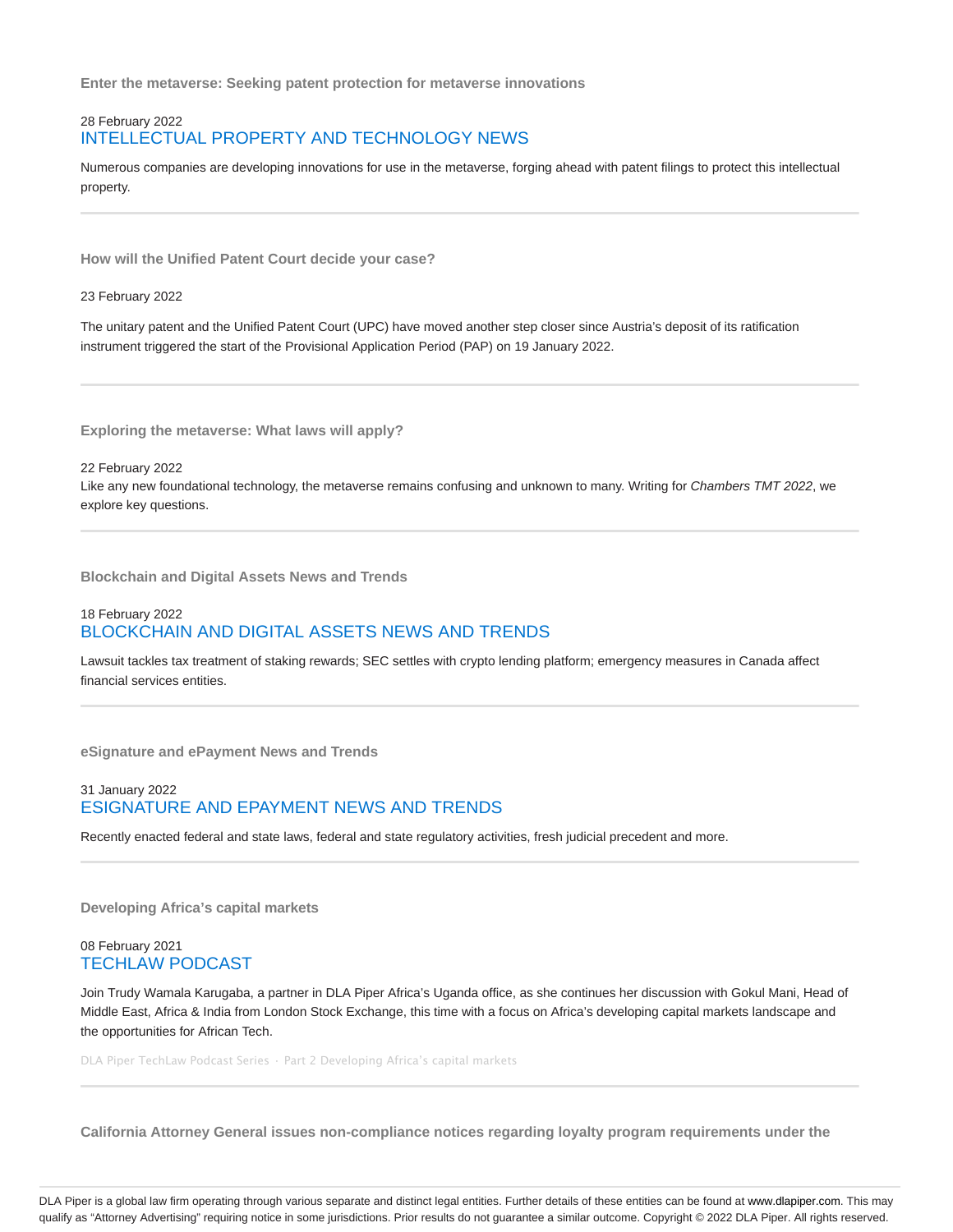**Enter the metaverse: Seeking patent protection for metaverse innovations**

28 February 2022

INTELLECTUAL PROPERTY AND TECHNOLOGY NEWS

Numerous companies are developing innovations for use in the metaverse, forging ahead with patent filings to protect this intellectual property.

---

**How will the Unified Patent Court decide your case?**

23 February 2022

The unitary patent and the Unified Patent Court (UPC) have moved another step closer since Austria's deposit of its ratification instrument triggered the start of the Provisional Application Period (PAP) on 19 January 2022.

---

**Exploring the metaverse: What laws will apply?**

22 February 2022

Like any new foundational technology, the metaverse remains confusing and unknown to many. Writing for *Chambers TMT 2022*, we explore key questions.

---

**Blockchain and Digital Assets News and Trends**

18 February 2022

BLOCKCHAIN AND DIGITAL ASSETS NEWS AND TRENDS

Lawsuit tackles tax treatment of staking rewards; SEC settles with crypto lending platform; emergency measures in Canada affect financial services entities.

---

**eSignature and ePayment News and Trends**

31 January 2022

ESIGNATURE AND EPAYMENT NEWS AND TRENDS

Recently enacted federal and state laws, federal and state regulatory activities, fresh judicial precedent and more.

---

**Developing Africa's capital markets**

08 February 2021

TECHLAW PODCAST

Join Trudy Wamala Karugaba, a partner in DLA Piper Africa's Uganda office, as she continues her discussion with Gokul Mani, Head of Middle East, Africa & India from London Stock Exchange, this time with a focus on Africa's developing capital markets landscape and the opportunities for African Tech.

DLA Piper TechLaw Podcast Series · Part 2 Developing Africa's capital markets

---

**California Attorney General issues non-compliance notices regarding loyalty program requirements under the**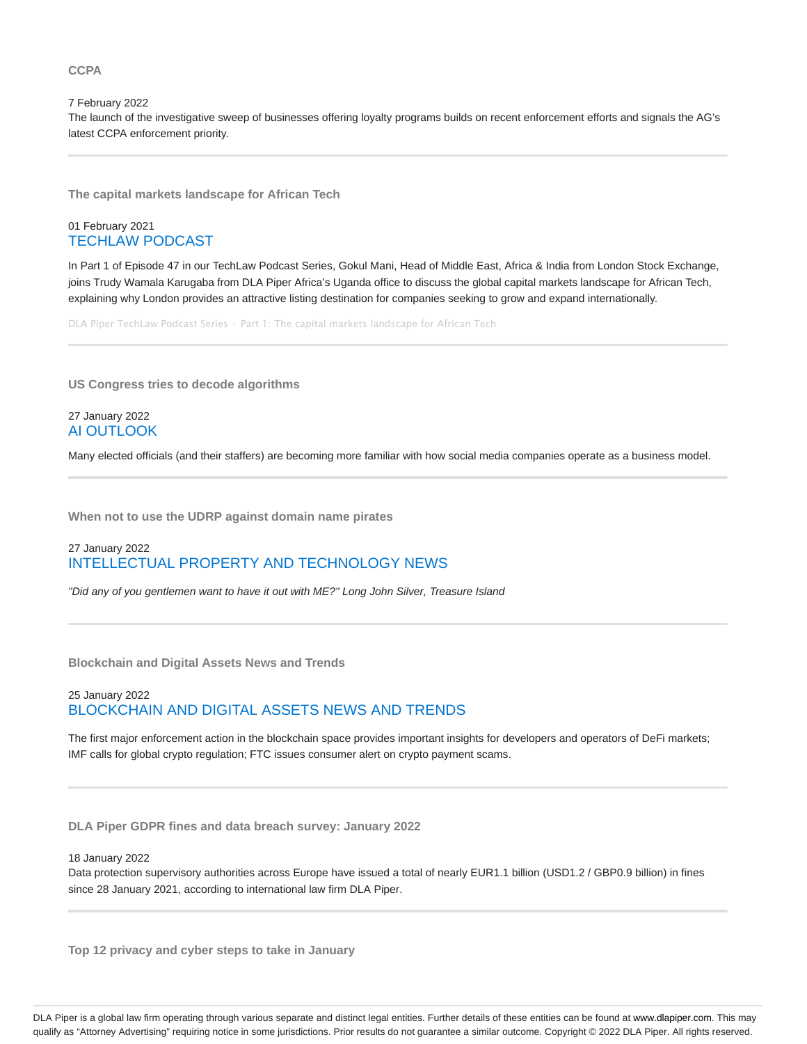**CCPA**

7 February 2022

The launch of the investigative sweep of businesses offering loyalty programs builds on recent enforcement efforts and signals the AG's latest CCPA enforcement priority.

---

**The capital markets landscape for African Tech**

01 February 2021

TECHLAW PODCAST

In Part 1 of Episode 47 in our TechLaw Podcast Series, Gokul Mani, Head of Middle East, Africa & India from London Stock Exchange, joins Trudy Wamala Karugaba from DLA Piper Africa's Uganda office to discuss the global capital markets landscape for African Tech, explaining why London provides an attractive listing destination for companies seeking to grow and expand internationally.

DLA Piper TechLaw Podcast Series · Part 1: The capital markets landscape for African Tech

---

**US Congress tries to decode algorithms**

27 January 2022

AI OUTLOOK

Many elected officials (and their staffers) are becoming more familiar with how social media companies operate as a business model.

---

**When not to use the UDRP against domain name pirates**

27 January 2022

INTELLECTUAL PROPERTY AND TECHNOLOGY NEWS

*"Did any of you gentlemen want to have it out with ME?" Long John Silver, Treasure Island*

---

**Blockchain and Digital Assets News and Trends**

25 January 2022

BLOCKCHAIN AND DIGITAL ASSETS NEWS AND TRENDS

The first major enforcement action in the blockchain space provides important insights for developers and operators of DeFi markets; IMF calls for global crypto regulation; FTC issues consumer alert on crypto payment scams.

---

**DLA Piper GDPR fines and data breach survey: January 2022**

18 January 2022

Data protection supervisory authorities across Europe have issued a total of nearly EUR1.1 billion (USD1.2 / GBP0.9 billion) in fines since 28 January 2021, according to international law firm DLA Piper.

---

**Top 12 privacy and cyber steps to take in January**

DLA Piper is a global law firm operating through various separate and distinct legal entities. Further details of these entities can be found at www.dlapiper.com. This may qualify as "Attorney Advertising" requiring notice in some jurisdictions. Prior results do not guarantee a similar outcome. Copyright © 2022 DLA Piper. All rights reserved.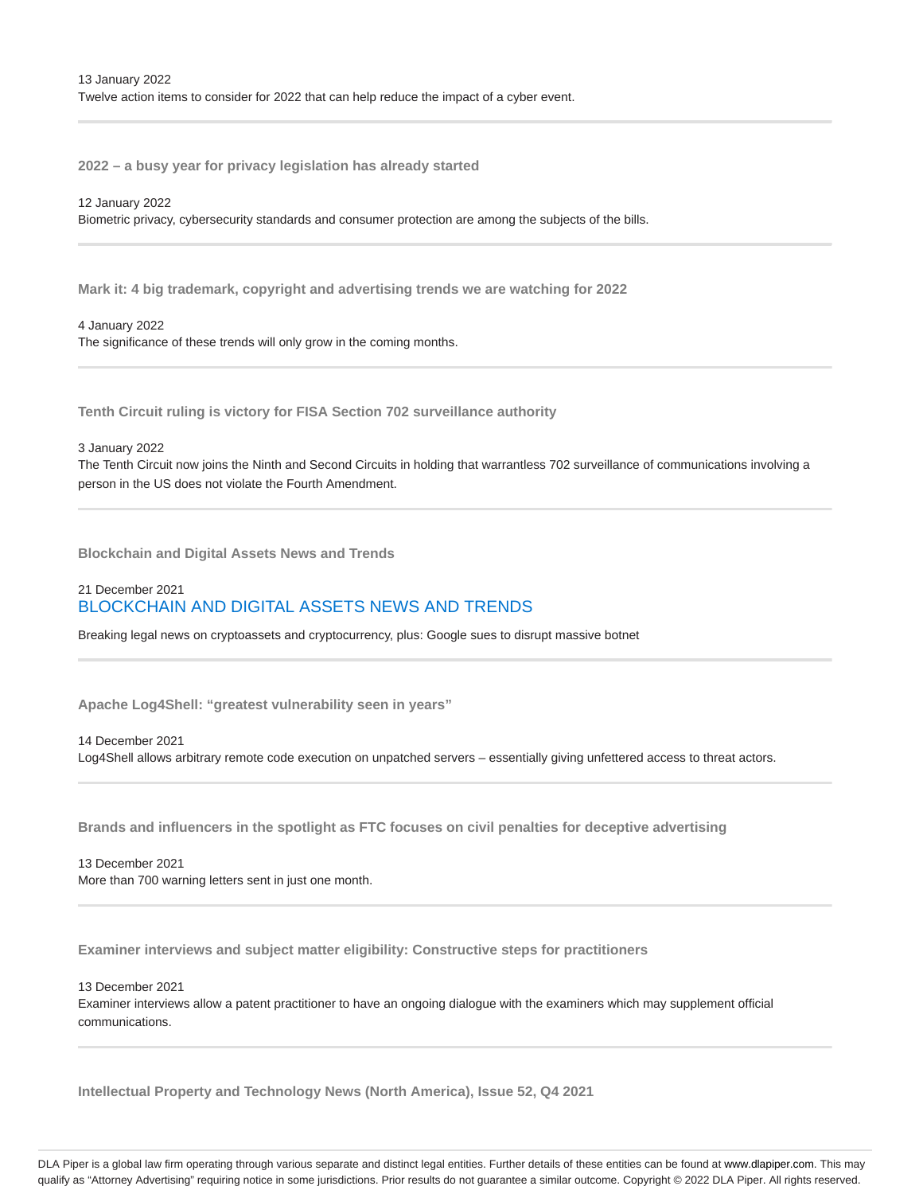13 January 2022
Twelve action items to consider for 2022 that can help reduce the impact of a cyber event.

---

### 2022 – a busy year for privacy legislation has already started

12 January 2022
Biometric privacy, cybersecurity standards and consumer protection are among the subjects of the bills.

---

### Mark it: 4 big trademark, copyright and advertising trends we are watching for 2022

4 January 2022
The significance of these trends will only grow in the coming months.

---

### Tenth Circuit ruling is victory for FISA Section 702 surveillance authority

3 January 2022
The Tenth Circuit now joins the Ninth and Second Circuits in holding that warrantless 702 surveillance of communications involving a person in the US does not violate the Fourth Amendment.

---

### Blockchain and Digital Assets News and Trends

21 December 2021
BLOCKCHAIN AND DIGITAL ASSETS NEWS AND TRENDS

Breaking legal news on cryptoassets and cryptocurrency, plus: Google sues to disrupt massive botnet

---

### Apache Log4Shell: "greatest vulnerability seen in years"

14 December 2021
Log4Shell allows arbitrary remote code execution on unpatched servers – essentially giving unfettered access to threat actors.

---

### Brands and influencers in the spotlight as FTC focuses on civil penalties for deceptive advertising

13 December 2021
More than 700 warning letters sent in just one month.

---

### Examiner interviews and subject matter eligibility: Constructive steps for practitioners

13 December 2021
Examiner interviews allow a patent practitioner to have an ongoing dialogue with the examiners which may supplement official communications.

---

### Intellectual Property and Technology News (North America), Issue 52, Q4 2021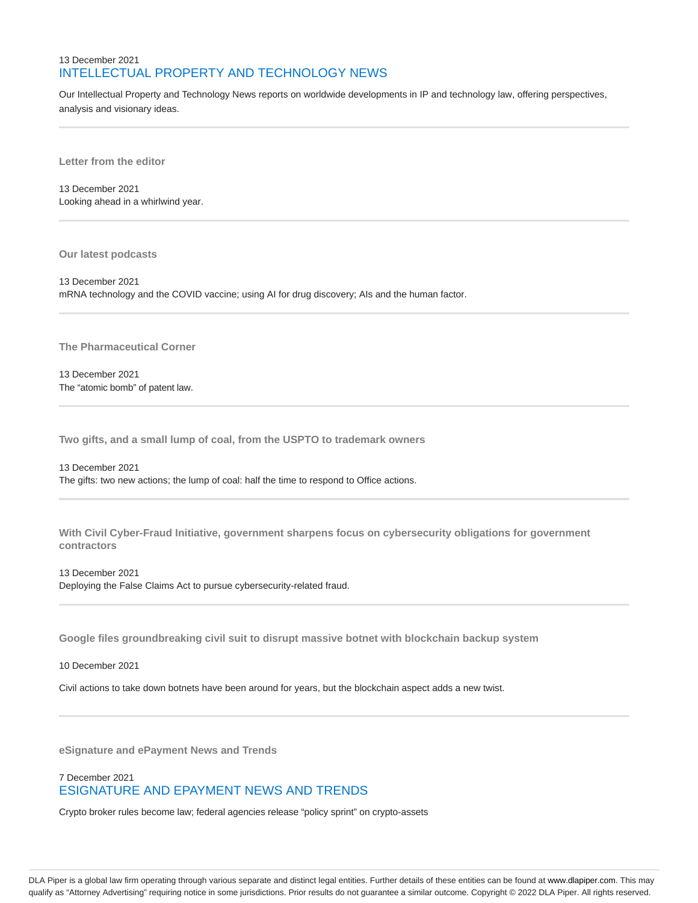13 December 2021

## INTELLECTUAL PROPERTY AND TECHNOLOGY NEWS

Our Intellectual Property and Technology News reports on worldwide developments in IP and technology law, offering perspectives, analysis and visionary ideas.

---

### Letter from the editor

13 December 2021

Looking ahead in a whirlwind year.

---

### Our latest podcasts

13 December 2021

mRNA technology and the COVID vaccine; using AI for drug discovery; AIs and the human factor.

---

### The Pharmaceutical Corner

13 December 2021

The "atomic bomb" of patent law.

---

### Two gifts, and a small lump of coal, from the USPTO to trademark owners

13 December 2021

The gifts: two new actions; the lump of coal: half the time to respond to Office actions.

---

### With Civil Cyber-Fraud Initiative, government sharpens focus on cybersecurity obligations for government contractors

13 December 2021

Deploying the False Claims Act to pursue cybersecurity-related fraud.

---

### Google files groundbreaking civil suit to disrupt massive botnet with blockchain backup system

10 December 2021

Civil actions to take down botnets have been around for years, but the blockchain aspect adds a new twist.

---

### eSignature and ePayment News and Trends

7 December 2021

## ESIGNATURE AND EPAYMENT NEWS AND TRENDS

Crypto broker rules become law; federal agencies release "policy sprint" on crypto-assets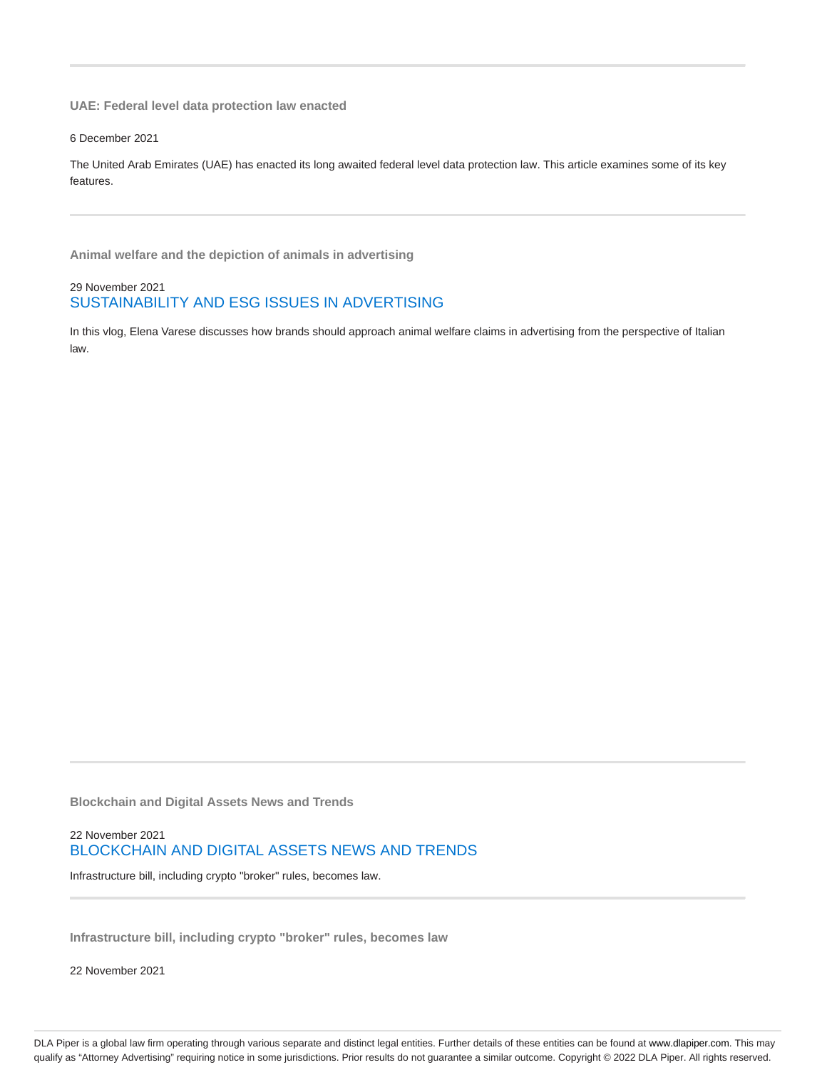---

### UAE: Federal level data protection law enacted

6 December 2021

The United Arab Emirates (UAE) has enacted its long awaited federal level data protection law. This article examines some of its key features.

---

### Animal welfare and the depiction of animals in advertising

29 November 2021
SUSTAINABILITY AND ESG ISSUES IN ADVERTISING

In this vlog, Elena Varese discusses how brands should approach animal welfare claims in advertising from the perspective of Italian law.

---

### Blockchain and Digital Assets News and Trends

22 November 2021
BLOCKCHAIN AND DIGITAL ASSETS NEWS AND TRENDS

Infrastructure bill, including crypto "broker" rules, becomes law.

---

### Infrastructure bill, including crypto "broker" rules, becomes law

22 November 2021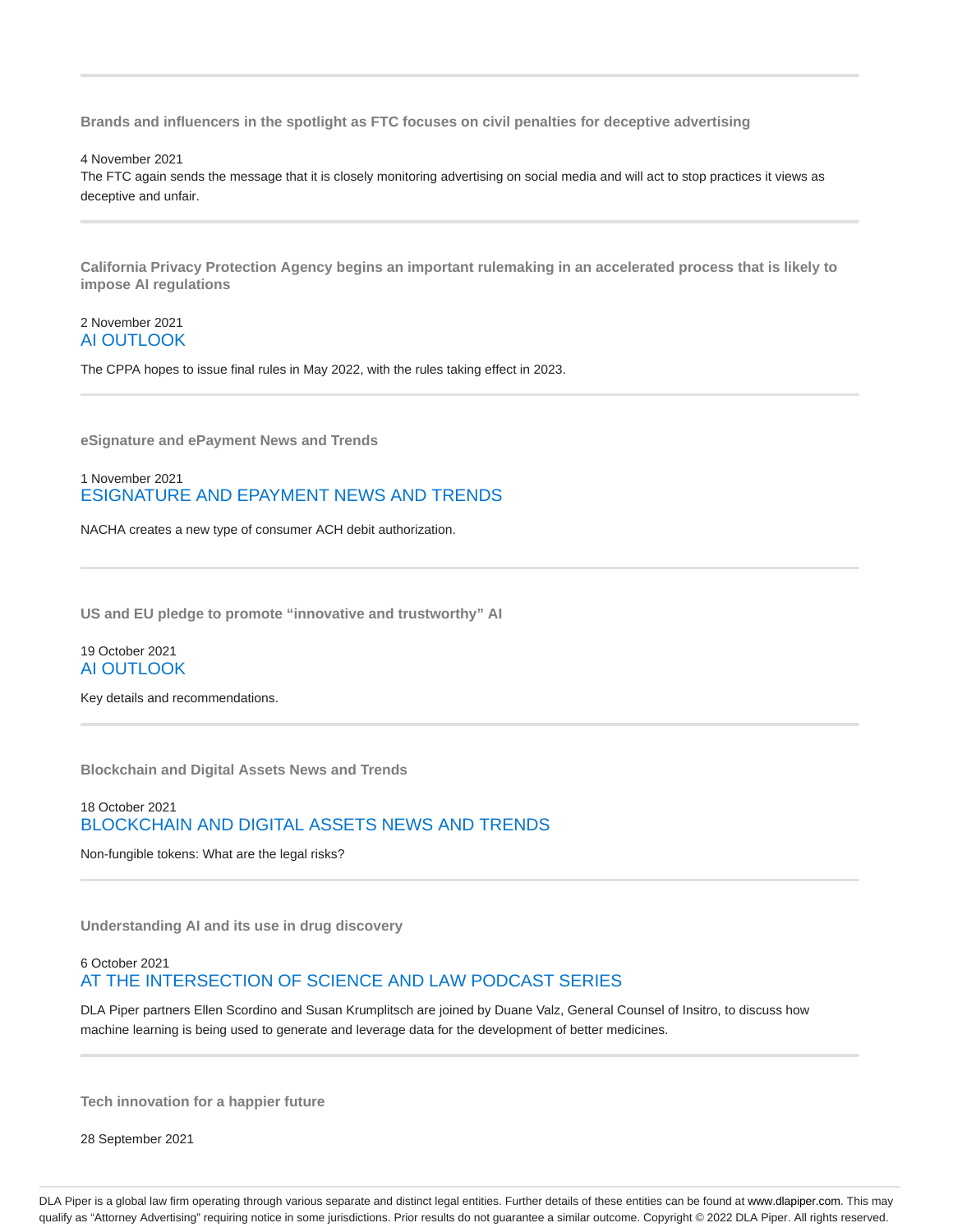---

**Brands and influencers in the spotlight as FTC focuses on civil penalties for deceptive advertising**

4 November 2021

The FTC again sends the message that it is closely monitoring advertising on social media and will act to stop practices it views as deceptive and unfair.

---

**California Privacy Protection Agency begins an important rulemaking in an accelerated process that is likely to impose AI regulations**

2 November 2021

AI OUTLOOK

The CPPA hopes to issue final rules in May 2022, with the rules taking effect in 2023.

---

**eSignature and ePayment News and Trends**

1 November 2021

ESIGNATURE AND EPAYMENT NEWS AND TRENDS

NACHA creates a new type of consumer ACH debit authorization.

---

**US and EU pledge to promote "innovative and trustworthy" AI**

19 October 2021

AI OUTLOOK

Key details and recommendations.

---

**Blockchain and Digital Assets News and Trends**

18 October 2021

BLOCKCHAIN AND DIGITAL ASSETS NEWS AND TRENDS

Non-fungible tokens: What are the legal risks?

---

**Understanding AI and its use in drug discovery**

6 October 2021

AT THE INTERSECTION OF SCIENCE AND LAW PODCAST SERIES

DLA Piper partners Ellen Scordino and Susan Krumplitsch are joined by Duane Valz, General Counsel of Insitro, to discuss how machine learning is being used to generate and leverage data for the development of better medicines.

---

**Tech innovation for a happier future**

28 September 2021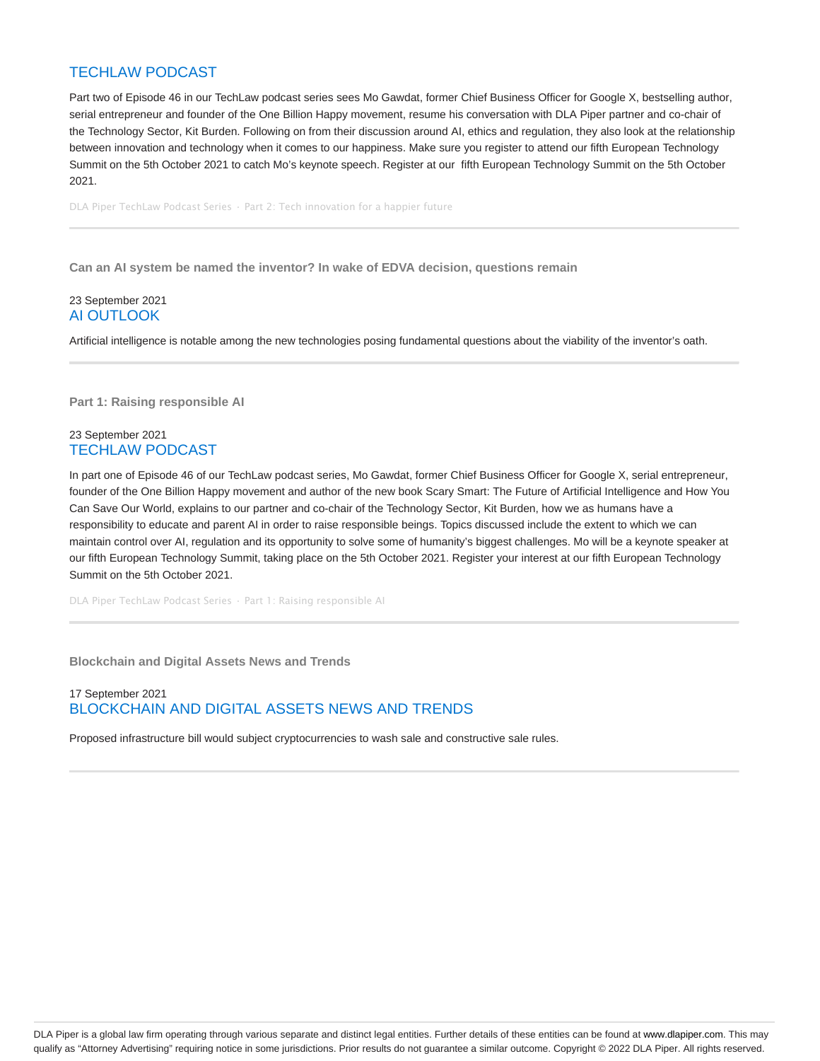## TECHLAW PODCAST

Part two of Episode 46 in our TechLaw podcast series sees Mo Gawdat, former Chief Business Officer for Google X, bestselling author, serial entrepreneur and founder of the One Billion Happy movement, resume his conversation with DLA Piper partner and co-chair of the Technology Sector, Kit Burden. Following on from their discussion around AI, ethics and regulation, they also look at the relationship between innovation and technology when it comes to our happiness. Make sure you register to attend our fifth European Technology Summit on the 5th October 2021 to catch Mo's keynote speech. Register at our fifth European Technology Summit on the 5th October 2021.

DLA Piper TechLaw Podcast Series · Part 2: Tech innovation for a happier future

---

**Can an AI system be named the inventor? In wake of EDVA decision, questions remain**

23 September 2021

## AI OUTLOOK

Artificial intelligence is notable among the new technologies posing fundamental questions about the viability of the inventor's oath.

---

**Part 1: Raising responsible AI**

23 September 2021

## TECHLAW PODCAST

In part one of Episode 46 of our TechLaw podcast series, Mo Gawdat, former Chief Business Officer for Google X, serial entrepreneur, founder of the One Billion Happy movement and author of the new book Scary Smart: The Future of Artificial Intelligence and How You Can Save Our World, explains to our partner and co-chair of the Technology Sector, Kit Burden, how we as humans have a responsibility to educate and parent AI in order to raise responsible beings. Topics discussed include the extent to which we can maintain control over AI, regulation and its opportunity to solve some of humanity's biggest challenges. Mo will be a keynote speaker at our fifth European Technology Summit, taking place on the 5th October 2021. Register your interest at our fifth European Technology Summit on the 5th October 2021.

DLA Piper TechLaw Podcast Series · Part 1: Raising responsible AI

---

**Blockchain and Digital Assets News and Trends**

17 September 2021

## BLOCKCHAIN AND DIGITAL ASSETS NEWS AND TRENDS

Proposed infrastructure bill would subject cryptocurrencies to wash sale and constructive sale rules.

---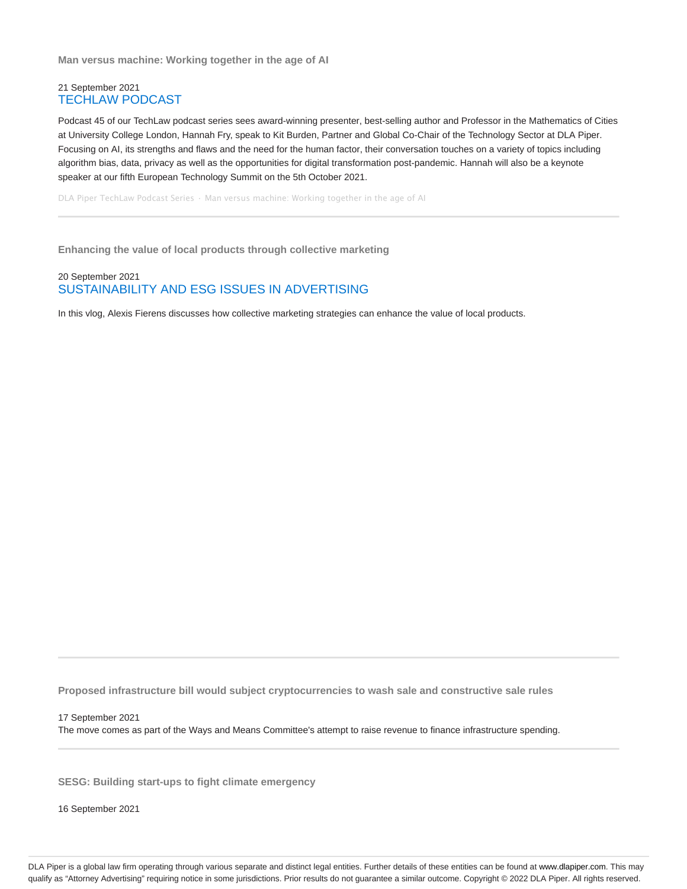**Man versus machine: Working together in the age of AI**

21 September 2021
TECHLAW PODCAST

Podcast 45 of our TechLaw podcast series sees award-winning presenter, best-selling author and Professor in the Mathematics of Cities at University College London, Hannah Fry, speak to Kit Burden, Partner and Global Co-Chair of the Technology Sector at DLA Piper. Focusing on AI, its strengths and flaws and the need for the human factor, their conversation touches on a variety of topics including algorithm bias, data, privacy as well as the opportunities for digital transformation post-pandemic. Hannah will also be a keynote speaker at our fifth European Technology Summit on the 5th October 2021.

DLA Piper TechLaw Podcast Series · Man versus machine: Working together in the age of AI

---

**Enhancing the value of local products through collective marketing**

20 September 2021
SUSTAINABILITY AND ESG ISSUES IN ADVERTISING

In this vlog, Alexis Fierens discusses how collective marketing strategies can enhance the value of local products.

---

**Proposed infrastructure bill would subject cryptocurrencies to wash sale and constructive sale rules**

17 September 2021
The move comes as part of the Ways and Means Committee's attempt to raise revenue to finance infrastructure spending.

---

**SESG: Building start-ups to fight climate emergency**

16 September 2021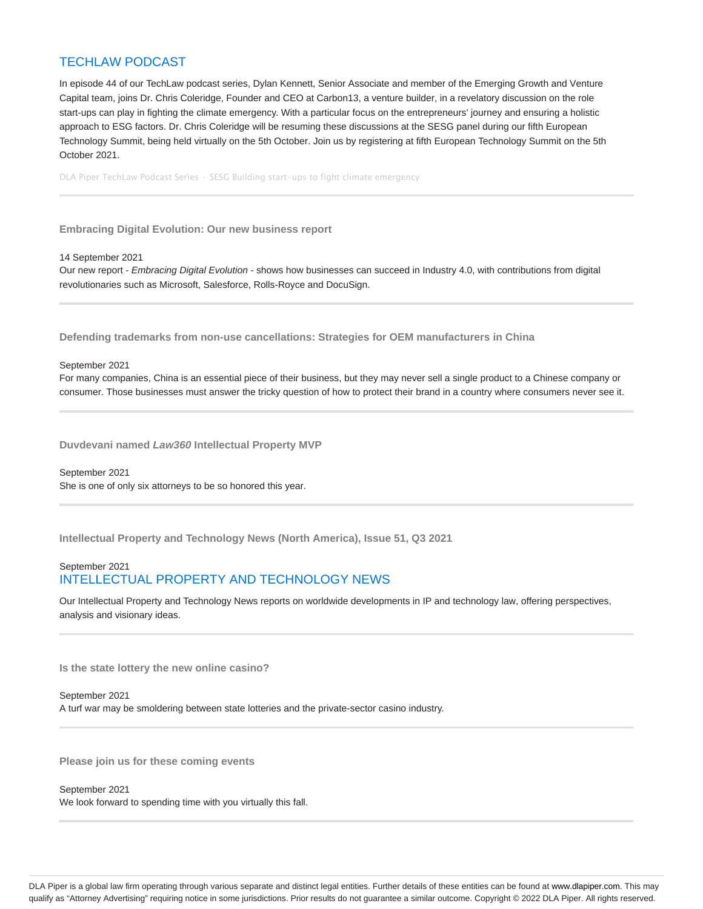## TECHLAW PODCAST

In episode 44 of our TechLaw podcast series, Dylan Kennett, Senior Associate and member of the Emerging Growth and Venture Capital team, joins Dr. Chris Coleridge, Founder and CEO at Carbon13, a venture builder, in a revelatory discussion on the role start-ups can play in fighting the climate emergency. With a particular focus on the entrepreneurs' journey and ensuring a holistic approach to ESG factors. Dr. Chris Coleridge will be resuming these discussions at the SESG panel during our fifth European Technology Summit, being held virtually on the 5th October. Join us by registering at fifth European Technology Summit on the 5th October 2021.

DLA Piper TechLaw Podcast Series · SESG Building start-ups to fight climate emergency

---

**Embracing Digital Evolution: Our new business report**

14 September 2021
Our new report - *Embracing Digital Evolution* - shows how businesses can succeed in Industry 4.0, with contributions from digital revolutionaries such as Microsoft, Salesforce, Rolls-Royce and DocuSign.

---

**Defending trademarks from non-use cancellations: Strategies for OEM manufacturers in China**

September 2021
For many companies, China is an essential piece of their business, but they may never sell a single product to a Chinese company or consumer. Those businesses must answer the tricky question of how to protect their brand in a country where consumers never see it.

---

**Duvdevani named *Law360* Intellectual Property MVP**

September 2021
She is one of only six attorneys to be so honored this year.

---

**Intellectual Property and Technology News (North America), Issue 51, Q3 2021**

September 2021

## INTELLECTUAL PROPERTY AND TECHNOLOGY NEWS

Our Intellectual Property and Technology News reports on worldwide developments in IP and technology law, offering perspectives, analysis and visionary ideas.

---

**Is the state lottery the new online casino?**

September 2021
A turf war may be smoldering between state lotteries and the private-sector casino industry.

---

**Please join us for these coming events**

September 2021
We look forward to spending time with you virtually this fall.

---

DLA Piper is a global law firm operating through various separate and distinct legal entities. Further details of these entities can be found at www.dlapiper.com. This may qualify as "Attorney Advertising" requiring notice in some jurisdictions. Prior results do not guarantee a similar outcome. Copyright © 2022 DLA Piper. All rights reserved.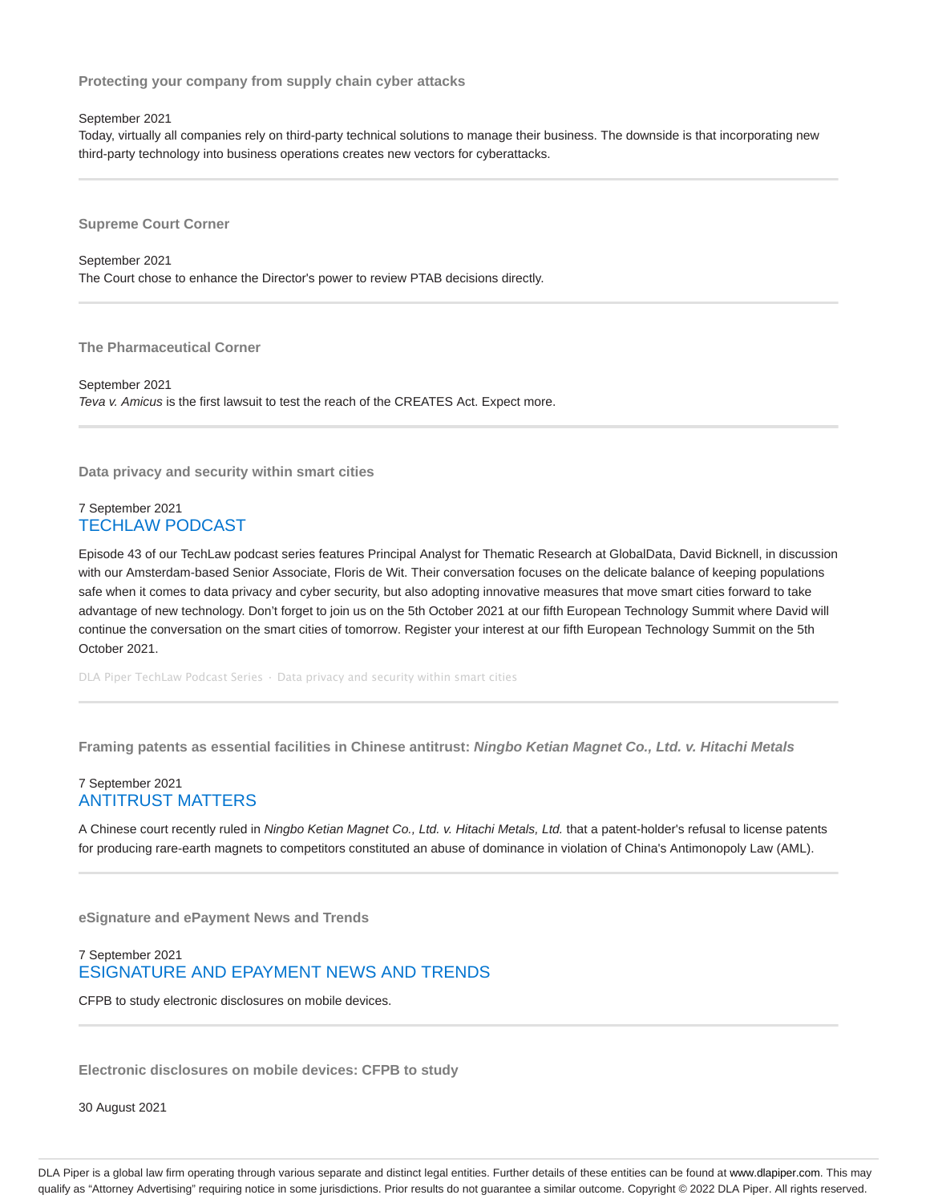### Protecting your company from supply chain cyber attacks

September 2021

Today, virtually all companies rely on third-party technical solutions to manage their business. The downside is that incorporating new third-party technology into business operations creates new vectors for cyberattacks.

---

### Supreme Court Corner

September 2021

The Court chose to enhance the Director's power to review PTAB decisions directly.

---

### The Pharmaceutical Corner

September 2021

*Teva v. Amicus* is the first lawsuit to test the reach of the CREATES Act. Expect more.

---

### Data privacy and security within smart cities

7 September 2021

TECHLAW PODCAST

Episode 43 of our TechLaw podcast series features Principal Analyst for Thematic Research at GlobalData, David Bicknell, in discussion with our Amsterdam-based Senior Associate, Floris de Wit. Their conversation focuses on the delicate balance of keeping populations safe when it comes to data privacy and cyber security, but also adopting innovative measures that move smart cities forward to take advantage of new technology. Don't forget to join us on the 5th October 2021 at our fifth European Technology Summit where David will continue the conversation on the smart cities of tomorrow. Register your interest at our fifth European Technology Summit on the 5th October 2021.

DLA Piper TechLaw Podcast Series · Data privacy and security within smart cities

---

### Framing patents as essential facilities in Chinese antitrust: *Ningbo Ketian Magnet Co., Ltd. v. Hitachi Metals*

7 September 2021

ANTITRUST MATTERS

A Chinese court recently ruled in *Ningbo Ketian Magnet Co., Ltd. v. Hitachi Metals, Ltd.* that a patent-holder's refusal to license patents for producing rare-earth magnets to competitors constituted an abuse of dominance in violation of China's Antimonopoly Law (AML).

---

### eSignature and ePayment News and Trends

7 September 2021

ESIGNATURE AND EPAYMENT NEWS AND TRENDS

CFPB to study electronic disclosures on mobile devices.

---

### Electronic disclosures on mobile devices: CFPB to study

30 August 2021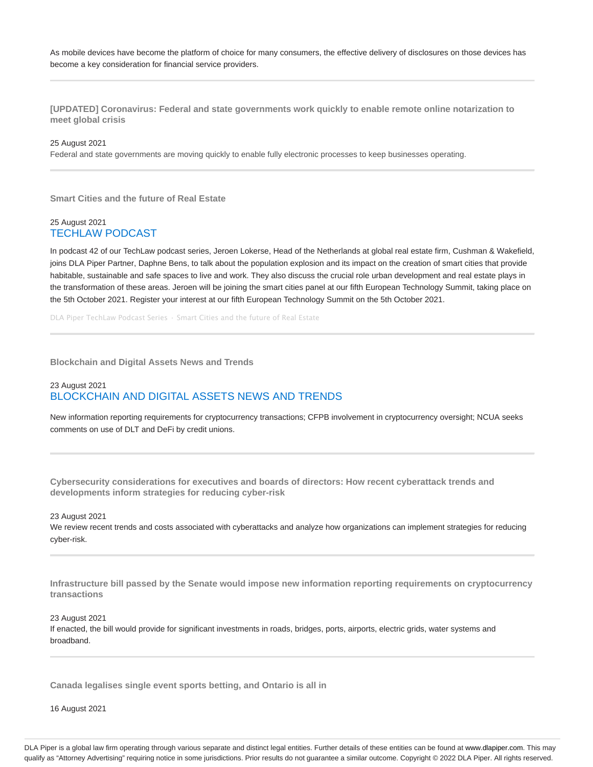As mobile devices have become the platform of choice for many consumers, the effective delivery of disclosures on those devices has become a key consideration for financial service providers.

---

**[UPDATED] Coronavirus: Federal and state governments work quickly to enable remote online notarization to meet global crisis**

25 August 2021

Federal and state governments are moving quickly to enable fully electronic processes to keep businesses operating.

---

**Smart Cities and the future of Real Estate**

25 August 2021

TECHLAW PODCAST

In podcast 42 of our TechLaw podcast series, Jeroen Lokerse, Head of the Netherlands at global real estate firm, Cushman & Wakefield, joins DLA Piper Partner, Daphne Bens, to talk about the population explosion and its impact on the creation of smart cities that provide habitable, sustainable and safe spaces to live and work. They also discuss the crucial role urban development and real estate plays in the transformation of these areas. Jeroen will be joining the smart cities panel at our fifth European Technology Summit, taking place on the 5th October 2021. Register your interest at our fifth European Technology Summit on the 5th October 2021.

DLA Piper TechLaw Podcast Series · Smart Cities and the future of Real Estate

---

**Blockchain and Digital Assets News and Trends**

23 August 2021

BLOCKCHAIN AND DIGITAL ASSETS NEWS AND TRENDS

New information reporting requirements for cryptocurrency transactions; CFPB involvement in cryptocurrency oversight; NCUA seeks comments on use of DLT and DeFi by credit unions.

---

**Cybersecurity considerations for executives and boards of directors: How recent cyberattack trends and developments inform strategies for reducing cyber-risk**

23 August 2021

We review recent trends and costs associated with cyberattacks and analyze how organizations can implement strategies for reducing cyber-risk.

---

**Infrastructure bill passed by the Senate would impose new information reporting requirements on cryptocurrency transactions**

23 August 2021

If enacted, the bill would provide for significant investments in roads, bridges, ports, airports, electric grids, water systems and broadband.

---

**Canada legalises single event sports betting, and Ontario is all in**

16 August 2021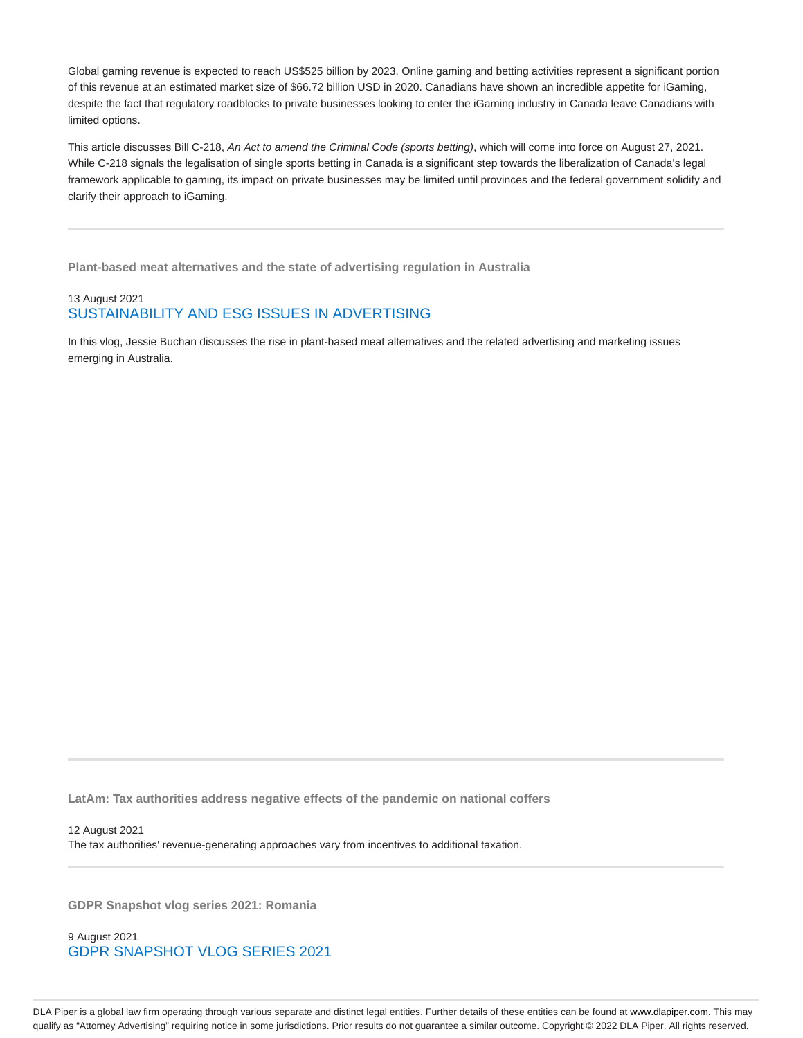Global gaming revenue is expected to reach US$525 billion by 2023. Online gaming and betting activities represent a significant portion of this revenue at an estimated market size of $66.72 billion USD in 2020. Canadians have shown an incredible appetite for iGaming, despite the fact that regulatory roadblocks to private businesses looking to enter the iGaming industry in Canada leave Canadians with limited options.

This article discusses Bill C-218, *An Act to amend the Criminal Code (sports betting)*, which will come into force on August 27, 2021. While C-218 signals the legalisation of single sports betting in Canada is a significant step towards the liberalization of Canada's legal framework applicable to gaming, its impact on private businesses may be limited until provinces and the federal government solidify and clarify their approach to iGaming.

---

**Plant-based meat alternatives and the state of advertising regulation in Australia**

13 August 2021

SUSTAINABILITY AND ESG ISSUES IN ADVERTISING

In this vlog, Jessie Buchan discusses the rise in plant-based meat alternatives and the related advertising and marketing issues emerging in Australia.

---

**LatAm: Tax authorities address negative effects of the pandemic on national coffers**

12 August 2021

The tax authorities' revenue-generating approaches vary from incentives to additional taxation.

---

**GDPR Snapshot vlog series 2021: Romania**

9 August 2021

GDPR SNAPSHOT VLOG SERIES 2021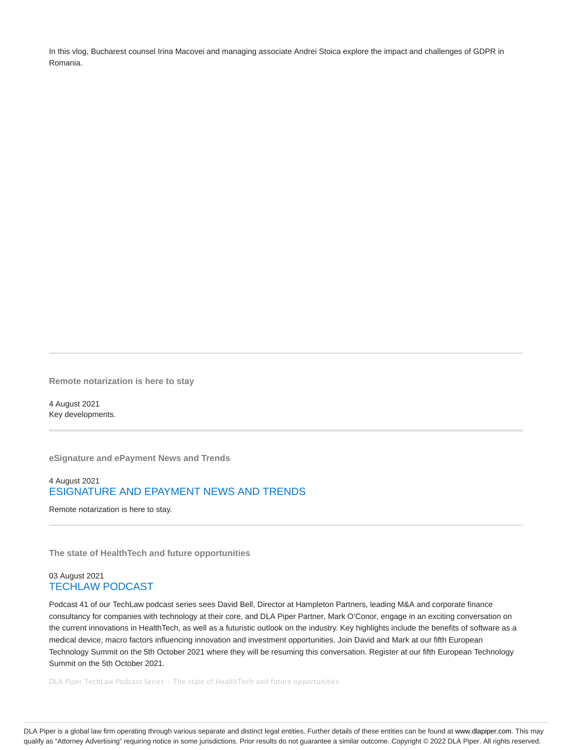In this vlog, Bucharest counsel Irina Macovei and managing associate Andrei Stoica explore the impact and challenges of GDPR in Romania.

---

**Remote notarization is here to stay**

4 August 2021
Key developments.

---

**eSignature and ePayment News and Trends**

4 August 2021
ESIGNATURE AND EPAYMENT NEWS AND TRENDS

Remote notarization is here to stay.

---

**The state of HealthTech and future opportunities**

03 August 2021
TECHLAW PODCAST

Podcast 41 of our TechLaw podcast series sees David Bell, Director at Hampleton Partners, leading M&A and corporate finance consultancy for companies with technology at their core, and DLA Piper Partner, Mark O'Conor, engage in an exciting conversation on the current innovations in HealthTech, as well as a futuristic outlook on the industry. Key highlights include the benefits of software as a medical device, macro factors influencing innovation and investment opportunities. Join David and Mark at our fifth European Technology Summit on the 5th October 2021 where they will be resuming this conversation. Register at our fifth European Technology Summit on the 5th October 2021.

DLA Piper TechLaw Podcast Series · The state of HealthTech and future opportunities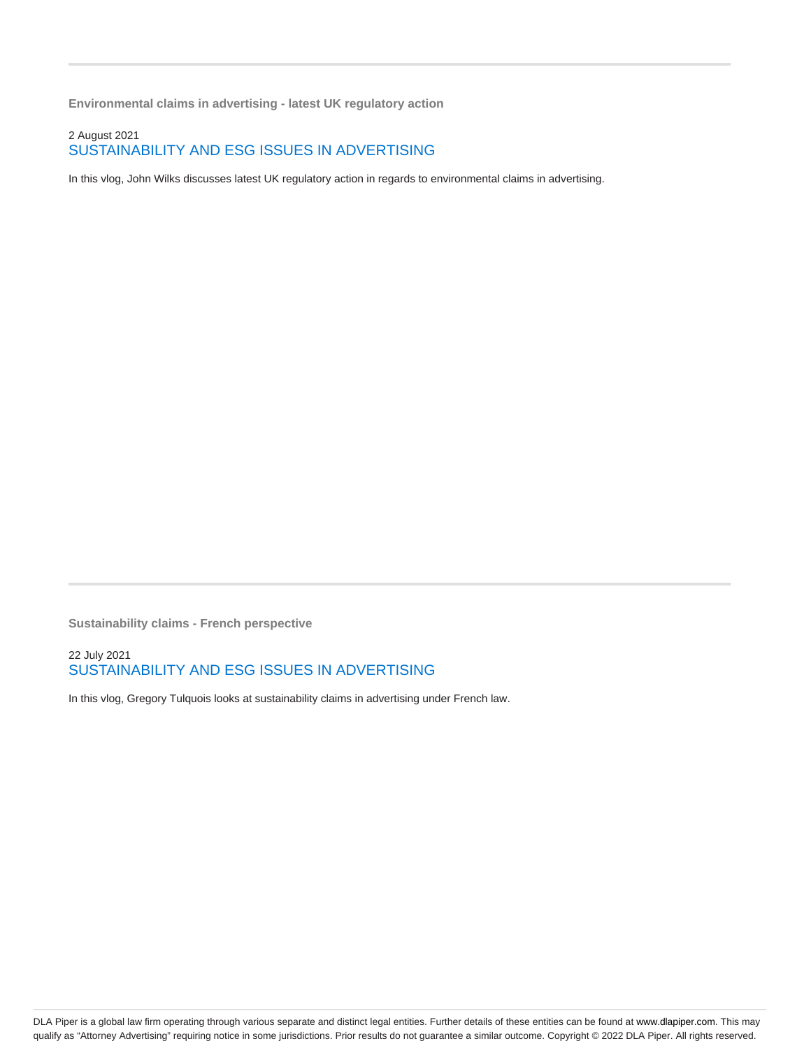**Environmental claims in advertising - latest UK regulatory action**

2 August 2021

SUSTAINABILITY AND ESG ISSUES IN ADVERTISING

In this vlog, John Wilks discusses latest UK regulatory action in regards to environmental claims in advertising.

**Sustainability claims - French perspective**

22 July 2021

SUSTAINABILITY AND ESG ISSUES IN ADVERTISING

In this vlog, Gregory Tulquois looks at sustainability claims in advertising under French law.

DLA Piper is a global law firm operating through various separate and distinct legal entities. Further details of these entities can be found at www.dlapiper.com. This may qualify as "Attorney Advertising" requiring notice in some jurisdictions. Prior results do not guarantee a similar outcome. Copyright © 2022 DLA Piper. All rights reserved.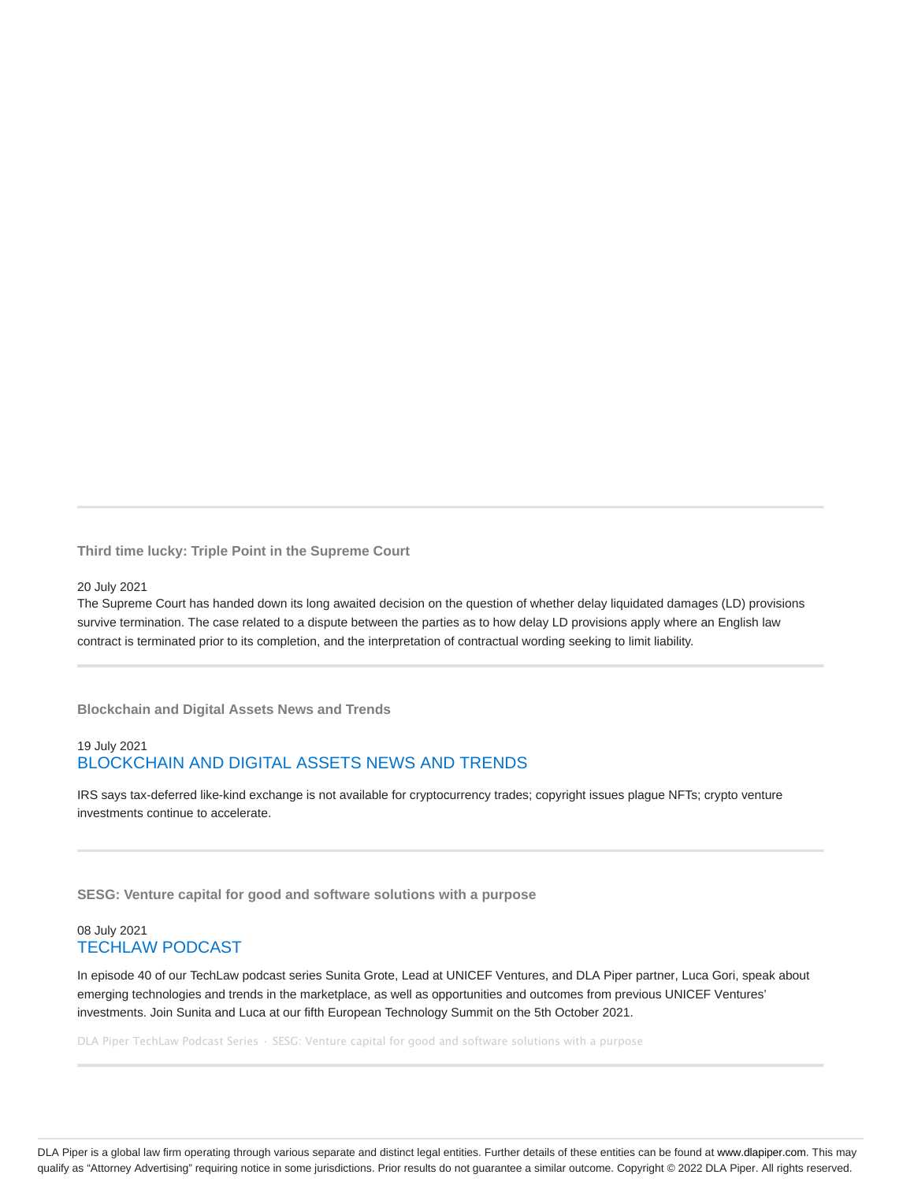### Third time lucky: Triple Point in the Supreme Court

20 July 2021

The Supreme Court has handed down its long awaited decision on the question of whether delay liquidated damages (LD) provisions survive termination. The case related to a dispute between the parties as to how delay LD provisions apply where an English law contract is terminated prior to its completion, and the interpretation of contractual wording seeking to limit liability.

### Blockchain and Digital Assets News and Trends

19 July 2021

BLOCKCHAIN AND DIGITAL ASSETS NEWS AND TRENDS

IRS says tax-deferred like-kind exchange is not available for cryptocurrency trades; copyright issues plague NFTs; crypto venture investments continue to accelerate.

### SESG: Venture capital for good and software solutions with a purpose

08 July 2021

TECHLAW PODCAST

In episode 40 of our TechLaw podcast series Sunita Grote, Lead at UNICEF Ventures, and DLA Piper partner, Luca Gori, speak about emerging technologies and trends in the marketplace, as well as opportunities and outcomes from previous UNICEF Ventures' investments. Join Sunita and Luca at our fifth European Technology Summit on the 5th October 2021.

DLA Piper TechLaw Podcast Series · SESG: Venture capital for good and software solutions with a purpose

DLA Piper is a global law firm operating through various separate and distinct legal entities. Further details of these entities can be found at www.dlapiper.com. This may qualify as "Attorney Advertising" requiring notice in some jurisdictions. Prior results do not guarantee a similar outcome. Copyright © 2022 DLA Piper. All rights reserved.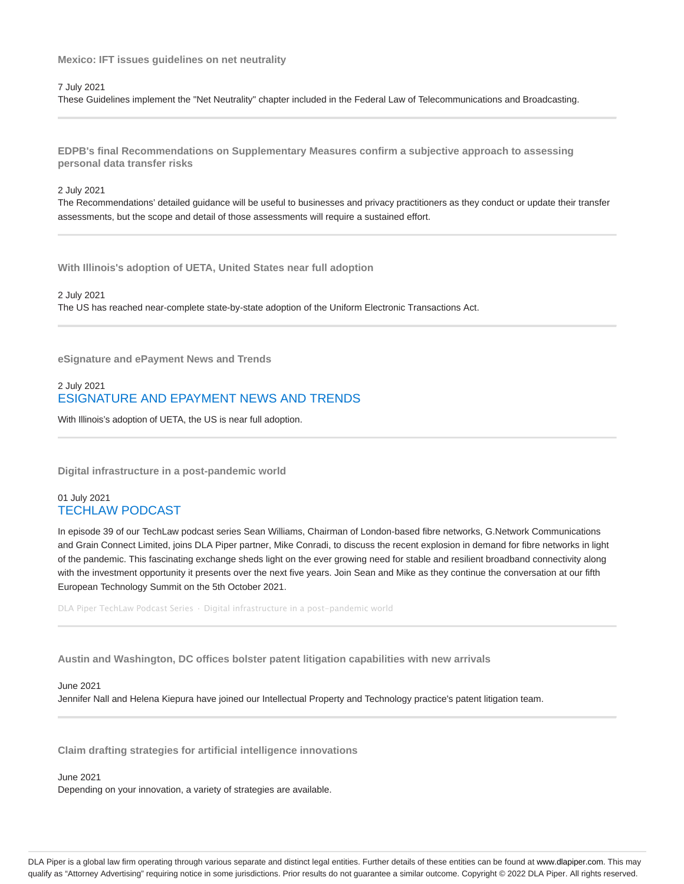### Mexico: IFT issues guidelines on net neutrality

7 July 2021

These Guidelines implement the "Net Neutrality" chapter included in the Federal Law of Telecommunications and Broadcasting.

---

### EDPB's final Recommendations on Supplementary Measures confirm a subjective approach to assessing personal data transfer risks

2 July 2021

The Recommendations' detailed guidance will be useful to businesses and privacy practitioners as they conduct or update their transfer assessments, but the scope and detail of those assessments will require a sustained effort.

---

### With Illinois's adoption of UETA, United States near full adoption

2 July 2021

The US has reached near-complete state-by-state adoption of the Uniform Electronic Transactions Act.

---

### eSignature and ePayment News and Trends

2 July 2021

ESIGNATURE AND EPAYMENT NEWS AND TRENDS

With Illinois's adoption of UETA, the US is near full adoption.

---

### Digital infrastructure in a post-pandemic world

01 July 2021

TECHLAW PODCAST

In episode 39 of our TechLaw podcast series Sean Williams, Chairman of London-based fibre networks, G.Network Communications and Grain Connect Limited, joins DLA Piper partner, Mike Conradi, to discuss the recent explosion in demand for fibre networks in light of the pandemic. This fascinating exchange sheds light on the ever growing need for stable and resilient broadband connectivity along with the investment opportunity it presents over the next five years. Join Sean and Mike as they continue the conversation at our fifth European Technology Summit on the 5th October 2021.

DLA Piper TechLaw Podcast Series · Digital infrastructure in a post-pandemic world

---

### Austin and Washington, DC offices bolster patent litigation capabilities with new arrivals

June 2021

Jennifer Nall and Helena Kiepura have joined our Intellectual Property and Technology practice's patent litigation team.

---

### Claim drafting strategies for artificial intelligence innovations

June 2021

Depending on your innovation, a variety of strategies are available.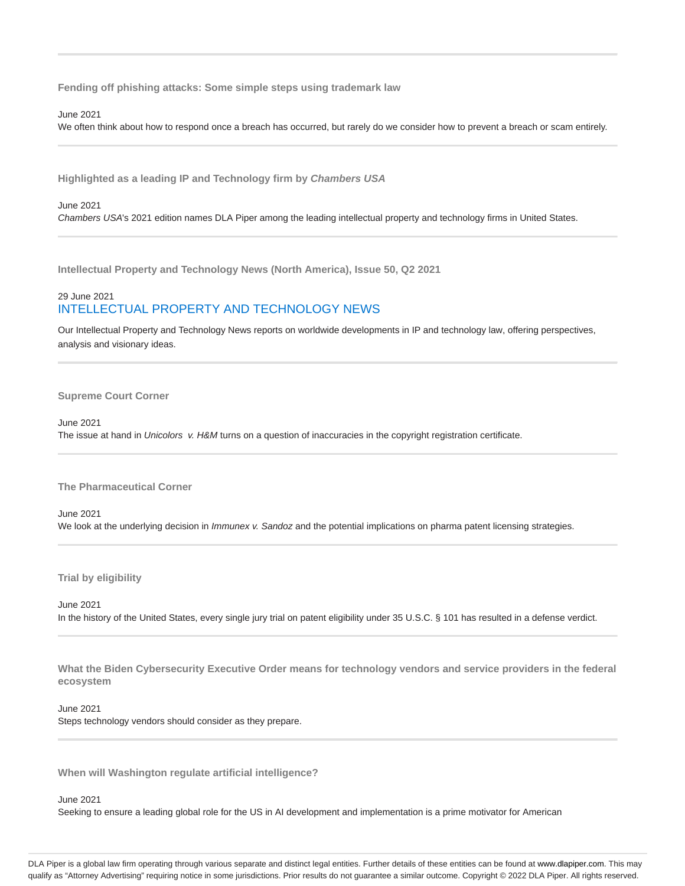---

**Fending off phishing attacks: Some simple steps using trademark law**

June 2021

We often think about how to respond once a breach has occurred, but rarely do we consider how to prevent a breach or scam entirely.

---

**Highlighted as a leading IP and Technology firm by *Chambers USA***

June 2021

*Chambers USA*'s 2021 edition names DLA Piper among the leading intellectual property and technology firms in United States.

---

**Intellectual Property and Technology News (North America), Issue 50, Q2 2021**

29 June 2021

INTELLECTUAL PROPERTY AND TECHNOLOGY NEWS

Our Intellectual Property and Technology News reports on worldwide developments in IP and technology law, offering perspectives, analysis and visionary ideas.

---

**Supreme Court Corner**

June 2021

The issue at hand in *Unicolors v. H&M* turns on a question of inaccuracies in the copyright registration certificate.

---

**The Pharmaceutical Corner**

June 2021

We look at the underlying decision in *Immunex v. Sandoz* and the potential implications on pharma patent licensing strategies.

---

**Trial by eligibility**

June 2021

In the history of the United States, every single jury trial on patent eligibility under 35 U.S.C. § 101 has resulted in a defense verdict.

---

**What the Biden Cybersecurity Executive Order means for technology vendors and service providers in the federal ecosystem**

June 2021

Steps technology vendors should consider as they prepare.

---

**When will Washington regulate artificial intelligence?**

June 2021

Seeking to ensure a leading global role for the US in AI development and implementation is a prime motivator for American

DLA Piper is a global law firm operating through various separate and distinct legal entities. Further details of these entities can be found at www.dlapiper.com. This may qualify as "Attorney Advertising" requiring notice in some jurisdictions. Prior results do not guarantee a similar outcome. Copyright © 2022 DLA Piper. All rights reserved.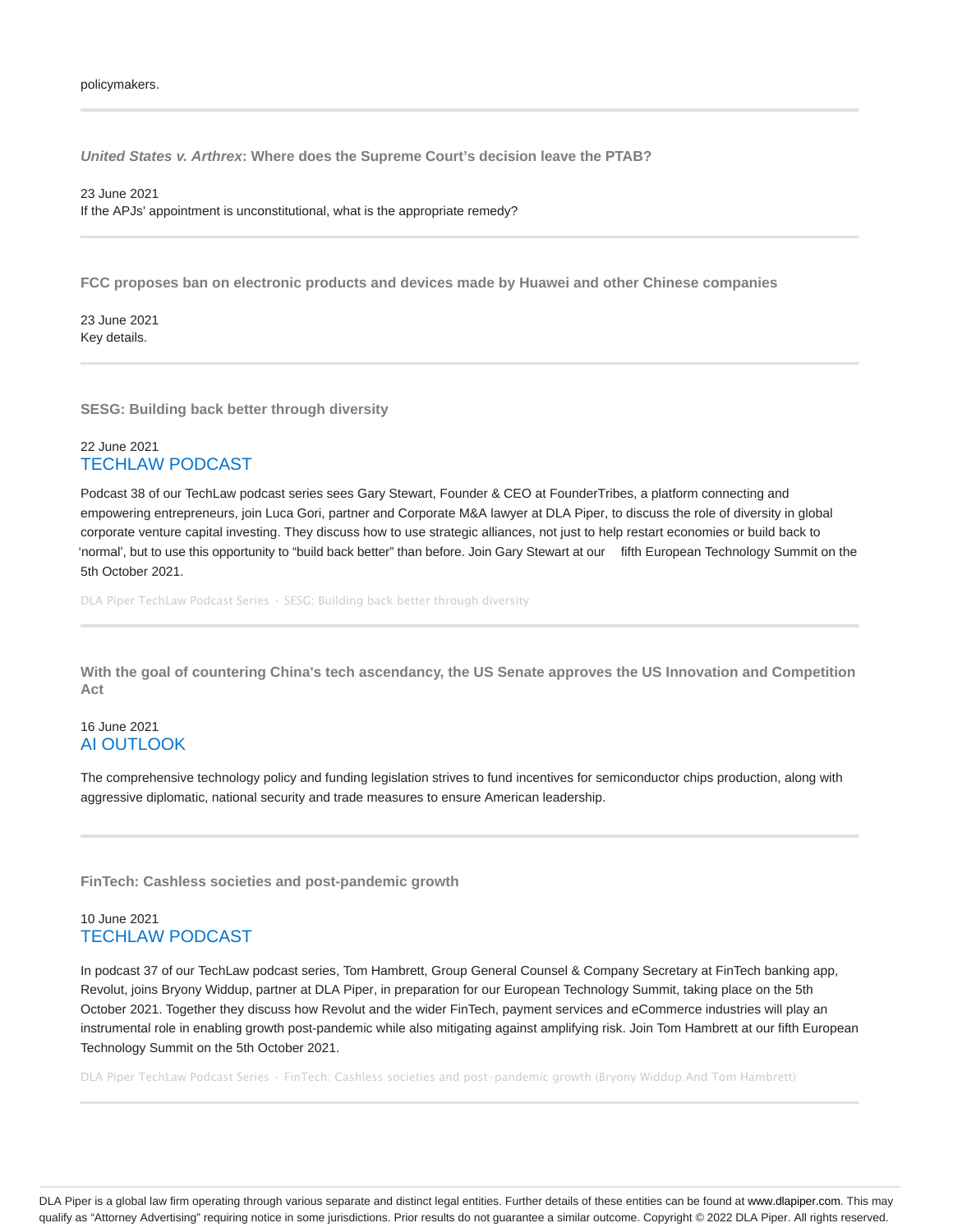policymakers.

---

### *United States v. Arthrex*: Where does the Supreme Court's decision leave the PTAB?

23 June 2021

If the APJs' appointment is unconstitutional, what is the appropriate remedy?

---

### FCC proposes ban on electronic products and devices made by Huawei and other Chinese companies

23 June 2021

Key details.

---

### SESG: Building back better through diversity

22 June 2021

TECHLAW PODCAST

Podcast 38 of our TechLaw podcast series sees Gary Stewart, Founder & CEO at FounderTribes, a platform connecting and empowering entrepreneurs, join Luca Gori, partner and Corporate M&A lawyer at DLA Piper, to discuss the role of diversity in global corporate venture capital investing. They discuss how to use strategic alliances, not just to help restart economies or build back to 'normal', but to use this opportunity to "build back better" than before. Join Gary Stewart at our fifth European Technology Summit on the 5th October 2021.

DLA Piper TechLaw Podcast Series · SESG: Building back better through diversity

---

### With the goal of countering China's tech ascendancy, the US Senate approves the US Innovation and Competition Act

16 June 2021

AI OUTLOOK

The comprehensive technology policy and funding legislation strives to fund incentives for semiconductor chips production, along with aggressive diplomatic, national security and trade measures to ensure American leadership.

---

### FinTech: Cashless societies and post-pandemic growth

10 June 2021

TECHLAW PODCAST

In podcast 37 of our TechLaw podcast series, Tom Hambrett, Group General Counsel & Company Secretary at FinTech banking app, Revolut, joins Bryony Widdup, partner at DLA Piper, in preparation for our European Technology Summit, taking place on the 5th October 2021. Together they discuss how Revolut and the wider FinTech, payment services and eCommerce industries will play an instrumental role in enabling growth post-pandemic while also mitigating against amplifying risk. Join Tom Hambrett at our fifth European Technology Summit on the 5th October 2021.

DLA Piper TechLaw Podcast Series · FinTech: Cashless societies and post-pandemic growth (Bryony Widdup And Tom Hambrett)

---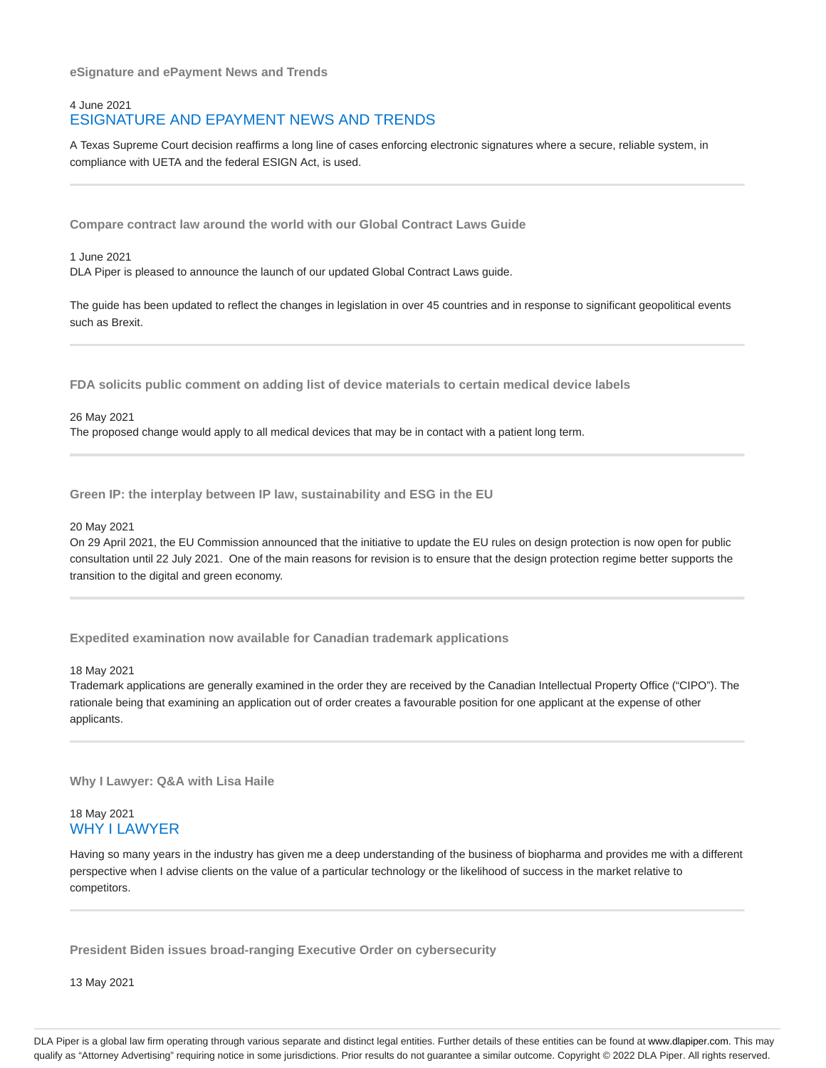### eSignature and ePayment News and Trends

4 June 2021

## ESIGNATURE AND EPAYMENT NEWS AND TRENDS

A Texas Supreme Court decision reaffirms a long line of cases enforcing electronic signatures where a secure, reliable system, in compliance with UETA and the federal ESIGN Act, is used.

---

### Compare contract law around the world with our Global Contract Laws Guide

1 June 2021

DLA Piper is pleased to announce the launch of our updated Global Contract Laws guide.

The guide has been updated to reflect the changes in legislation in over 45 countries and in response to significant geopolitical events such as Brexit.

---

### FDA solicits public comment on adding list of device materials to certain medical device labels

26 May 2021

The proposed change would apply to all medical devices that may be in contact with a patient long term.

---

### Green IP: the interplay between IP law, sustainability and ESG in the EU

20 May 2021

On 29 April 2021, the EU Commission announced that the initiative to update the EU rules on design protection is now open for public consultation until 22 July 2021. One of the main reasons for revision is to ensure that the design protection regime better supports the transition to the digital and green economy.

---

### Expedited examination now available for Canadian trademark applications

18 May 2021

Trademark applications are generally examined in the order they are received by the Canadian Intellectual Property Office ("CIPO"). The rationale being that examining an application out of order creates a favourable position for one applicant at the expense of other applicants.

---

### Why I Lawyer: Q&A with Lisa Haile

18 May 2021

## WHY I LAWYER

Having so many years in the industry has given me a deep understanding of the business of biopharma and provides me with a different perspective when I advise clients on the value of a particular technology or the likelihood of success in the market relative to competitors.

---

### President Biden issues broad-ranging Executive Order on cybersecurity

13 May 2021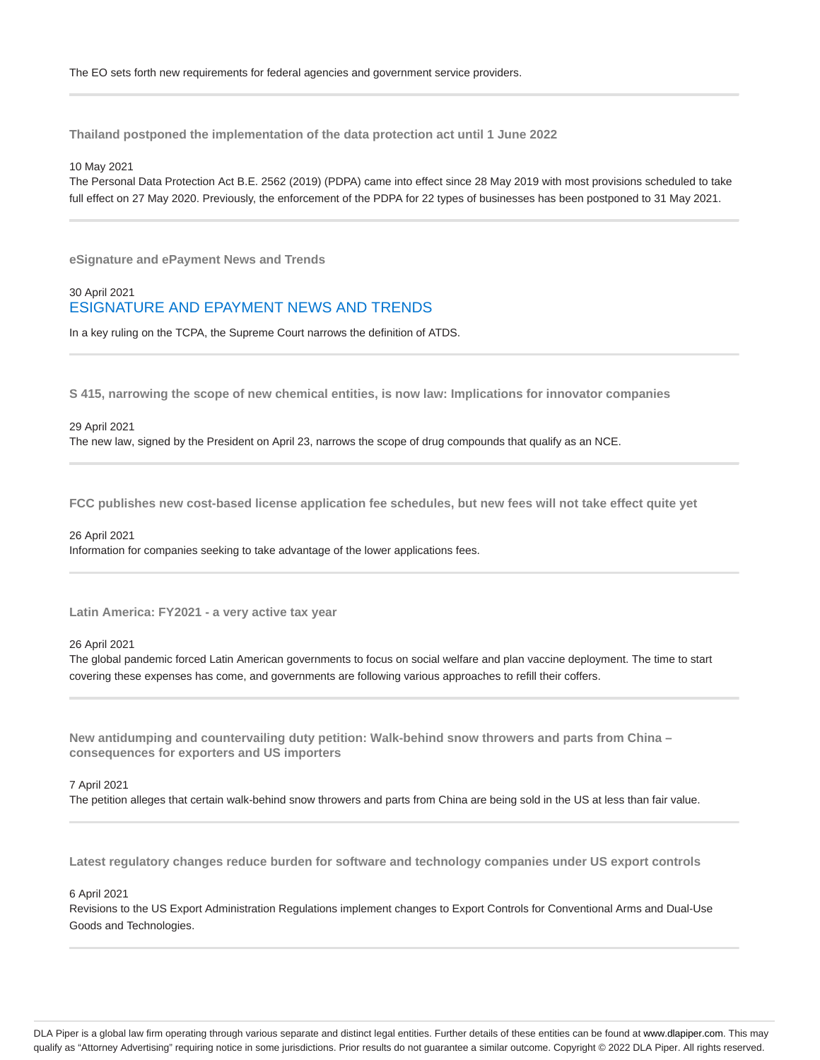The EO sets forth new requirements for federal agencies and government service providers.

---

### Thailand postponed the implementation of the data protection act until 1 June 2022

10 May 2021

The Personal Data Protection Act B.E. 2562 (2019) (PDPA) came into effect since 28 May 2019 with most provisions scheduled to take full effect on 27 May 2020. Previously, the enforcement of the PDPA for 22 types of businesses has been postponed to 31 May 2021.

---

### eSignature and ePayment News and Trends

30 April 2021

ESIGNATURE AND EPAYMENT NEWS AND TRENDS

In a key ruling on the TCPA, the Supreme Court narrows the definition of ATDS.

---

### S 415, narrowing the scope of new chemical entities, is now law: Implications for innovator companies

29 April 2021

The new law, signed by the President on April 23, narrows the scope of drug compounds that qualify as an NCE.

---

### FCC publishes new cost-based license application fee schedules, but new fees will not take effect quite yet

26 April 2021

Information for companies seeking to take advantage of the lower applications fees.

---

### Latin America: FY2021 - a very active tax year

26 April 2021

The global pandemic forced Latin American governments to focus on social welfare and plan vaccine deployment. The time to start covering these expenses has come, and governments are following various approaches to refill their coffers.

---

### New antidumping and countervailing duty petition: Walk-behind snow throwers and parts from China – consequences for exporters and US importers

7 April 2021

The petition alleges that certain walk-behind snow throwers and parts from China are being sold in the US at less than fair value.

---

### Latest regulatory changes reduce burden for software and technology companies under US export controls

6 April 2021

Revisions to the US Export Administration Regulations implement changes to Export Controls for Conventional Arms and Dual-Use Goods and Technologies.

---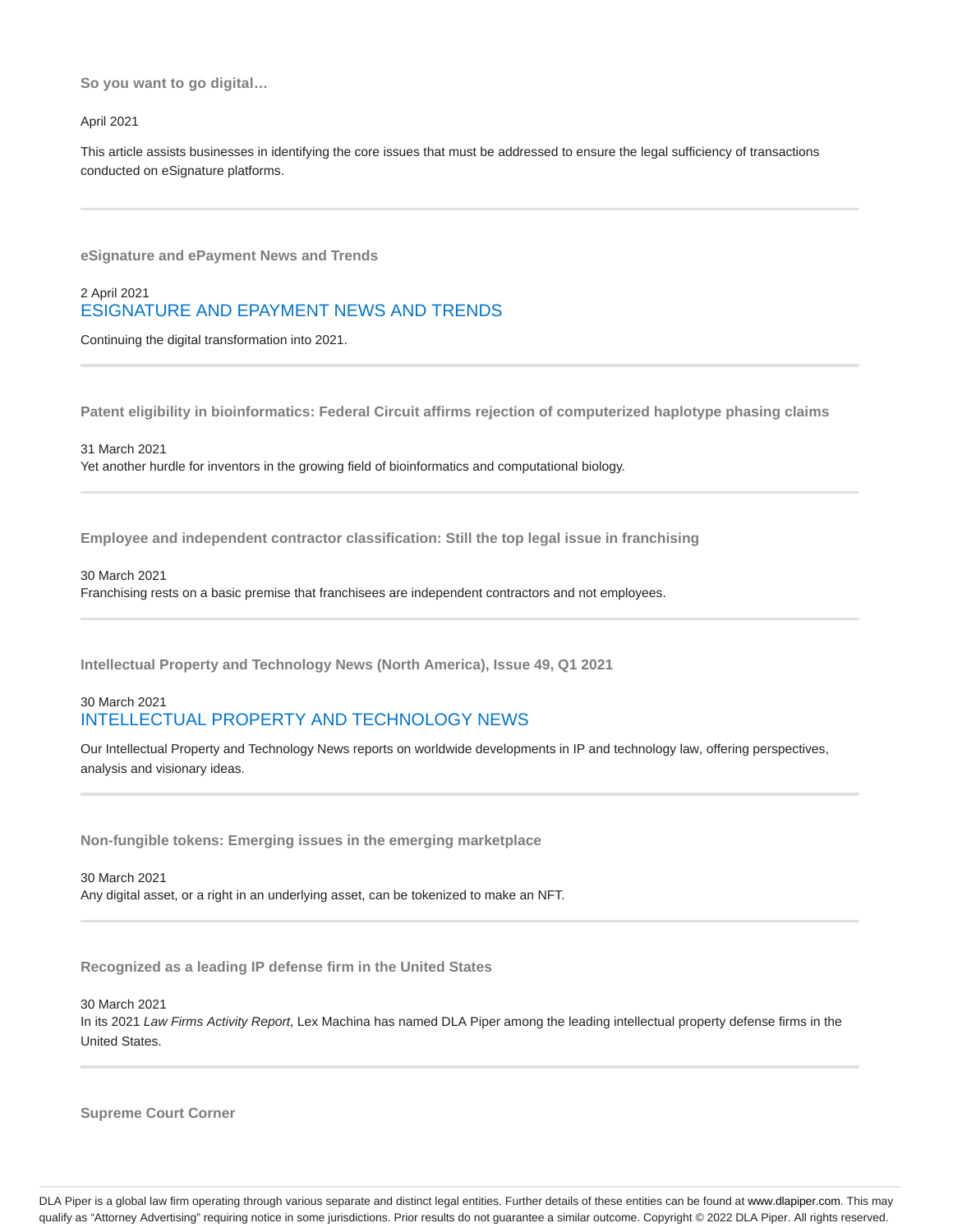### So you want to go digital…

April 2021

This article assists businesses in identifying the core issues that must be addressed to ensure the legal sufficiency of transactions conducted on eSignature platforms.

---

### eSignature and ePayment News and Trends

2 April 2021

ESIGNATURE AND EPAYMENT NEWS AND TRENDS

Continuing the digital transformation into 2021.

---

### Patent eligibility in bioinformatics: Federal Circuit affirms rejection of computerized haplotype phasing claims

31 March 2021

Yet another hurdle for inventors in the growing field of bioinformatics and computational biology.

---

### Employee and independent contractor classification: Still the top legal issue in franchising

30 March 2021

Franchising rests on a basic premise that franchisees are independent contractors and not employees.

---

### Intellectual Property and Technology News (North America), Issue 49, Q1 2021

30 March 2021

INTELLECTUAL PROPERTY AND TECHNOLOGY NEWS

Our Intellectual Property and Technology News reports on worldwide developments in IP and technology law, offering perspectives, analysis and visionary ideas.

---

### Non-fungible tokens: Emerging issues in the emerging marketplace

30 March 2021

Any digital asset, or a right in an underlying asset, can be tokenized to make an NFT.

---

### Recognized as a leading IP defense firm in the United States

30 March 2021

In its 2021 *Law Firms Activity Report*, Lex Machina has named DLA Piper among the leading intellectual property defense firms in the United States.

---

### Supreme Court Corner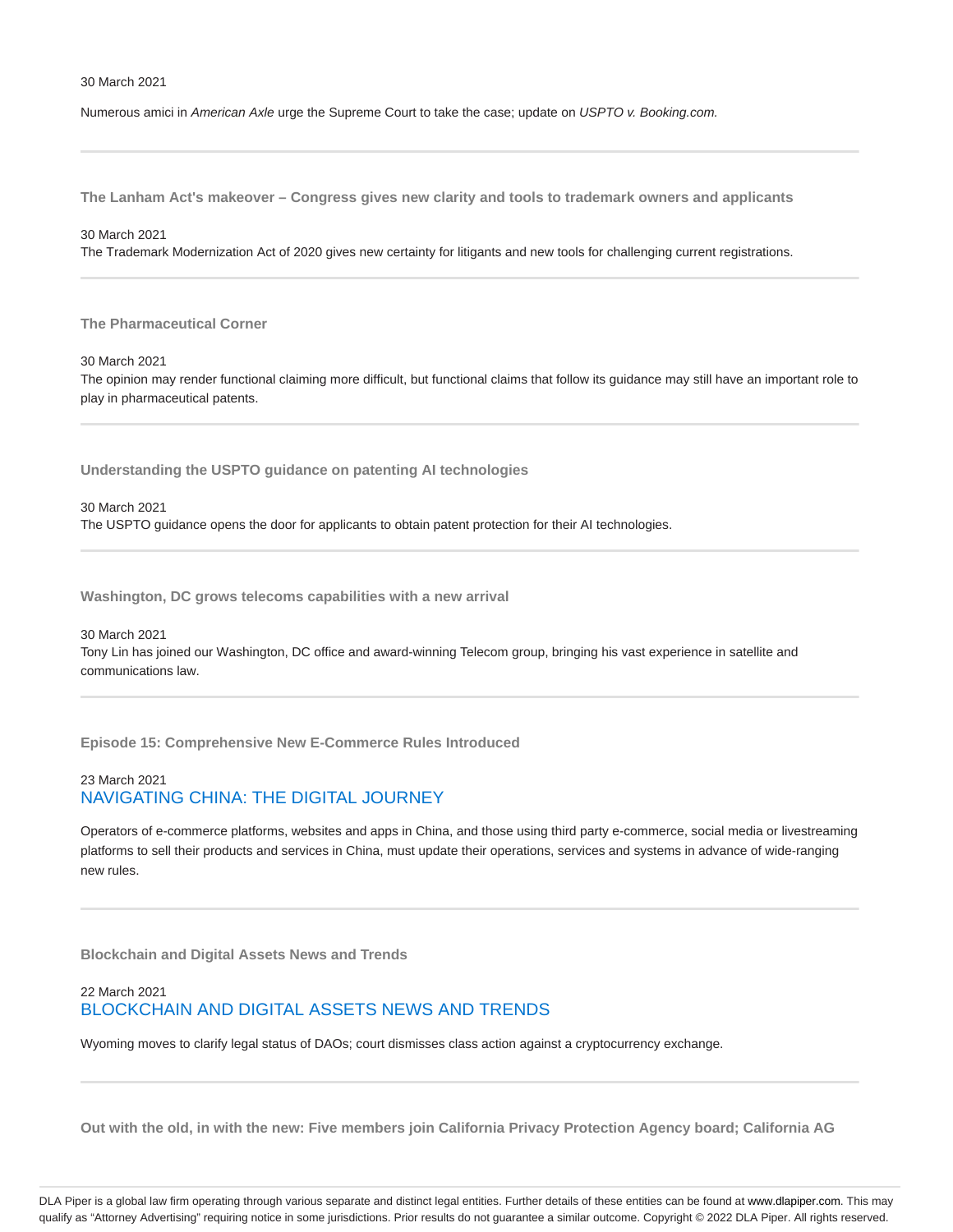30 March 2021

Numerous amici in *American Axle* urge the Supreme Court to take the case; update on *USPTO v. Booking.com.*

---

### The Lanham Act's makeover – Congress gives new clarity and tools to trademark owners and applicants

30 March 2021

The Trademark Modernization Act of 2020 gives new certainty for litigants and new tools for challenging current registrations.

---

### The Pharmaceutical Corner

30 March 2021

The opinion may render functional claiming more difficult, but functional claims that follow its guidance may still have an important role to play in pharmaceutical patents.

---

### Understanding the USPTO guidance on patenting AI technologies

30 March 2021

The USPTO guidance opens the door for applicants to obtain patent protection for their AI technologies.

---

### Washington, DC grows telecoms capabilities with a new arrival

30 March 2021

Tony Lin has joined our Washington, DC office and award-winning Telecom group, bringing his vast experience in satellite and communications law.

---

### Episode 15: Comprehensive New E-Commerce Rules Introduced

23 March 2021

NAVIGATING CHINA: THE DIGITAL JOURNEY

Operators of e-commerce platforms, websites and apps in China, and those using third party e-commerce, social media or livestreaming platforms to sell their products and services in China, must update their operations, services and systems in advance of wide-ranging new rules.

---

### Blockchain and Digital Assets News and Trends

22 March 2021

BLOCKCHAIN AND DIGITAL ASSETS NEWS AND TRENDS

Wyoming moves to clarify legal status of DAOs; court dismisses class action against a cryptocurrency exchange.

---

### Out with the old, in with the new: Five members join California Privacy Protection Agency board; California AG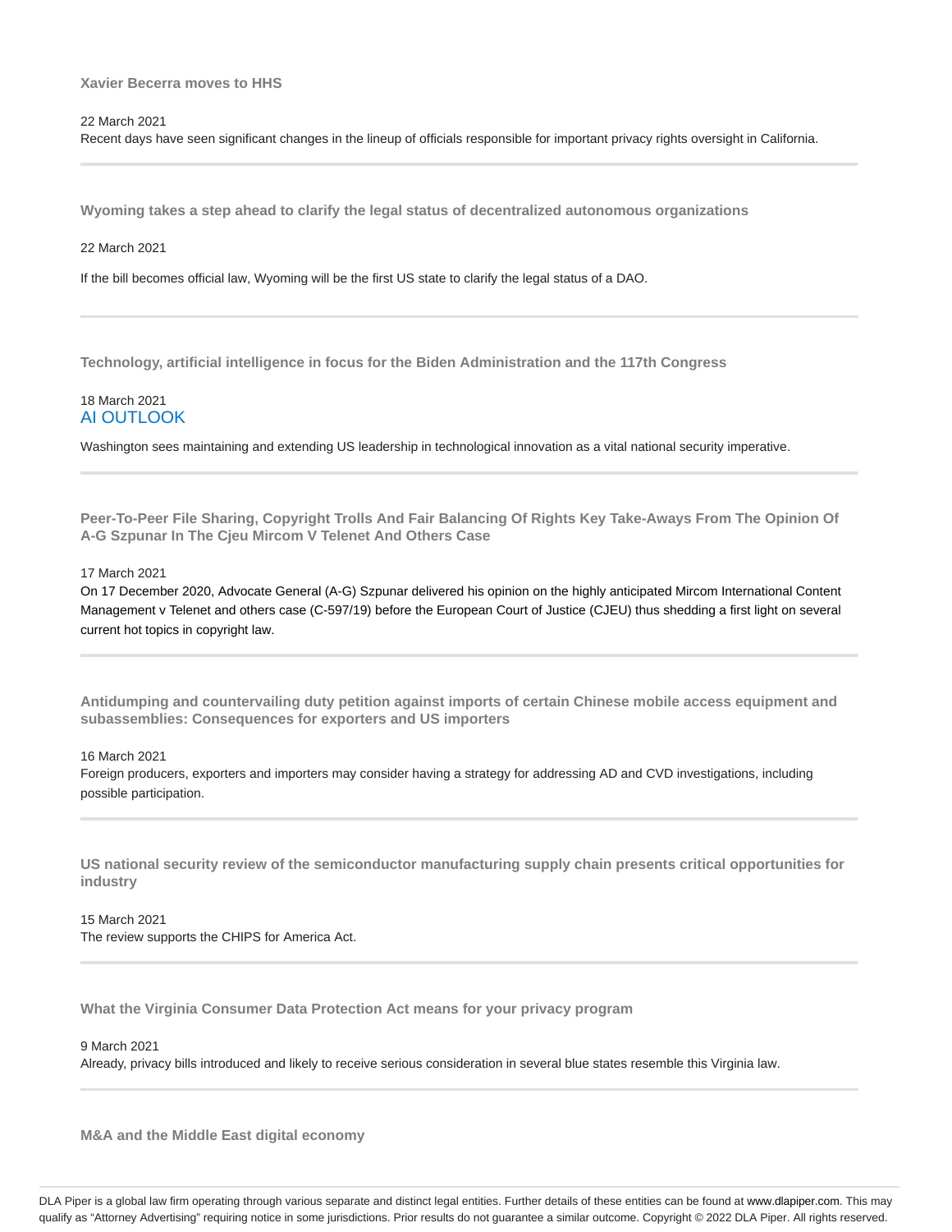### Xavier Becerra moves to HHS

22 March 2021

Recent days have seen significant changes in the lineup of officials responsible for important privacy rights oversight in California.

---

### Wyoming takes a step ahead to clarify the legal status of decentralized autonomous organizations

22 March 2021

If the bill becomes official law, Wyoming will be the first US state to clarify the legal status of a DAO.

---

### Technology, artificial intelligence in focus for the Biden Administration and the 117th Congress

18 March 2021

AI OUTLOOK

Washington sees maintaining and extending US leadership in technological innovation as a vital national security imperative.

---

### Peer-To-Peer File Sharing, Copyright Trolls And Fair Balancing Of Rights Key Take-Aways From The Opinion Of A-G Szpunar In The Cjeu Mircom V Telenet And Others Case

17 March 2021

On 17 December 2020, Advocate General (A-G) Szpunar delivered his opinion on the highly anticipated Mircom International Content Management v Telenet and others case (C-597/19) before the European Court of Justice (CJEU) thus shedding a first light on several current hot topics in copyright law.

---

### Antidumping and countervailing duty petition against imports of certain Chinese mobile access equipment and subassemblies: Consequences for exporters and US importers

16 March 2021

Foreign producers, exporters and importers may consider having a strategy for addressing AD and CVD investigations, including possible participation.

---

### US national security review of the semiconductor manufacturing supply chain presents critical opportunities for industry

15 March 2021

The review supports the CHIPS for America Act.

---

### What the Virginia Consumer Data Protection Act means for your privacy program

9 March 2021

Already, privacy bills introduced and likely to receive serious consideration in several blue states resemble this Virginia law.

---

### M&A and the Middle East digital economy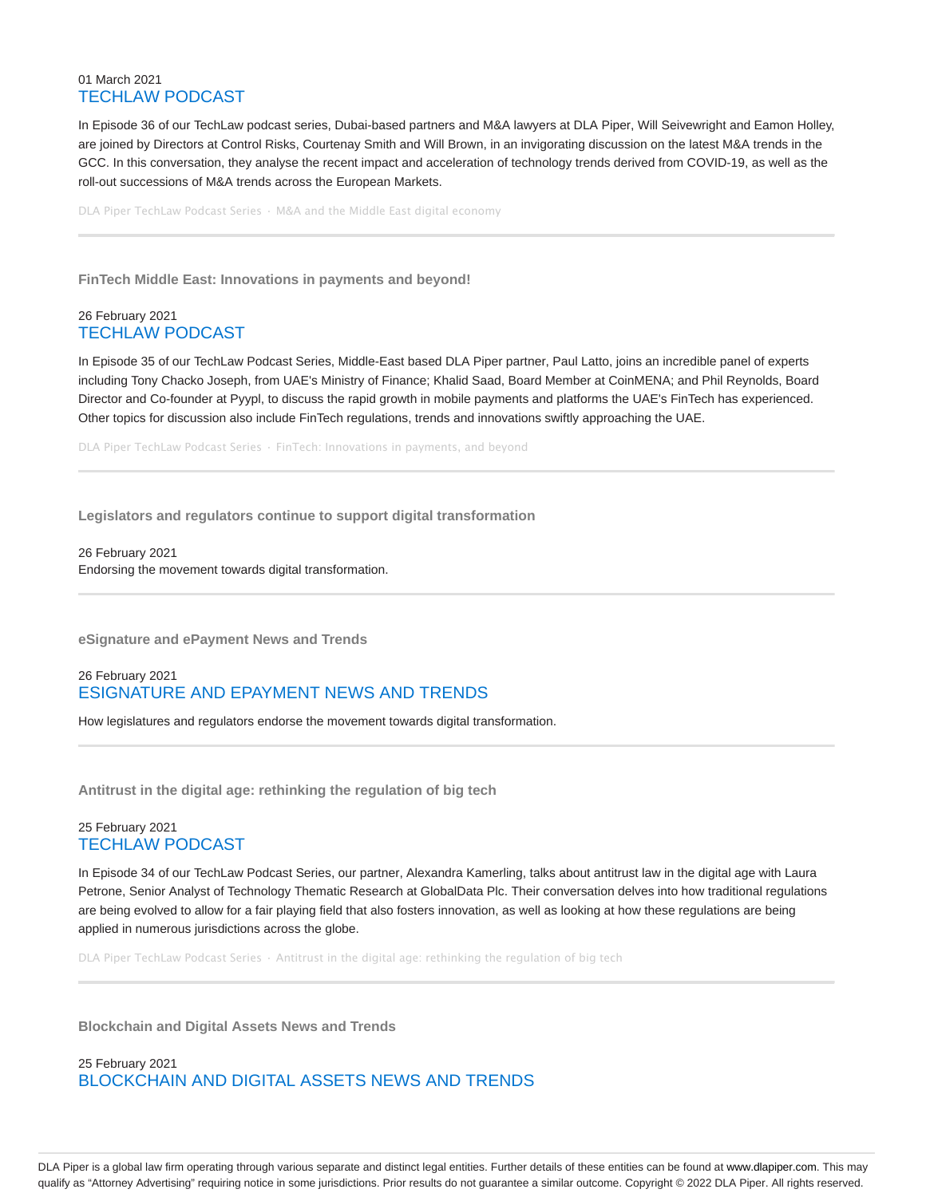01 March 2021

TECHLAW PODCAST

In Episode 36 of our TechLaw podcast series, Dubai-based partners and M&A lawyers at DLA Piper, Will Seivewright and Eamon Holley, are joined by Directors at Control Risks, Courtenay Smith and Will Brown, in an invigorating discussion on the latest M&A trends in the GCC. In this conversation, they analyse the recent impact and acceleration of technology trends derived from COVID-19, as well as the roll-out successions of M&A trends across the European Markets.

DLA Piper TechLaw Podcast Series · M&A and the Middle East digital economy

---

**FinTech Middle East: Innovations in payments and beyond!**

26 February 2021

TECHLAW PODCAST

In Episode 35 of our TechLaw Podcast Series, Middle-East based DLA Piper partner, Paul Latto, joins an incredible panel of experts including Tony Chacko Joseph, from UAE's Ministry of Finance; Khalid Saad, Board Member at CoinMENA; and Phil Reynolds, Board Director and Co-founder at Pyypl, to discuss the rapid growth in mobile payments and platforms the UAE's FinTech has experienced. Other topics for discussion also include FinTech regulations, trends and innovations swiftly approaching the UAE.

DLA Piper TechLaw Podcast Series · FinTech: Innovations in payments, and beyond

---

**Legislators and regulators continue to support digital transformation**

26 February 2021

Endorsing the movement towards digital transformation.

---

**eSignature and ePayment News and Trends**

26 February 2021

ESIGNATURE AND EPAYMENT NEWS AND TRENDS

How legislatures and regulators endorse the movement towards digital transformation.

---

**Antitrust in the digital age: rethinking the regulation of big tech**

25 February 2021

TECHLAW PODCAST

In Episode 34 of our TechLaw Podcast Series, our partner, Alexandra Kamerling, talks about antitrust law in the digital age with Laura Petrone, Senior Analyst of Technology Thematic Research at GlobalData Plc. Their conversation delves into how traditional regulations are being evolved to allow for a fair playing field that also fosters innovation, as well as looking at how these regulations are being applied in numerous jurisdictions across the globe.

DLA Piper TechLaw Podcast Series · Antitrust in the digital age: rethinking the regulation of big tech

---

**Blockchain and Digital Assets News and Trends**

25 February 2021

BLOCKCHAIN AND DIGITAL ASSETS NEWS AND TRENDS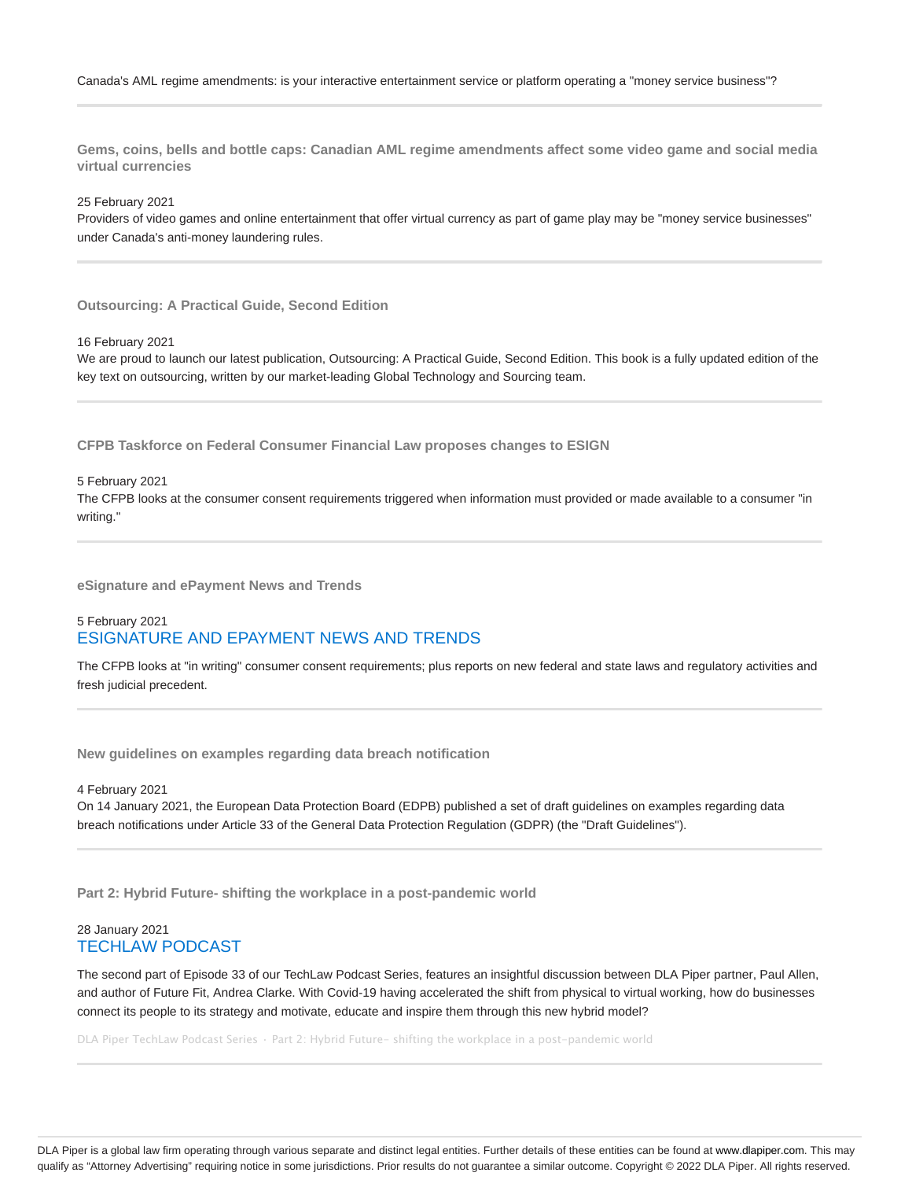Canada's AML regime amendments: is your interactive entertainment service or platform operating a "money service business"?

---

### Gems, coins, bells and bottle caps: Canadian AML regime amendments affect some video game and social media virtual currencies

25 February 2021

Providers of video games and online entertainment that offer virtual currency as part of game play may be "money service businesses" under Canada's anti-money laundering rules.

---

### Outsourcing: A Practical Guide, Second Edition

16 February 2021

We are proud to launch our latest publication, Outsourcing: A Practical Guide, Second Edition. This book is a fully updated edition of the key text on outsourcing, written by our market-leading Global Technology and Sourcing team.

---

### CFPB Taskforce on Federal Consumer Financial Law proposes changes to ESIGN

5 February 2021

The CFPB looks at the consumer consent requirements triggered when information must provided or made available to a consumer "in writing."

---

### eSignature and ePayment News and Trends

5 February 2021

ESIGNATURE AND EPAYMENT NEWS AND TRENDS

The CFPB looks at "in writing" consumer consent requirements; plus reports on new federal and state laws and regulatory activities and fresh judicial precedent.

---

### New guidelines on examples regarding data breach notification

4 February 2021

On 14 January 2021, the European Data Protection Board (EDPB) published a set of draft guidelines on examples regarding data breach notifications under Article 33 of the General Data Protection Regulation (GDPR) (the "Draft Guidelines").

---

### Part 2: Hybrid Future- shifting the workplace in a post-pandemic world

28 January 2021

TECHLAW PODCAST

The second part of Episode 33 of our TechLaw Podcast Series, features an insightful discussion between DLA Piper partner, Paul Allen, and author of Future Fit, Andrea Clarke. With Covid-19 having accelerated the shift from physical to virtual working, how do businesses connect its people to its strategy and motivate, educate and inspire them through this new hybrid model?

DLA Piper TechLaw Podcast Series · Part 2: Hybrid Future- shifting the workplace in a post-pandemic world

---

DLA Piper is a global law firm operating through various separate and distinct legal entities. Further details of these entities can be found at www.dlapiper.com. This may qualify as "Attorney Advertising" requiring notice in some jurisdictions. Prior results do not guarantee a similar outcome. Copyright © 2022 DLA Piper. All rights reserved.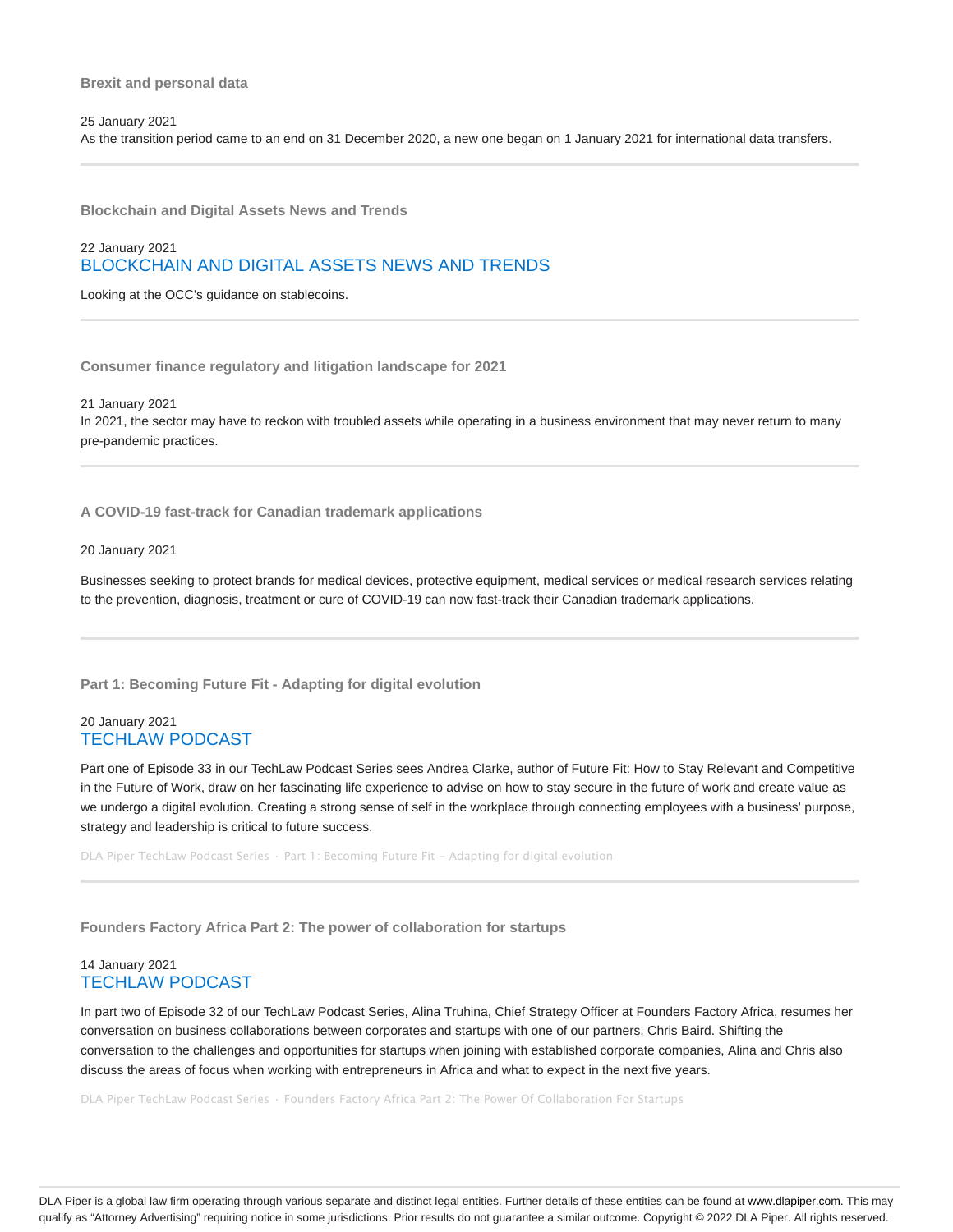### Brexit and personal data

25 January 2021

As the transition period came to an end on 31 December 2020, a new one began on 1 January 2021 for international data transfers.

---

### Blockchain and Digital Assets News and Trends

22 January 2021

BLOCKCHAIN AND DIGITAL ASSETS NEWS AND TRENDS

Looking at the OCC's guidance on stablecoins.

---

### Consumer finance regulatory and litigation landscape for 2021

21 January 2021

In 2021, the sector may have to reckon with troubled assets while operating in a business environment that may never return to many pre-pandemic practices.

---

### A COVID-19 fast-track for Canadian trademark applications

20 January 2021

Businesses seeking to protect brands for medical devices, protective equipment, medical services or medical research services relating to the prevention, diagnosis, treatment or cure of COVID-19 can now fast-track their Canadian trademark applications.

---

### Part 1: Becoming Future Fit - Adapting for digital evolution

20 January 2021

TECHLAW PODCAST

Part one of Episode 33 in our TechLaw Podcast Series sees Andrea Clarke, author of Future Fit: How to Stay Relevant and Competitive in the Future of Work, draw on her fascinating life experience to advise on how to stay secure in the future of work and create value as we undergo a digital evolution. Creating a strong sense of self in the workplace through connecting employees with a business' purpose, strategy and leadership is critical to future success.

DLA Piper TechLaw Podcast Series · Part 1: Becoming Future Fit – Adapting for digital evolution

---

### Founders Factory Africa Part 2: The power of collaboration for startups

14 January 2021

TECHLAW PODCAST

In part two of Episode 32 of our TechLaw Podcast Series, Alina Truhina, Chief Strategy Officer at Founders Factory Africa, resumes her conversation on business collaborations between corporates and startups with one of our partners, Chris Baird. Shifting the conversation to the challenges and opportunities for startups when joining with established corporate companies, Alina and Chris also discuss the areas of focus when working with entrepreneurs in Africa and what to expect in the next five years.

DLA Piper TechLaw Podcast Series · Founders Factory Africa Part 2: The Power Of Collaboration For Startups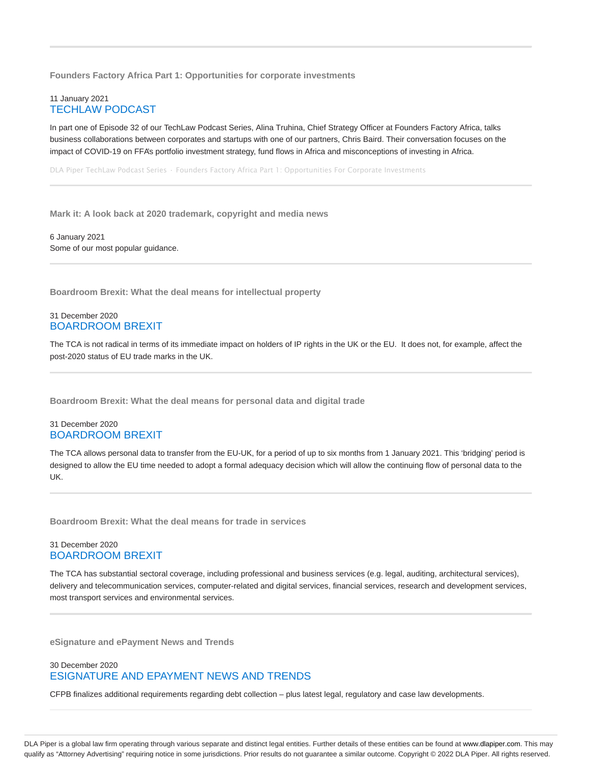---

### Founders Factory Africa Part 1: Opportunities for corporate investments

11 January 2021
TECHLAW PODCAST

In part one of Episode 32 of our TechLaw Podcast Series, Alina Truhina, Chief Strategy Officer at Founders Factory Africa, talks business collaborations between corporates and startups with one of our partners, Chris Baird. Their conversation focuses on the impact of COVID-19 on FFA's portfolio investment strategy, fund flows in Africa and misconceptions of investing in Africa.

DLA Piper TechLaw Podcast Series · Founders Factory Africa Part 1: Opportunities For Corporate Investments

---

### Mark it: A look back at 2020 trademark, copyright and media news

6 January 2021
Some of our most popular guidance.

---

### Boardroom Brexit: What the deal means for intellectual property

31 December 2020
BOARDROOM BREXIT

The TCA is not radical in terms of its immediate impact on holders of IP rights in the UK or the EU. It does not, for example, affect the post-2020 status of EU trade marks in the UK.

---

### Boardroom Brexit: What the deal means for personal data and digital trade

31 December 2020
BOARDROOM BREXIT

The TCA allows personal data to transfer from the EU-UK, for a period of up to six months from 1 January 2021. This 'bridging' period is designed to allow the EU time needed to adopt a formal adequacy decision which will allow the continuing flow of personal data to the UK.

---

### Boardroom Brexit: What the deal means for trade in services

31 December 2020
BOARDROOM BREXIT

The TCA has substantial sectoral coverage, including professional and business services (e.g. legal, auditing, architectural services), delivery and telecommunication services, computer-related and digital services, financial services, research and development services, most transport services and environmental services.

---

### eSignature and ePayment News and Trends

30 December 2020
ESIGNATURE AND EPAYMENT NEWS AND TRENDS

CFPB finalizes additional requirements regarding debt collection – plus latest legal, regulatory and case law developments.

---

DLA Piper is a global law firm operating through various separate and distinct legal entities. Further details of these entities can be found at www.dlapiper.com. This may qualify as "Attorney Advertising" requiring notice in some jurisdictions. Prior results do not guarantee a similar outcome. Copyright © 2022 DLA Piper. All rights reserved.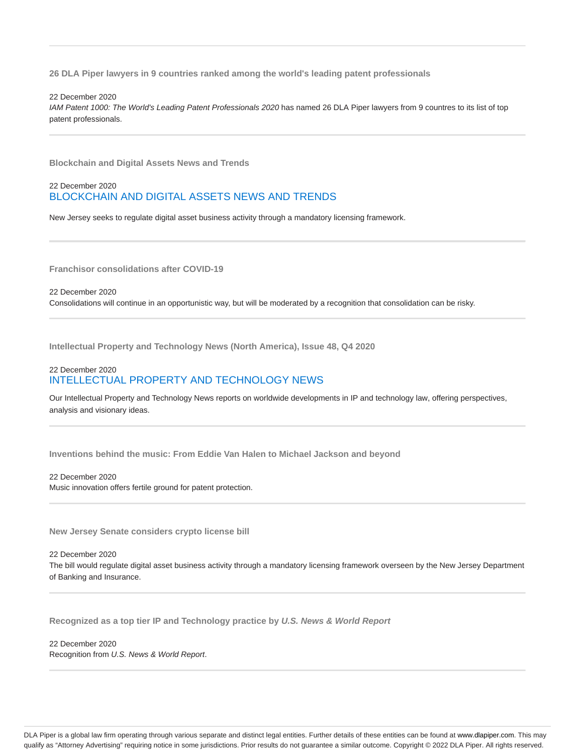**26 DLA Piper lawyers in 9 countries ranked among the world's leading patent professionals**

22 December 2020

*IAM Patent 1000: The World's Leading Patent Professionals 2020* has named 26 DLA Piper lawyers from 9 countres to its list of top patent professionals.

---

**Blockchain and Digital Assets News and Trends**

22 December 2020

BLOCKCHAIN AND DIGITAL ASSETS NEWS AND TRENDS

New Jersey seeks to regulate digital asset business activity through a mandatory licensing framework.

---

**Franchisor consolidations after COVID-19**

22 December 2020

Consolidations will continue in an opportunistic way, but will be moderated by a recognition that consolidation can be risky.

---

**Intellectual Property and Technology News (North America), Issue 48, Q4 2020**

22 December 2020

INTELLECTUAL PROPERTY AND TECHNOLOGY NEWS

Our Intellectual Property and Technology News reports on worldwide developments in IP and technology law, offering perspectives, analysis and visionary ideas.

---

**Inventions behind the music: From Eddie Van Halen to Michael Jackson and beyond**

22 December 2020

Music innovation offers fertile ground for patent protection.

---

**New Jersey Senate considers crypto license bill**

22 December 2020

The bill would regulate digital asset business activity through a mandatory licensing framework overseen by the New Jersey Department of Banking and Insurance.

---

**Recognized as a top tier IP and Technology practice by *U.S. News & World Report***

22 December 2020

Recognition from *U.S. News & World Report*.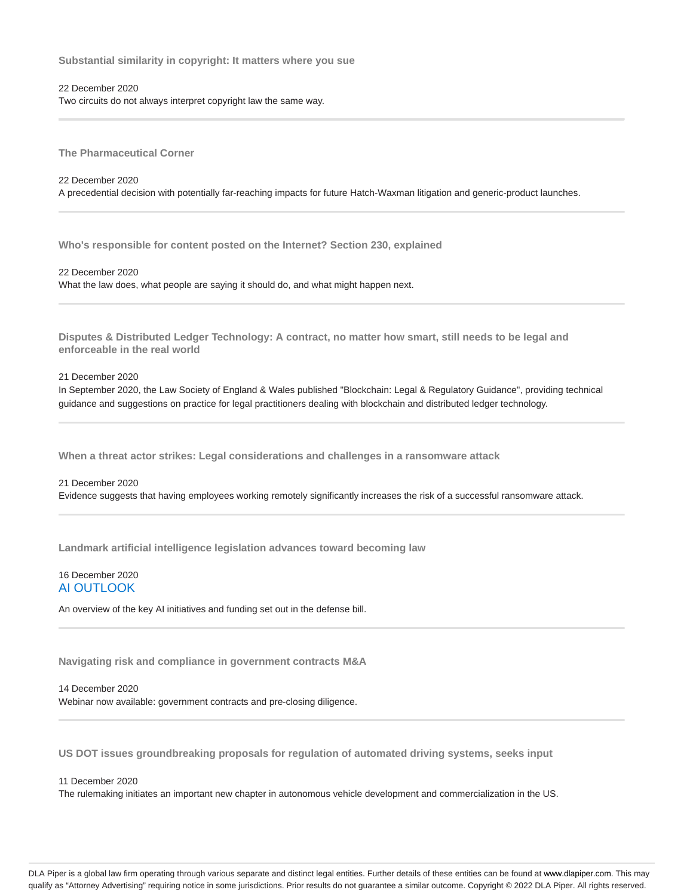### Substantial similarity in copyright: It matters where you sue

22 December 2020

Two circuits do not always interpret copyright law the same way.

---

### The Pharmaceutical Corner

22 December 2020

A precedential decision with potentially far-reaching impacts for future Hatch-Waxman litigation and generic-product launches.

---

### Who's responsible for content posted on the Internet? Section 230, explained

22 December 2020

What the law does, what people are saying it should do, and what might happen next.

---

### Disputes & Distributed Ledger Technology: A contract, no matter how smart, still needs to be legal and enforceable in the real world

21 December 2020

In September 2020, the Law Society of England & Wales published "Blockchain: Legal & Regulatory Guidance", providing technical guidance and suggestions on practice for legal practitioners dealing with blockchain and distributed ledger technology.

---

### When a threat actor strikes: Legal considerations and challenges in a ransomware attack

21 December 2020

Evidence suggests that having employees working remotely significantly increases the risk of a successful ransomware attack.

---

### Landmark artificial intelligence legislation advances toward becoming law

16 December 2020

AI OUTLOOK

An overview of the key AI initiatives and funding set out in the defense bill.

---

### Navigating risk and compliance in government contracts M&A

14 December 2020

Webinar now available: government contracts and pre-closing diligence.

---

### US DOT issues groundbreaking proposals for regulation of automated driving systems, seeks input

11 December 2020

The rulemaking initiates an important new chapter in autonomous vehicle development and commercialization in the US.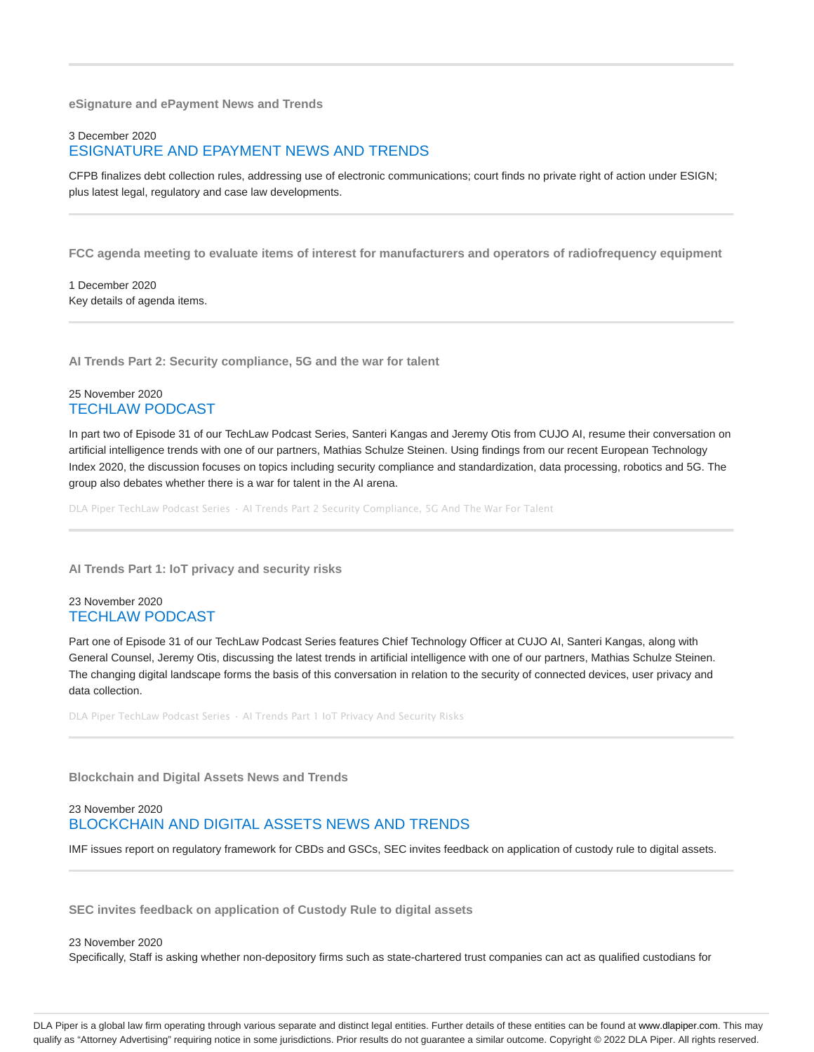### eSignature and ePayment News and Trends

3 December 2020

ESIGNATURE AND EPAYMENT NEWS AND TRENDS

CFPB finalizes debt collection rules, addressing use of electronic communications; court finds no private right of action under ESIGN; plus latest legal, regulatory and case law developments.

---

### FCC agenda meeting to evaluate items of interest for manufacturers and operators of radiofrequency equipment

1 December 2020

Key details of agenda items.

---

### AI Trends Part 2: Security compliance, 5G and the war for talent

25 November 2020

TECHLAW PODCAST

In part two of Episode 31 of our TechLaw Podcast Series, Santeri Kangas and Jeremy Otis from CUJO AI, resume their conversation on artificial intelligence trends with one of our partners, Mathias Schulze Steinen. Using findings from our recent European Technology Index 2020, the discussion focuses on topics including security compliance and standardization, data processing, robotics and 5G. The group also debates whether there is a war for talent in the AI arena.

DLA Piper TechLaw Podcast Series · AI Trends Part 2 Security Compliance, 5G And The War For Talent

---

### AI Trends Part 1: IoT privacy and security risks

23 November 2020

TECHLAW PODCAST

Part one of Episode 31 of our TechLaw Podcast Series features Chief Technology Officer at CUJO AI, Santeri Kangas, along with General Counsel, Jeremy Otis, discussing the latest trends in artificial intelligence with one of our partners, Mathias Schulze Steinen. The changing digital landscape forms the basis of this conversation in relation to the security of connected devices, user privacy and data collection.

DLA Piper TechLaw Podcast Series · AI Trends Part 1 IoT Privacy And Security Risks

---

### Blockchain and Digital Assets News and Trends

23 November 2020

BLOCKCHAIN AND DIGITAL ASSETS NEWS AND TRENDS

IMF issues report on regulatory framework for CBDs and GSCs, SEC invites feedback on application of custody rule to digital assets.

---

### SEC invites feedback on application of Custody Rule to digital assets

23 November 2020

Specifically, Staff is asking whether non-depository firms such as state-chartered trust companies can act as qualified custodians for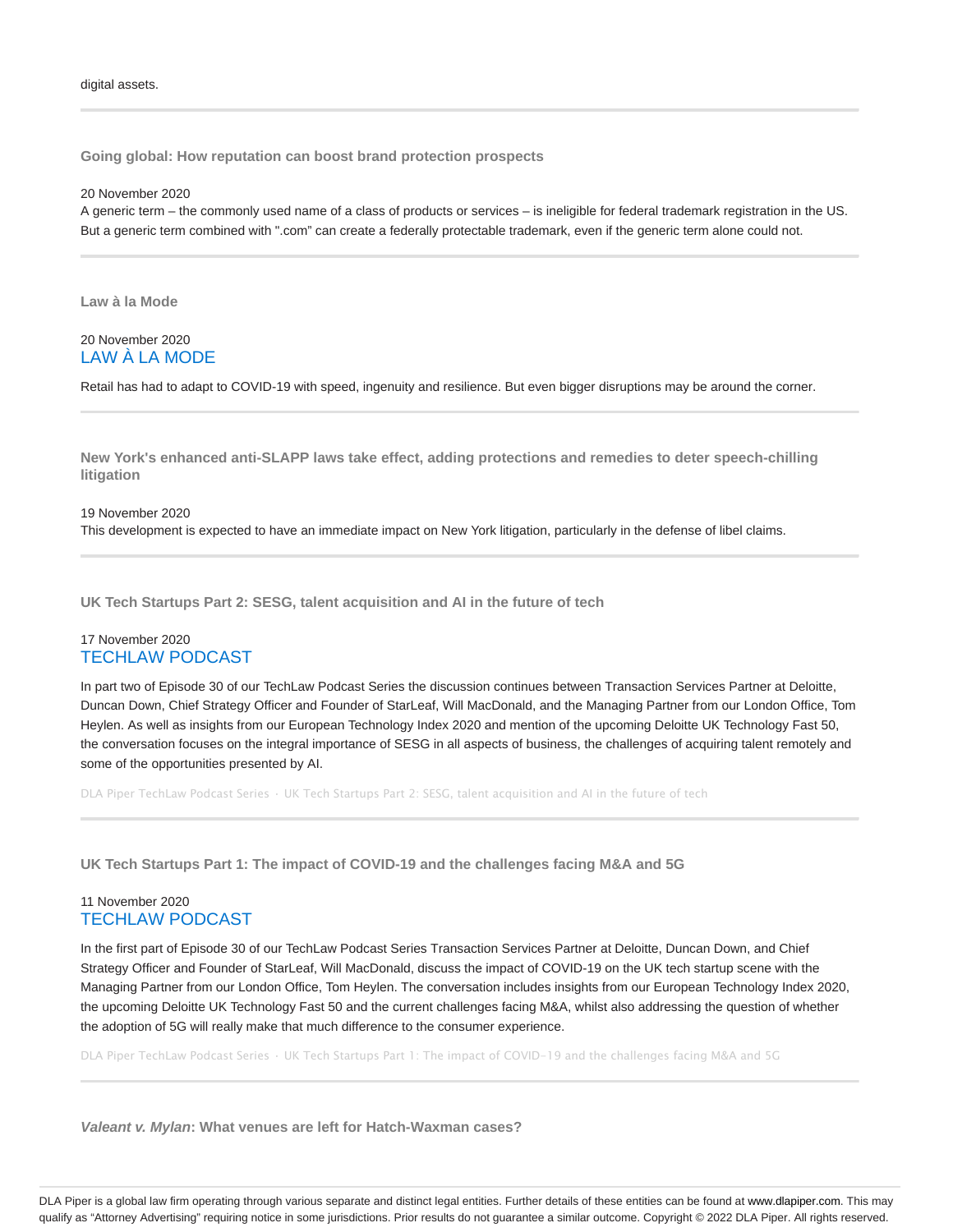digital assets.

---

### Going global: How reputation can boost brand protection prospects

20 November 2020

A generic term – the commonly used name of a class of products or services – is ineligible for federal trademark registration in the US. But a generic term combined with ".com" can create a federally protectable trademark, even if the generic term alone could not.

---

### Law à la Mode

20 November 2020

LAW À LA MODE

Retail has had to adapt to COVID-19 with speed, ingenuity and resilience. But even bigger disruptions may be around the corner.

---

### New York's enhanced anti-SLAPP laws take effect, adding protections and remedies to deter speech-chilling litigation

19 November 2020

This development is expected to have an immediate impact on New York litigation, particularly in the defense of libel claims.

---

### UK Tech Startups Part 2: SESG, talent acquisition and AI in the future of tech

17 November 2020

TECHLAW PODCAST

In part two of Episode 30 of our TechLaw Podcast Series the discussion continues between Transaction Services Partner at Deloitte, Duncan Down, Chief Strategy Officer and Founder of StarLeaf, Will MacDonald, and the Managing Partner from our London Office, Tom Heylen. As well as insights from our European Technology Index 2020 and mention of the upcoming Deloitte UK Technology Fast 50, the conversation focuses on the integral importance of SESG in all aspects of business, the challenges of acquiring talent remotely and some of the opportunities presented by AI.

DLA Piper TechLaw Podcast Series · UK Tech Startups Part 2: SESG, talent acquisition and AI in the future of tech

---

### UK Tech Startups Part 1: The impact of COVID-19 and the challenges facing M&A and 5G

11 November 2020

TECHLAW PODCAST

In the first part of Episode 30 of our TechLaw Podcast Series Transaction Services Partner at Deloitte, Duncan Down, and Chief Strategy Officer and Founder of StarLeaf, Will MacDonald, discuss the impact of COVID-19 on the UK tech startup scene with the Managing Partner from our London Office, Tom Heylen. The conversation includes insights from our European Technology Index 2020, the upcoming Deloitte UK Technology Fast 50 and the current challenges facing M&A, whilst also addressing the question of whether the adoption of 5G will really make that much difference to the consumer experience.

DLA Piper TechLaw Podcast Series · UK Tech Startups Part 1: The impact of COVID-19 and the challenges facing M&A and 5G

---

### *Valeant v. Mylan*: What venues are left for Hatch-Waxman cases?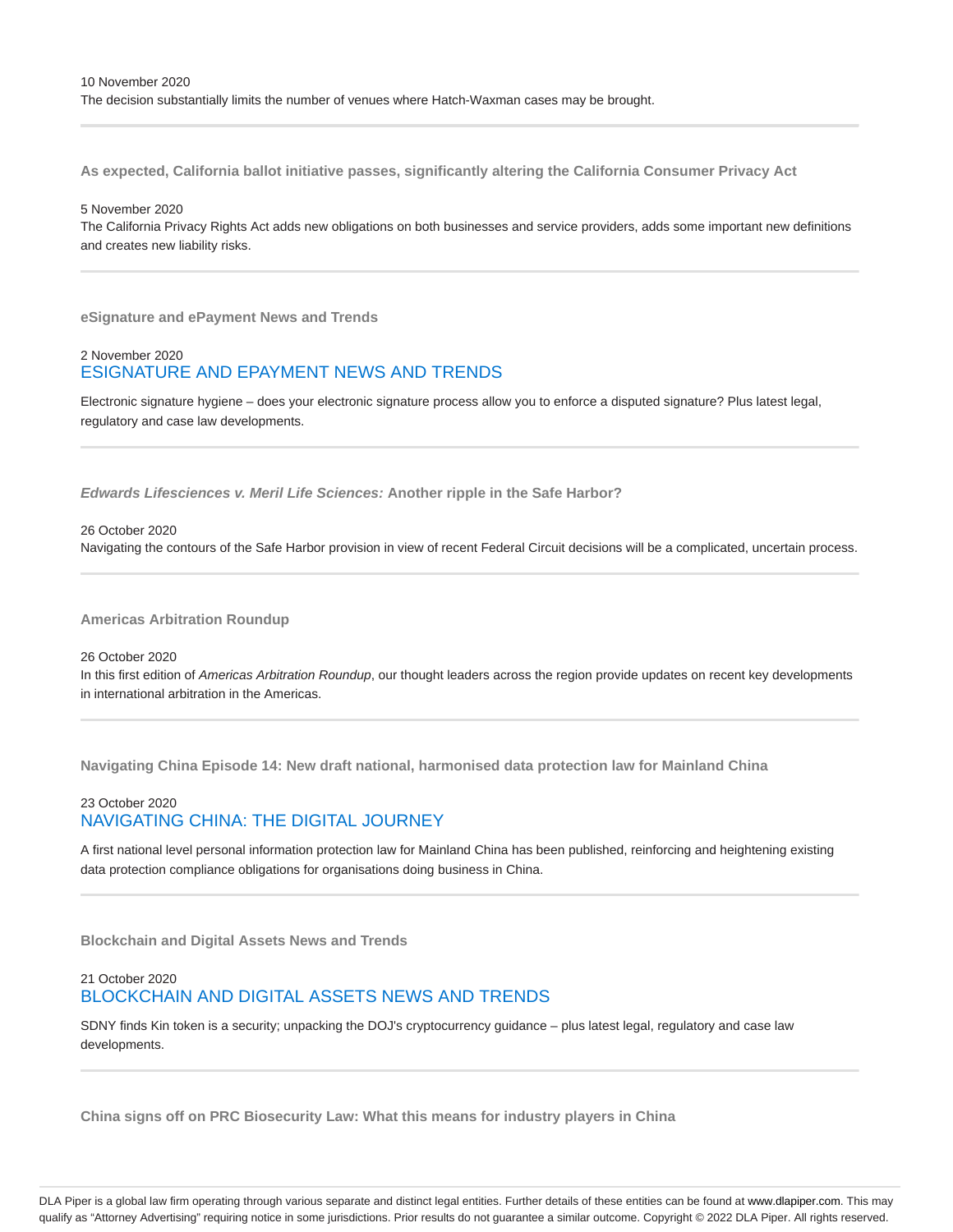10 November 2020

The decision substantially limits the number of venues where Hatch-Waxman cases may be brought.

---

**As expected, California ballot initiative passes, significantly altering the California Consumer Privacy Act**

5 November 2020

The California Privacy Rights Act adds new obligations on both businesses and service providers, adds some important new definitions and creates new liability risks.

---

**eSignature and ePayment News and Trends**

2 November 2020

ESIGNATURE AND EPAYMENT NEWS AND TRENDS

Electronic signature hygiene – does your electronic signature process allow you to enforce a disputed signature? Plus latest legal, regulatory and case law developments.

---

***Edwards Lifesciences v. Meril Life Sciences:* Another ripple in the Safe Harbor?**

26 October 2020

Navigating the contours of the Safe Harbor provision in view of recent Federal Circuit decisions will be a complicated, uncertain process.

---

**Americas Arbitration Roundup**

26 October 2020

In this first edition of *Americas Arbitration Roundup*, our thought leaders across the region provide updates on recent key developments in international arbitration in the Americas.

---

**Navigating China Episode 14: New draft national, harmonised data protection law for Mainland China**

23 October 2020

NAVIGATING CHINA: THE DIGITAL JOURNEY

A first national level personal information protection law for Mainland China has been published, reinforcing and heightening existing data protection compliance obligations for organisations doing business in China.

---

**Blockchain and Digital Assets News and Trends**

21 October 2020

BLOCKCHAIN AND DIGITAL ASSETS NEWS AND TRENDS

SDNY finds Kin token is a security; unpacking the DOJ's cryptocurrency guidance – plus latest legal, regulatory and case law developments.

---

**China signs off on PRC Biosecurity Law: What this means for industry players in China**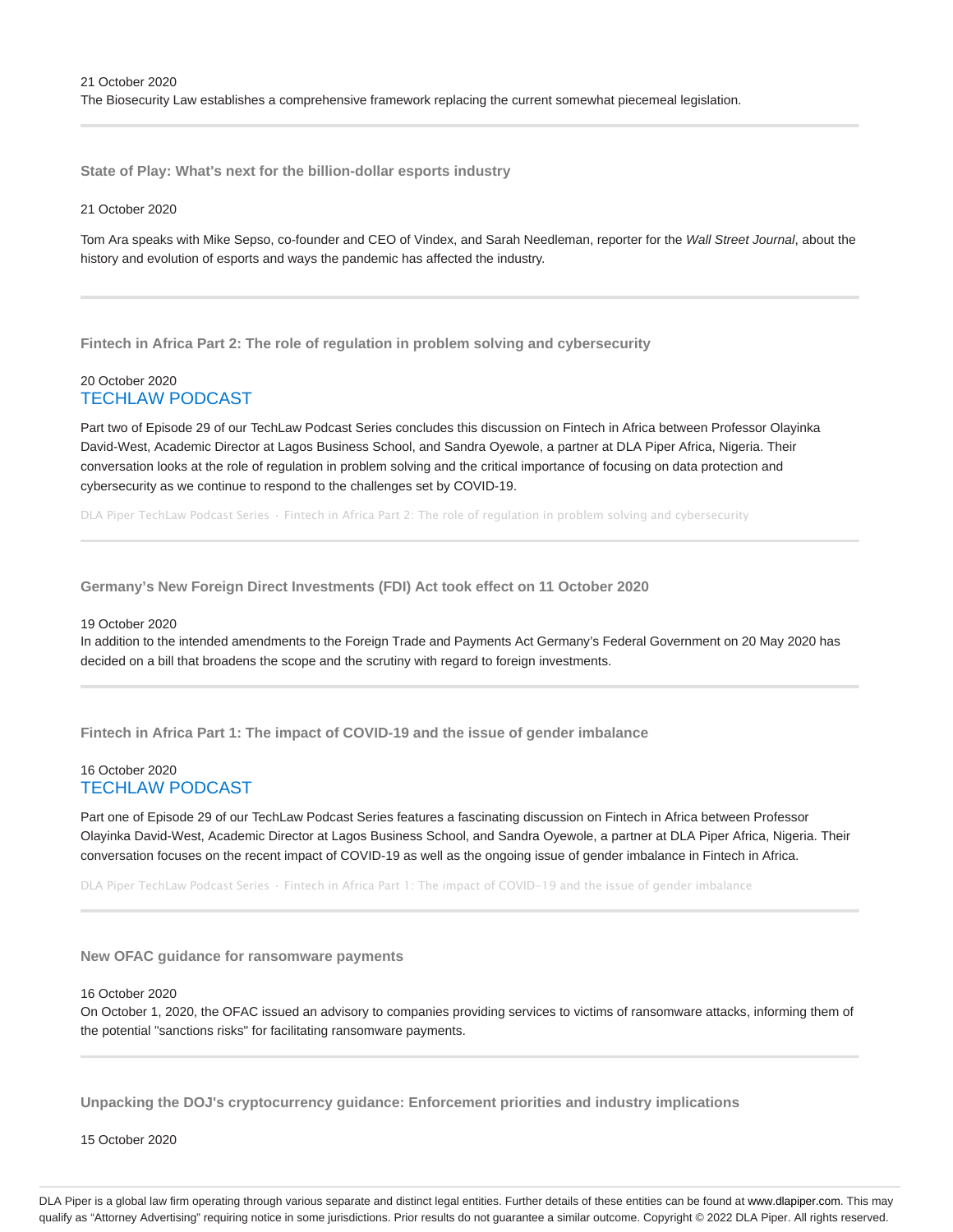21 October 2020

The Biosecurity Law establishes a comprehensive framework replacing the current somewhat piecemeal legislation.

---

**State of Play: What's next for the billion-dollar esports industry**

21 October 2020

Tom Ara speaks with Mike Sepso, co-founder and CEO of Vindex, and Sarah Needleman, reporter for the *Wall Street Journal*, about the history and evolution of esports and ways the pandemic has affected the industry.

---

**Fintech in Africa Part 2: The role of regulation in problem solving and cybersecurity**

20 October 2020

TECHLAW PODCAST

Part two of Episode 29 of our TechLaw Podcast Series concludes this discussion on Fintech in Africa between Professor Olayinka David-West, Academic Director at Lagos Business School, and Sandra Oyewole, a partner at DLA Piper Africa, Nigeria. Their conversation looks at the role of regulation in problem solving and the critical importance of focusing on data protection and cybersecurity as we continue to respond to the challenges set by COVID-19.

DLA Piper TechLaw Podcast Series · Fintech in Africa Part 2: The role of regulation in problem solving and cybersecurity

---

**Germany's New Foreign Direct Investments (FDI) Act took effect on 11 October 2020**

19 October 2020

In addition to the intended amendments to the Foreign Trade and Payments Act Germany's Federal Government on 20 May 2020 has decided on a bill that broadens the scope and the scrutiny with regard to foreign investments.

---

**Fintech in Africa Part 1: The impact of COVID-19 and the issue of gender imbalance**

16 October 2020

TECHLAW PODCAST

Part one of Episode 29 of our TechLaw Podcast Series features a fascinating discussion on Fintech in Africa between Professor Olayinka David-West, Academic Director at Lagos Business School, and Sandra Oyewole, a partner at DLA Piper Africa, Nigeria. Their conversation focuses on the recent impact of COVID-19 as well as the ongoing issue of gender imbalance in Fintech in Africa.

DLA Piper TechLaw Podcast Series · Fintech in Africa Part 1: The impact of COVID-19 and the issue of gender imbalance

---

**New OFAC guidance for ransomware payments**

16 October 2020

On October 1, 2020, the OFAC issued an advisory to companies providing services to victims of ransomware attacks, informing them of the potential "sanctions risks" for facilitating ransomware payments.

---

**Unpacking the DOJ's cryptocurrency guidance: Enforcement priorities and industry implications**

15 October 2020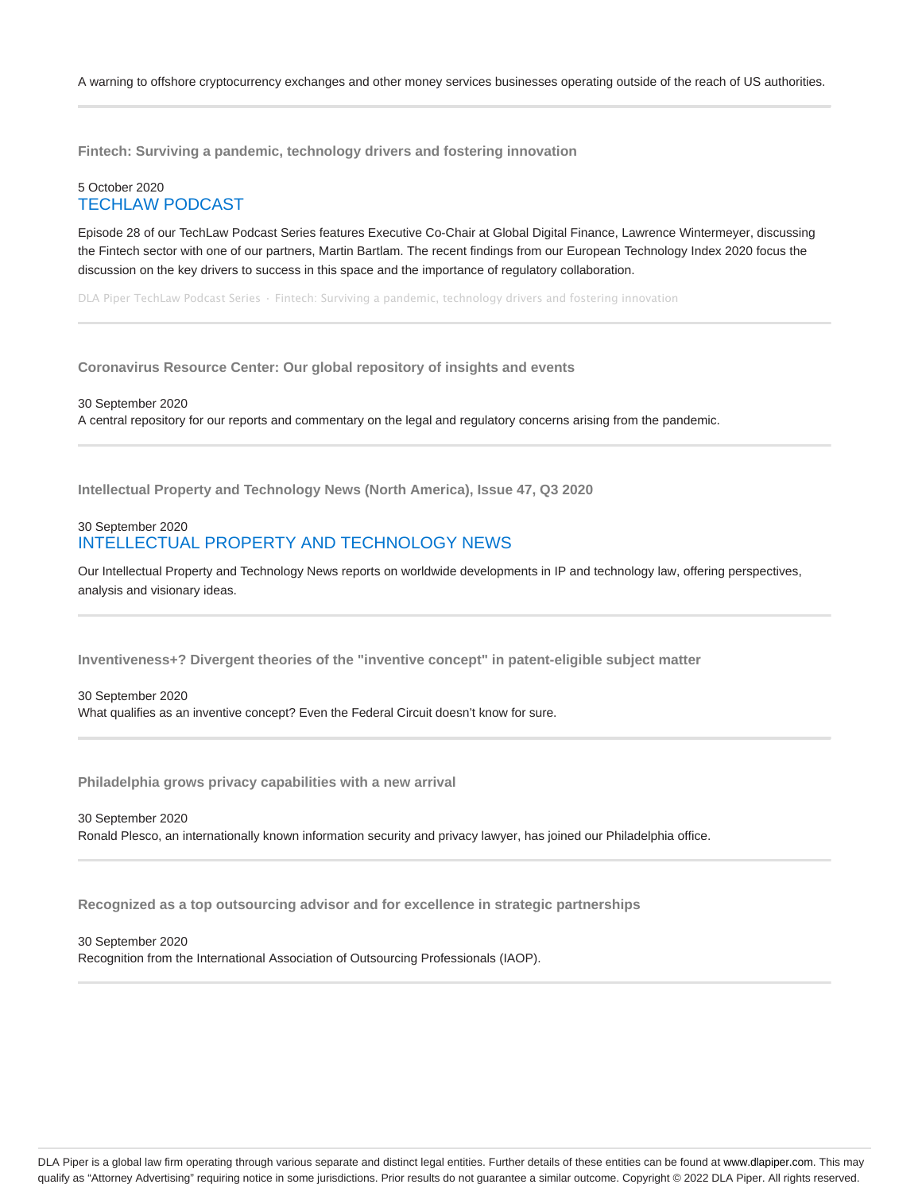A warning to offshore cryptocurrency exchanges and other money services businesses operating outside of the reach of US authorities.

---

### Fintech: Surviving a pandemic, technology drivers and fostering innovation

5 October 2020
TECHLAW PODCAST

Episode 28 of our TechLaw Podcast Series features Executive Co-Chair at Global Digital Finance, Lawrence Wintermeyer, discussing the Fintech sector with one of our partners, Martin Bartlam. The recent findings from our European Technology Index 2020 focus the discussion on the key drivers to success in this space and the importance of regulatory collaboration.

DLA Piper TechLaw Podcast Series · Fintech: Surviving a pandemic, technology drivers and fostering innovation

---

### Coronavirus Resource Center: Our global repository of insights and events

30 September 2020
A central repository for our reports and commentary on the legal and regulatory concerns arising from the pandemic.

---

### Intellectual Property and Technology News (North America), Issue 47, Q3 2020

30 September 2020
INTELLECTUAL PROPERTY AND TECHNOLOGY NEWS

Our Intellectual Property and Technology News reports on worldwide developments in IP and technology law, offering perspectives, analysis and visionary ideas.

---

### Inventiveness+? Divergent theories of the "inventive concept" in patent-eligible subject matter

30 September 2020
What qualifies as an inventive concept? Even the Federal Circuit doesn't know for sure.

---

### Philadelphia grows privacy capabilities with a new arrival

30 September 2020
Ronald Plesco, an internationally known information security and privacy lawyer, has joined our Philadelphia office.

---

### Recognized as a top outsourcing advisor and for excellence in strategic partnerships

30 September 2020
Recognition from the International Association of Outsourcing Professionals (IAOP).

---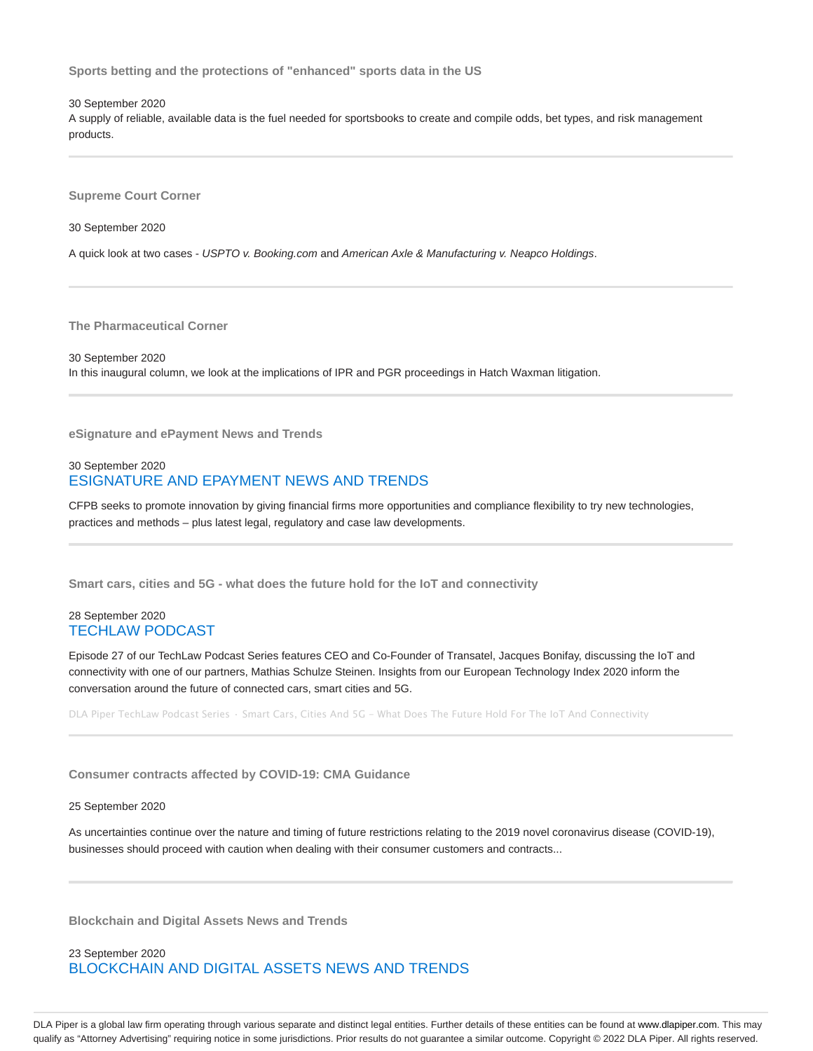### Sports betting and the protections of "enhanced" sports data in the US

30 September 2020

A supply of reliable, available data is the fuel needed for sportsbooks to create and compile odds, bet types, and risk management products.

---

### Supreme Court Corner

30 September 2020

A quick look at two cases - *USPTO v. Booking.com* and *American Axle & Manufacturing v. Neapco Holdings*.

---

### The Pharmaceutical Corner

30 September 2020

In this inaugural column, we look at the implications of IPR and PGR proceedings in Hatch Waxman litigation.

---

### eSignature and ePayment News and Trends

30 September 2020

ESIGNATURE AND EPAYMENT NEWS AND TRENDS

CFPB seeks to promote innovation by giving financial firms more opportunities and compliance flexibility to try new technologies, practices and methods – plus latest legal, regulatory and case law developments.

---

### Smart cars, cities and 5G - what does the future hold for the IoT and connectivity

28 September 2020

TECHLAW PODCAST

Episode 27 of our TechLaw Podcast Series features CEO and Co-Founder of Transatel, Jacques Bonifay, discussing the IoT and connectivity with one of our partners, Mathias Schulze Steinen. Insights from our European Technology Index 2020 inform the conversation around the future of connected cars, smart cities and 5G.

DLA Piper TechLaw Podcast Series · Smart Cars, Cities And 5G – What Does The Future Hold For The IoT And Connectivity

---

### Consumer contracts affected by COVID-19: CMA Guidance

25 September 2020

As uncertainties continue over the nature and timing of future restrictions relating to the 2019 novel coronavirus disease (COVID-19), businesses should proceed with caution when dealing with their consumer customers and contracts...

---

### Blockchain and Digital Assets News and Trends

23 September 2020

BLOCKCHAIN AND DIGITAL ASSETS NEWS AND TRENDS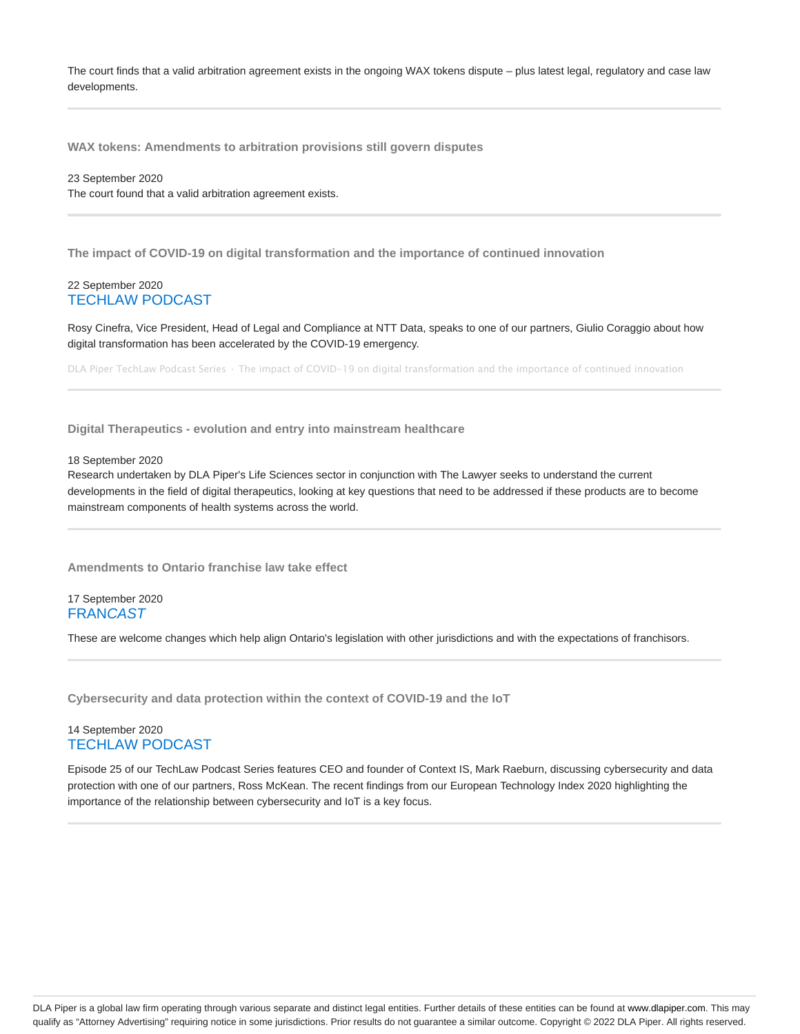The court finds that a valid arbitration agreement exists in the ongoing WAX tokens dispute – plus latest legal, regulatory and case law developments.

---

### WAX tokens: Amendments to arbitration provisions still govern disputes

23 September 2020

The court found that a valid arbitration agreement exists.

---

### The impact of COVID-19 on digital transformation and the importance of continued innovation

22 September 2020

TECHLAW PODCAST

Rosy Cinefra, Vice President, Head of Legal and Compliance at NTT Data, speaks to one of our partners, Giulio Coraggio about how digital transformation has been accelerated by the COVID-19 emergency.

DLA Piper TechLaw Podcast Series · The impact of COVID-19 on digital transformation and the importance of continued innovation

---

### Digital Therapeutics - evolution and entry into mainstream healthcare

18 September 2020

Research undertaken by DLA Piper's Life Sciences sector in conjunction with The Lawyer seeks to understand the current developments in the field of digital therapeutics, looking at key questions that need to be addressed if these products are to become mainstream components of health systems across the world.

---

### Amendments to Ontario franchise law take effect

17 September 2020

FRAN*CAST*

These are welcome changes which help align Ontario's legislation with other jurisdictions and with the expectations of franchisors.

---

### Cybersecurity and data protection within the context of COVID-19 and the IoT

14 September 2020

TECHLAW PODCAST

Episode 25 of our TechLaw Podcast Series features CEO and founder of Context IS, Mark Raeburn, discussing cybersecurity and data protection with one of our partners, Ross McKean. The recent findings from our European Technology Index 2020 highlighting the importance of the relationship between cybersecurity and IoT is a key focus.

---

DLA Piper is a global law firm operating through various separate and distinct legal entities. Further details of these entities can be found at www.dlapiper.com. This may qualify as "Attorney Advertising" requiring notice in some jurisdictions. Prior results do not guarantee a similar outcome. Copyright © 2022 DLA Piper. All rights reserved.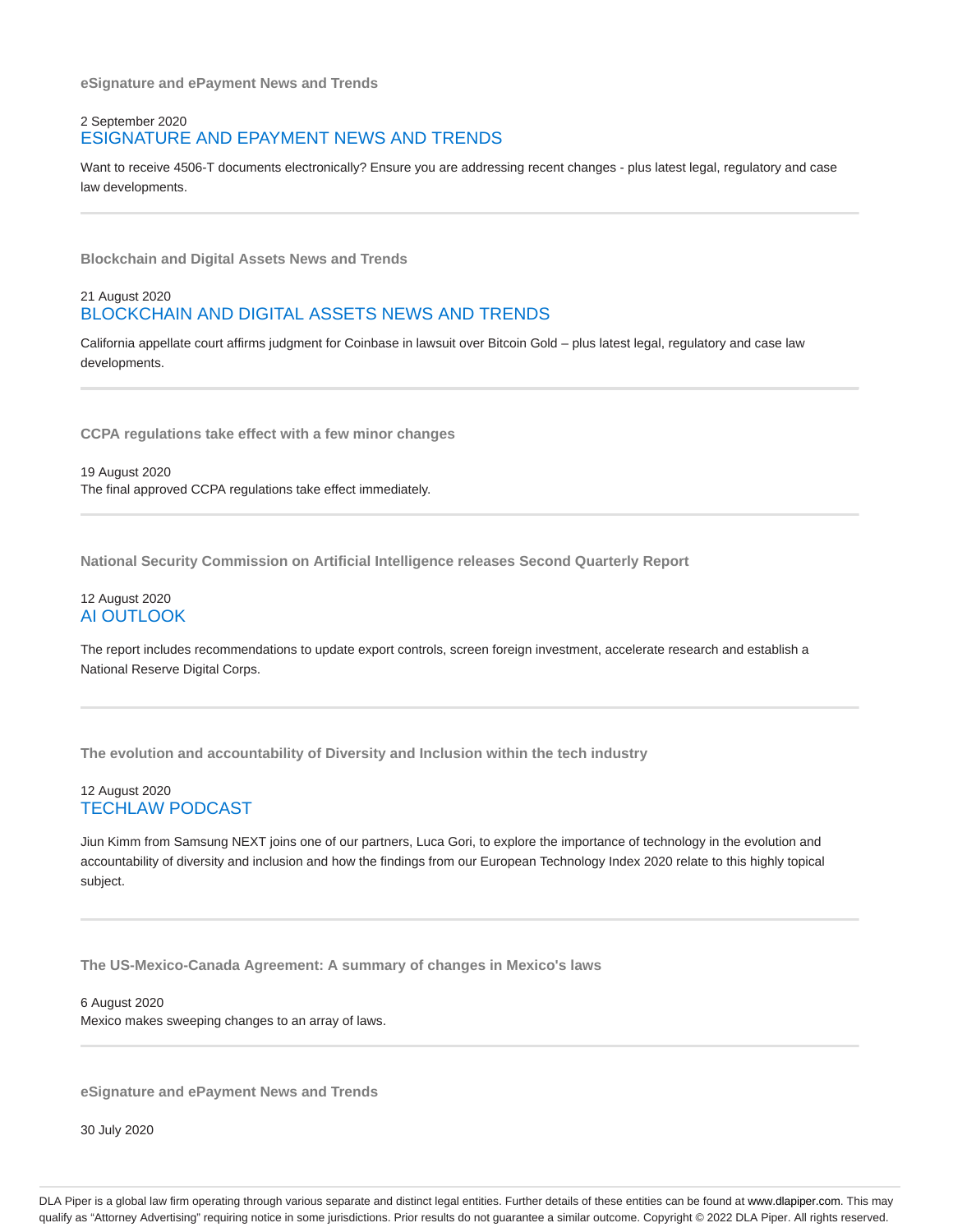### eSignature and ePayment News and Trends

2 September 2020

ESIGNATURE AND EPAYMENT NEWS AND TRENDS

Want to receive 4506-T documents electronically? Ensure you are addressing recent changes - plus latest legal, regulatory and case law developments.

---

### Blockchain and Digital Assets News and Trends

21 August 2020

BLOCKCHAIN AND DIGITAL ASSETS NEWS AND TRENDS

California appellate court affirms judgment for Coinbase in lawsuit over Bitcoin Gold – plus latest legal, regulatory and case law developments.

---

### CCPA regulations take effect with a few minor changes

19 August 2020

The final approved CCPA regulations take effect immediately.

---

### National Security Commission on Artificial Intelligence releases Second Quarterly Report

12 August 2020

AI OUTLOOK

The report includes recommendations to update export controls, screen foreign investment, accelerate research and establish a National Reserve Digital Corps.

---

### The evolution and accountability of Diversity and Inclusion within the tech industry

12 August 2020

TECHLAW PODCAST

Jiun Kimm from Samsung NEXT joins one of our partners, Luca Gori, to explore the importance of technology in the evolution and accountability of diversity and inclusion and how the findings from our European Technology Index 2020 relate to this highly topical subject.

---

### The US-Mexico-Canada Agreement: A summary of changes in Mexico's laws

6 August 2020

Mexico makes sweeping changes to an array of laws.

---

### eSignature and ePayment News and Trends

30 July 2020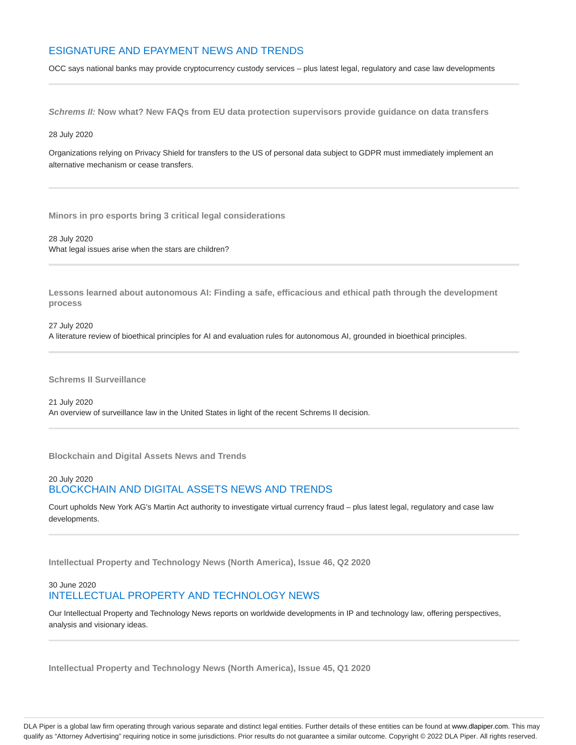## ESIGNATURE AND EPAYMENT NEWS AND TRENDS

OCC says national banks may provide cryptocurrency custody services – plus latest legal, regulatory and case law developments

---

### *Schrems II:* Now what? New FAQs from EU data protection supervisors provide guidance on data transfers

28 July 2020

Organizations relying on Privacy Shield for transfers to the US of personal data subject to GDPR must immediately implement an alternative mechanism or cease transfers.

---

### Minors in pro esports bring 3 critical legal considerations

28 July 2020

What legal issues arise when the stars are children?

---

### Lessons learned about autonomous AI: Finding a safe, efficacious and ethical path through the development process

27 July 2020

A literature review of bioethical principles for AI and evaluation rules for autonomous AI, grounded in bioethical principles.

---

### Schrems II Surveillance

21 July 2020

An overview of surveillance law in the United States in light of the recent Schrems II decision.

---

### Blockchain and Digital Assets News and Trends

20 July 2020

## BLOCKCHAIN AND DIGITAL ASSETS NEWS AND TRENDS

Court upholds New York AG's Martin Act authority to investigate virtual currency fraud – plus latest legal, regulatory and case law developments.

---

### Intellectual Property and Technology News (North America), Issue 46, Q2 2020

30 June 2020

## INTELLECTUAL PROPERTY AND TECHNOLOGY NEWS

Our Intellectual Property and Technology News reports on worldwide developments in IP and technology law, offering perspectives, analysis and visionary ideas.

---

### Intellectual Property and Technology News (North America), Issue 45, Q1 2020

DLA Piper is a global law firm operating through various separate and distinct legal entities. Further details of these entities can be found at www.dlapiper.com. This may qualify as "Attorney Advertising" requiring notice in some jurisdictions. Prior results do not guarantee a similar outcome. Copyright © 2022 DLA Piper. All rights reserved.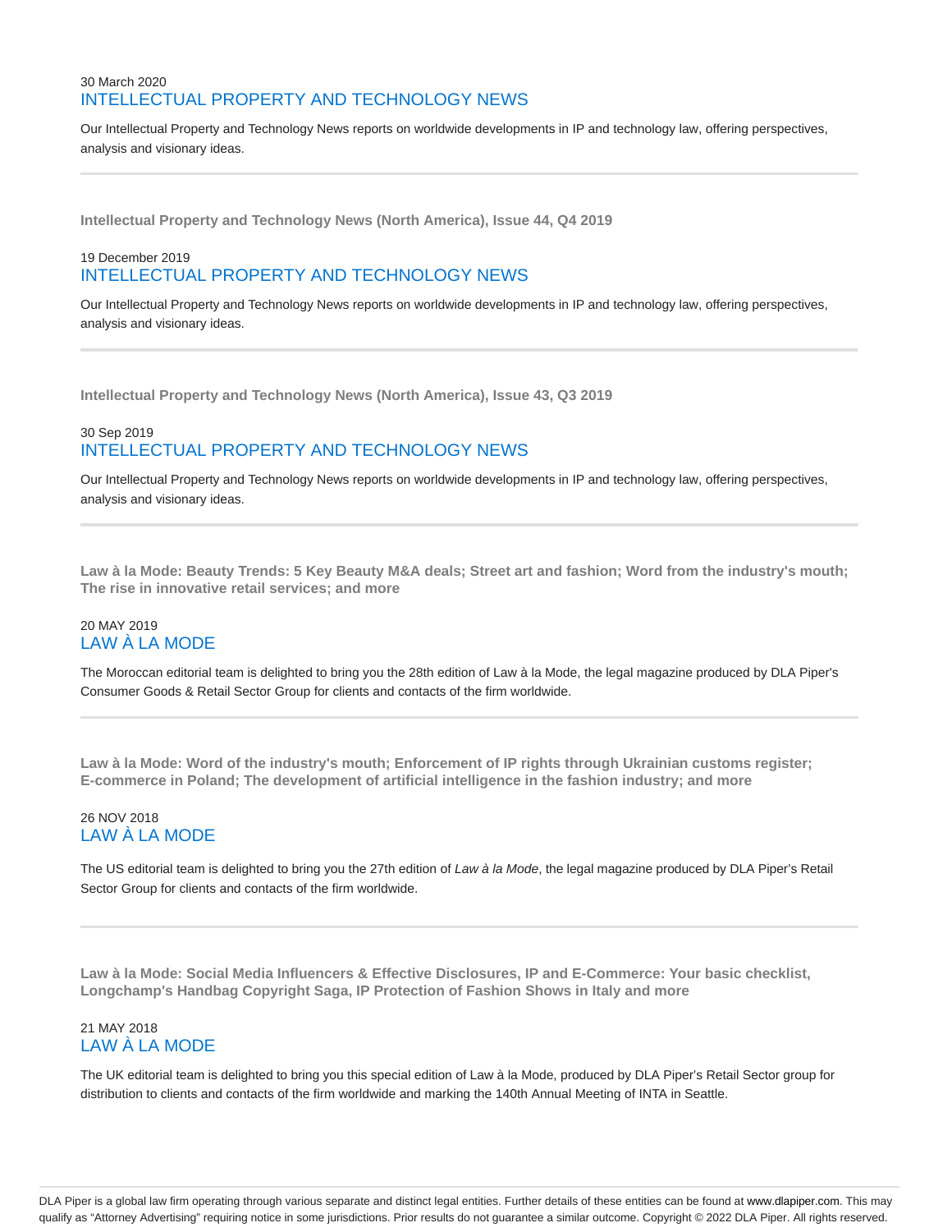30 March 2020

### INTELLECTUAL PROPERTY AND TECHNOLOGY NEWS

Our Intellectual Property and Technology News reports on worldwide developments in IP and technology law, offering perspectives, analysis and visionary ideas.

---

**Intellectual Property and Technology News (North America), Issue 44, Q4 2019**

19 December 2019

### INTELLECTUAL PROPERTY AND TECHNOLOGY NEWS

Our Intellectual Property and Technology News reports on worldwide developments in IP and technology law, offering perspectives, analysis and visionary ideas.

---

**Intellectual Property and Technology News (North America), Issue 43, Q3 2019**

30 Sep 2019

### INTELLECTUAL PROPERTY AND TECHNOLOGY NEWS

Our Intellectual Property and Technology News reports on worldwide developments in IP and technology law, offering perspectives, analysis and visionary ideas.

---

**Law à la Mode: Beauty Trends: 5 Key Beauty M&A deals; Street art and fashion; Word from the industry's mouth; The rise in innovative retail services; and more**

20 MAY 2019

### LAW À LA MODE

The Moroccan editorial team is delighted to bring you the 28th edition of Law à la Mode, the legal magazine produced by DLA Piper's Consumer Goods & Retail Sector Group for clients and contacts of the firm worldwide.

---

**Law à la Mode: Word of the industry's mouth; Enforcement of IP rights through Ukrainian customs register; E-commerce in Poland; The development of artificial intelligence in the fashion industry; and more**

26 NOV 2018

### LAW À LA MODE

The US editorial team is delighted to bring you the 27th edition of *Law à la Mode*, the legal magazine produced by DLA Piper's Retail Sector Group for clients and contacts of the firm worldwide.

---

**Law à la Mode: Social Media Influencers & Effective Disclosures, IP and E-Commerce: Your basic checklist, Longchamp's Handbag Copyright Saga, IP Protection of Fashion Shows in Italy and more**

21 MAY 2018

### LAW À LA MODE

The UK editorial team is delighted to bring you this special edition of Law à la Mode, produced by DLA Piper's Retail Sector group for distribution to clients and contacts of the firm worldwide and marking the 140th Annual Meeting of INTA in Seattle.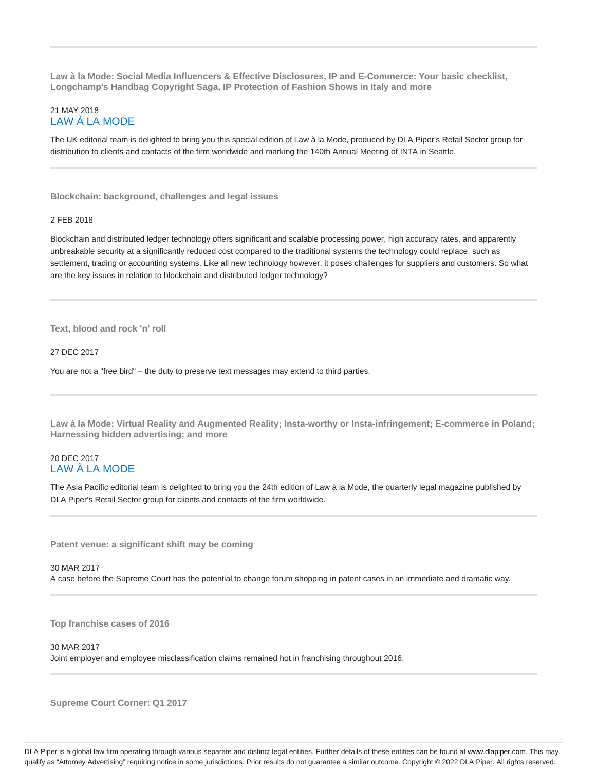### Law à la Mode: Social Media Influencers & Effective Disclosures, IP and E-Commerce: Your basic checklist, Longchamp's Handbag Copyright Saga, IP Protection of Fashion Shows in Italy and more

21 MAY 2018
LAW À LA MODE

The UK editorial team is delighted to bring you this special edition of Law à la Mode, produced by DLA Piper's Retail Sector group for distribution to clients and contacts of the firm worldwide and marking the 140th Annual Meeting of INTA in Seattle.

---

### Blockchain: background, challenges and legal issues

2 FEB 2018

Blockchain and distributed ledger technology offers significant and scalable processing power, high accuracy rates, and apparently unbreakable security at a significantly reduced cost compared to the traditional systems the technology could replace, such as settlement, trading or accounting systems. Like all new technology however, it poses challenges for suppliers and customers. So what are the key issues in relation to blockchain and distributed ledger technology?

---

### Text, blood and rock 'n' roll

27 DEC 2017

You are not a "free bird" – the duty to preserve text messages may extend to third parties.

---

### Law à la Mode: Virtual Reality and Augmented Reality; Insta-worthy or Insta-infringement; E-commerce in Poland; Harnessing hidden advertising; and more

20 DEC 2017
LAW À LA MODE

The Asia Pacific editorial team is delighted to bring you the 24th edition of Law à la Mode, the quarterly legal magazine published by DLA Piper's Retail Sector group for clients and contacts of the firm worldwide.

---

### Patent venue: a significant shift may be coming

30 MAR 2017
A case before the Supreme Court has the potential to change forum shopping in patent cases in an immediate and dramatic way.

---

### Top franchise cases of 2016

30 MAR 2017
Joint employer and employee misclassification claims remained hot in franchising throughout 2016.

---

### Supreme Court Corner: Q1 2017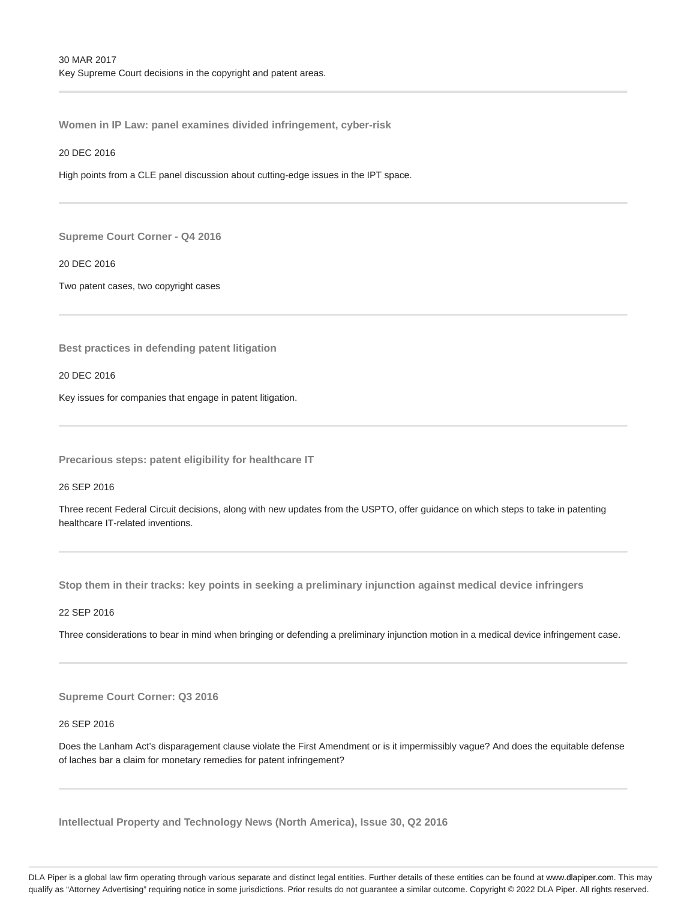30 MAR 2017

Key Supreme Court decisions in the copyright and patent areas.

---

### Women in IP Law: panel examines divided infringement, cyber-risk

20 DEC 2016

High points from a CLE panel discussion about cutting-edge issues in the IPT space.

---

### Supreme Court Corner - Q4 2016

20 DEC 2016

Two patent cases, two copyright cases

---

### Best practices in defending patent litigation

20 DEC 2016

Key issues for companies that engage in patent litigation.

---

### Precarious steps: patent eligibility for healthcare IT

26 SEP 2016

Three recent Federal Circuit decisions, along with new updates from the USPTO, offer guidance on which steps to take in patenting healthcare IT-related inventions.

---

### Stop them in their tracks: key points in seeking a preliminary injunction against medical device infringers

22 SEP 2016

Three considerations to bear in mind when bringing or defending a preliminary injunction motion in a medical device infringement case.

---

### Supreme Court Corner: Q3 2016

26 SEP 2016

Does the Lanham Act's disparagement clause violate the First Amendment or is it impermissibly vague? And does the equitable defense of laches bar a claim for monetary remedies for patent infringement?

---

### Intellectual Property and Technology News (North America), Issue 30, Q2 2016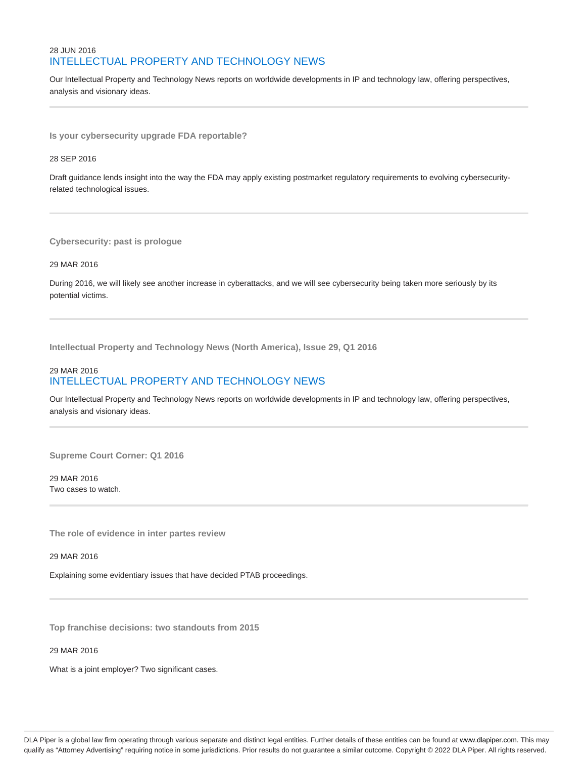28 JUN 2016

## INTELLECTUAL PROPERTY AND TECHNOLOGY NEWS

Our Intellectual Property and Technology News reports on worldwide developments in IP and technology law, offering perspectives, analysis and visionary ideas.

---

### Is your cybersecurity upgrade FDA reportable?

28 SEP 2016

Draft guidance lends insight into the way the FDA may apply existing postmarket regulatory requirements to evolving cybersecurity-related technological issues.

---

### Cybersecurity: past is prologue

29 MAR 2016

During 2016, we will likely see another increase in cyberattacks, and we will see cybersecurity being taken more seriously by its potential victims.

---

### Intellectual Property and Technology News (North America), Issue 29, Q1 2016

29 MAR 2016

## INTELLECTUAL PROPERTY AND TECHNOLOGY NEWS

Our Intellectual Property and Technology News reports on worldwide developments in IP and technology law, offering perspectives, analysis and visionary ideas.

---

### Supreme Court Corner: Q1 2016

29 MAR 2016

Two cases to watch.

---

### The role of evidence in inter partes review

29 MAR 2016

Explaining some evidentiary issues that have decided PTAB proceedings.

---

### Top franchise decisions: two standouts from 2015

29 MAR 2016

What is a joint employer? Two significant cases.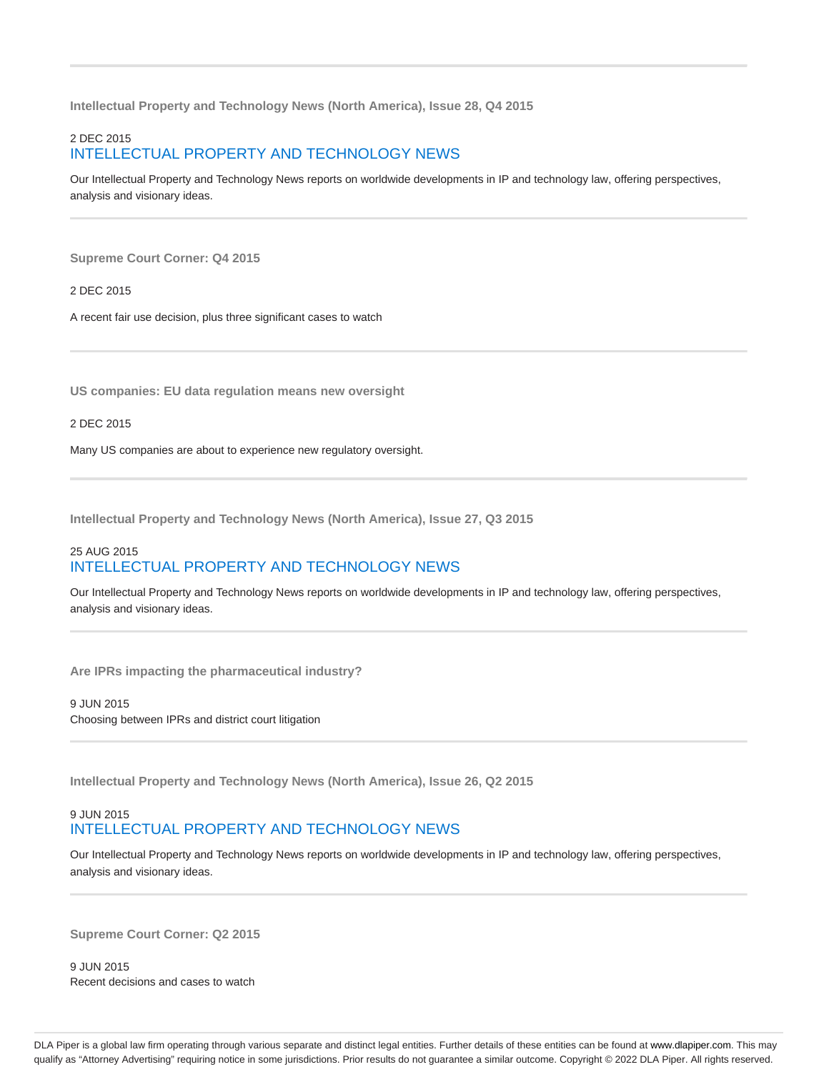---

### Intellectual Property and Technology News (North America), Issue 28, Q4 2015

2 DEC 2015

INTELLECTUAL PROPERTY AND TECHNOLOGY NEWS

Our Intellectual Property and Technology News reports on worldwide developments in IP and technology law, offering perspectives, analysis and visionary ideas.

---

### Supreme Court Corner: Q4 2015

2 DEC 2015

A recent fair use decision, plus three significant cases to watch

---

### US companies: EU data regulation means new oversight

2 DEC 2015

Many US companies are about to experience new regulatory oversight.

---

### Intellectual Property and Technology News (North America), Issue 27, Q3 2015

25 AUG 2015

INTELLECTUAL PROPERTY AND TECHNOLOGY NEWS

Our Intellectual Property and Technology News reports on worldwide developments in IP and technology law, offering perspectives, analysis and visionary ideas.

---

### Are IPRs impacting the pharmaceutical industry?

9 JUN 2015

Choosing between IPRs and district court litigation

---

### Intellectual Property and Technology News (North America), Issue 26, Q2 2015

9 JUN 2015

INTELLECTUAL PROPERTY AND TECHNOLOGY NEWS

Our Intellectual Property and Technology News reports on worldwide developments in IP and technology law, offering perspectives, analysis and visionary ideas.

---

### Supreme Court Corner: Q2 2015

9 JUN 2015

Recent decisions and cases to watch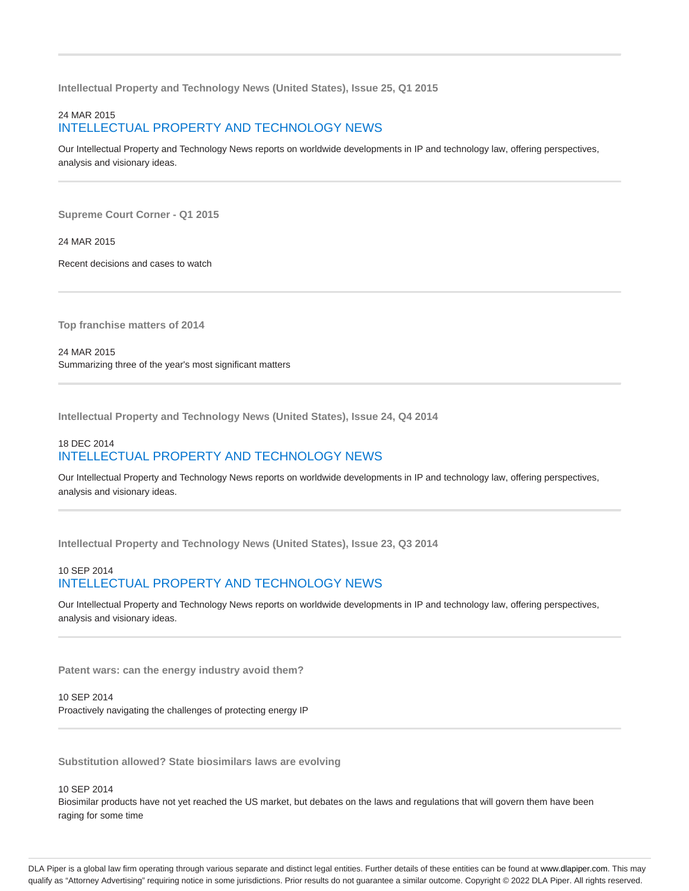---

**Intellectual Property and Technology News (United States), Issue 25, Q1 2015**

24 MAR 2015

INTELLECTUAL PROPERTY AND TECHNOLOGY NEWS

Our Intellectual Property and Technology News reports on worldwide developments in IP and technology law, offering perspectives, analysis and visionary ideas.

---

**Supreme Court Corner - Q1 2015**

24 MAR 2015

Recent decisions and cases to watch

---

**Top franchise matters of 2014**

24 MAR 2015

Summarizing three of the year's most significant matters

---

**Intellectual Property and Technology News (United States), Issue 24, Q4 2014**

18 DEC 2014

INTELLECTUAL PROPERTY AND TECHNOLOGY NEWS

Our Intellectual Property and Technology News reports on worldwide developments in IP and technology law, offering perspectives, analysis and visionary ideas.

---

**Intellectual Property and Technology News (United States), Issue 23, Q3 2014**

10 SEP 2014

INTELLECTUAL PROPERTY AND TECHNOLOGY NEWS

Our Intellectual Property and Technology News reports on worldwide developments in IP and technology law, offering perspectives, analysis and visionary ideas.

---

**Patent wars: can the energy industry avoid them?**

10 SEP 2014

Proactively navigating the challenges of protecting energy IP

---

**Substitution allowed? State biosimilars laws are evolving**

10 SEP 2014

Biosimilar products have not yet reached the US market, but debates on the laws and regulations that will govern them have been raging for some time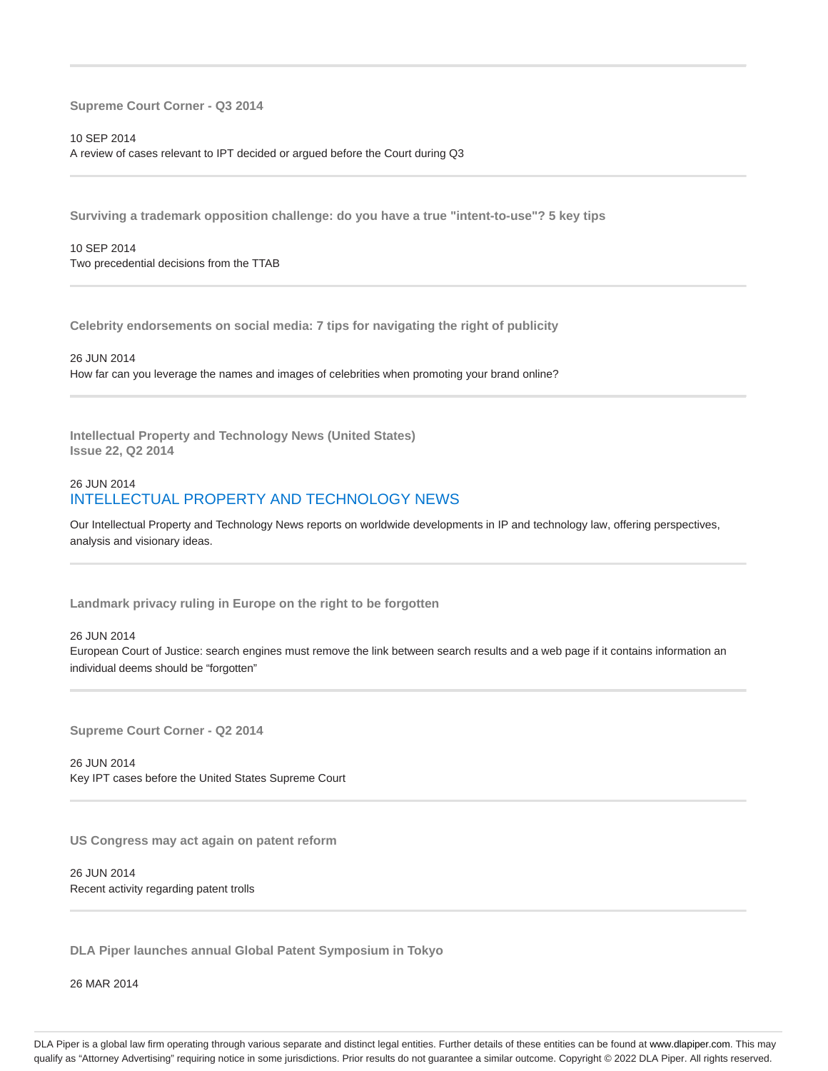---

**Supreme Court Corner - Q3 2014**

10 SEP 2014
A review of cases relevant to IPT decided or argued before the Court during Q3

---

**Surviving a trademark opposition challenge: do you have a true "intent-to-use"? 5 key tips**

10 SEP 2014
Two precedential decisions from the TTAB

---

**Celebrity endorsements on social media: 7 tips for navigating the right of publicity**

26 JUN 2014
How far can you leverage the names and images of celebrities when promoting your brand online?

---

**Intellectual Property and Technology News (United States)**
**Issue 22, Q2 2014**

26 JUN 2014
INTELLECTUAL PROPERTY AND TECHNOLOGY NEWS

Our Intellectual Property and Technology News reports on worldwide developments in IP and technology law, offering perspectives, analysis and visionary ideas.

---

**Landmark privacy ruling in Europe on the right to be forgotten**

26 JUN 2014
European Court of Justice: search engines must remove the link between search results and a web page if it contains information an individual deems should be "forgotten"

---

**Supreme Court Corner - Q2 2014**

26 JUN 2014
Key IPT cases before the United States Supreme Court

---

**US Congress may act again on patent reform**

26 JUN 2014
Recent activity regarding patent trolls

---

**DLA Piper launches annual Global Patent Symposium in Tokyo**

26 MAR 2014

DLA Piper is a global law firm operating through various separate and distinct legal entities. Further details of these entities can be found at www.dlapiper.com. This may qualify as "Attorney Advertising" requiring notice in some jurisdictions. Prior results do not guarantee a similar outcome. Copyright © 2022 DLA Piper. All rights reserved.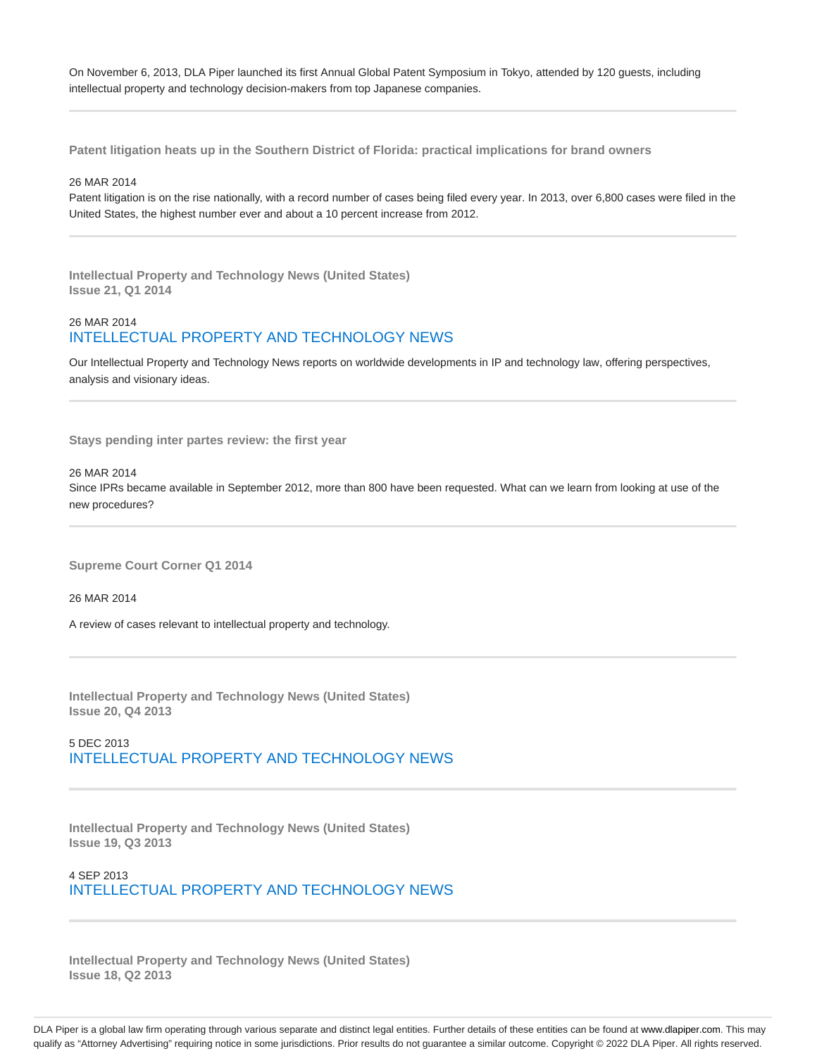On November 6, 2013, DLA Piper launched its first Annual Global Patent Symposium in Tokyo, attended by 120 guests, including intellectual property and technology decision-makers from top Japanese companies.

---

**Patent litigation heats up in the Southern District of Florida: practical implications for brand owners**

26 MAR 2014

Patent litigation is on the rise nationally, with a record number of cases being filed every year. In 2013, over 6,800 cases were filed in the United States, the highest number ever and about a 10 percent increase from 2012.

---

**Intellectual Property and Technology News (United States)**
**Issue 21, Q1 2014**

26 MAR 2014

INTELLECTUAL PROPERTY AND TECHNOLOGY NEWS

Our Intellectual Property and Technology News reports on worldwide developments in IP and technology law, offering perspectives, analysis and visionary ideas.

---

**Stays pending inter partes review: the first year**

26 MAR 2014

Since IPRs became available in September 2012, more than 800 have been requested. What can we learn from looking at use of the new procedures?

---

**Supreme Court Corner Q1 2014**

26 MAR 2014

A review of cases relevant to intellectual property and technology.

---

**Intellectual Property and Technology News (United States)**
**Issue 20, Q4 2013**

5 DEC 2013

INTELLECTUAL PROPERTY AND TECHNOLOGY NEWS

---

**Intellectual Property and Technology News (United States)**
**Issue 19, Q3 2013**

4 SEP 2013

INTELLECTUAL PROPERTY AND TECHNOLOGY NEWS

---

**Intellectual Property and Technology News (United States)**
**Issue 18, Q2 2013**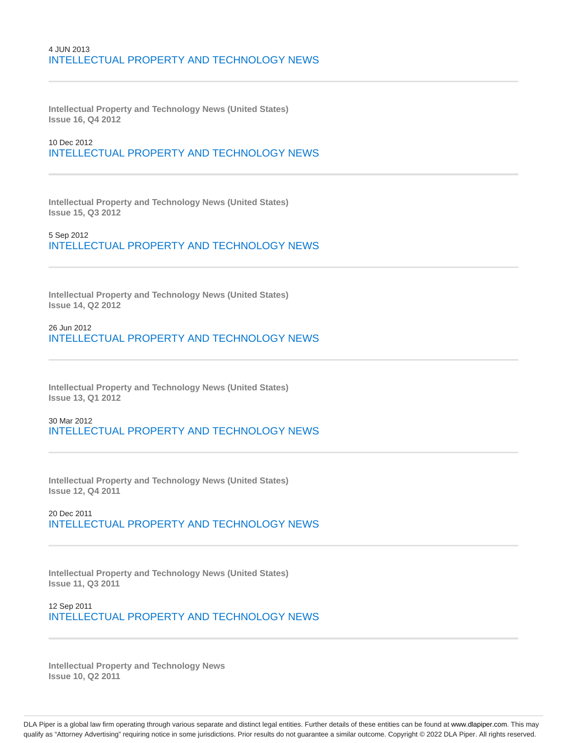4 JUN 2013
INTELLECTUAL PROPERTY AND TECHNOLOGY NEWS

---

**Intellectual Property and Technology News (United States)**
**Issue 16, Q4 2012**

10 Dec 2012
INTELLECTUAL PROPERTY AND TECHNOLOGY NEWS

---

**Intellectual Property and Technology News (United States)**
**Issue 15, Q3 2012**

5 Sep 2012
INTELLECTUAL PROPERTY AND TECHNOLOGY NEWS

---

**Intellectual Property and Technology News (United States)**
**Issue 14, Q2 2012**

26 Jun 2012
INTELLECTUAL PROPERTY AND TECHNOLOGY NEWS

---

**Intellectual Property and Technology News (United States)**
**Issue 13, Q1 2012**

30 Mar 2012
INTELLECTUAL PROPERTY AND TECHNOLOGY NEWS

---

**Intellectual Property and Technology News (United States)**
**Issue 12, Q4 2011**

20 Dec 2011
INTELLECTUAL PROPERTY AND TECHNOLOGY NEWS

---

**Intellectual Property and Technology News (United States)**
**Issue 11, Q3 2011**

12 Sep 2011
INTELLECTUAL PROPERTY AND TECHNOLOGY NEWS

---

**Intellectual Property and Technology News**
**Issue 10, Q2 2011**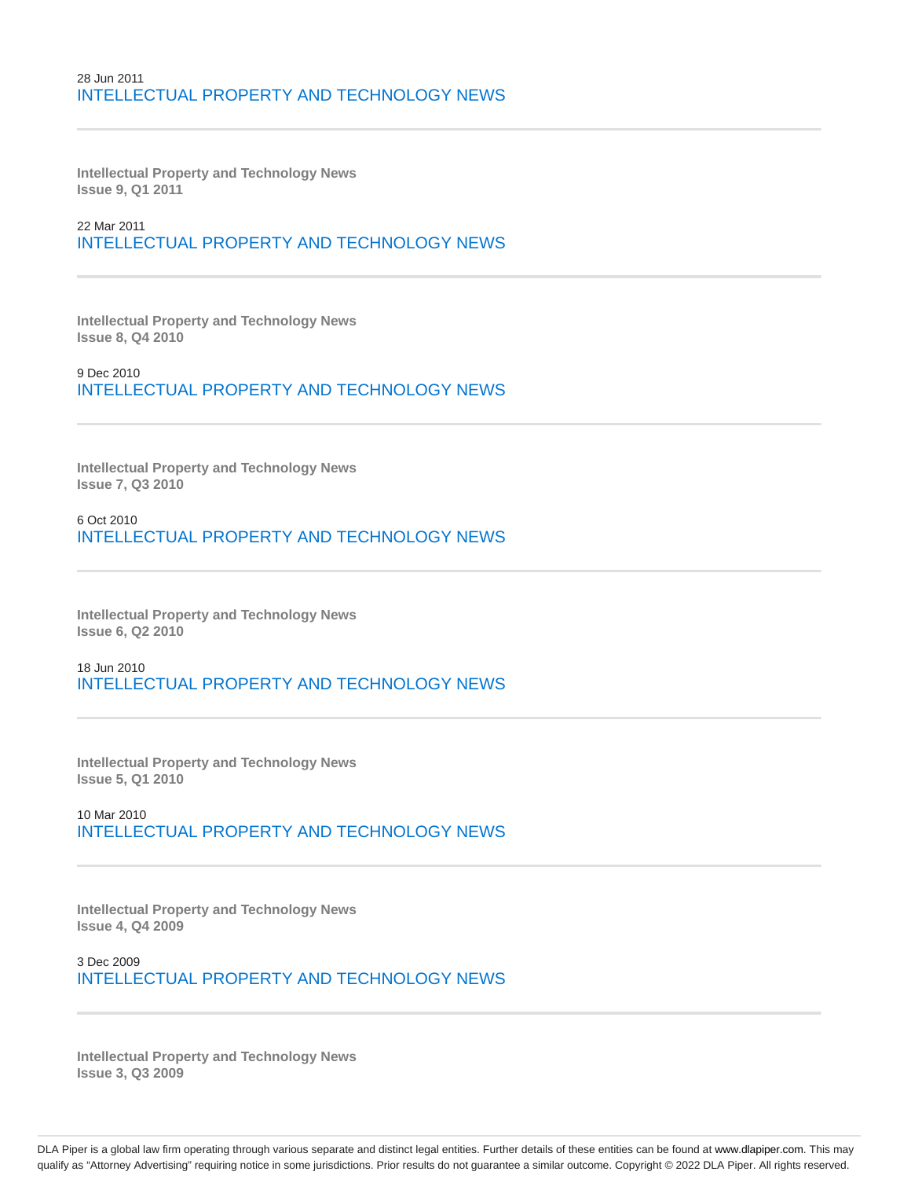28 Jun 2011

INTELLECTUAL PROPERTY AND TECHNOLOGY NEWS

---

**Intellectual Property and Technology News**
**Issue 9, Q1 2011**

22 Mar 2011

INTELLECTUAL PROPERTY AND TECHNOLOGY NEWS

---

**Intellectual Property and Technology News**
**Issue 8, Q4 2010**

9 Dec 2010

INTELLECTUAL PROPERTY AND TECHNOLOGY NEWS

---

**Intellectual Property and Technology News**
**Issue 7, Q3 2010**

6 Oct 2010

INTELLECTUAL PROPERTY AND TECHNOLOGY NEWS

---

**Intellectual Property and Technology News**
**Issue 6, Q2 2010**

18 Jun 2010

INTELLECTUAL PROPERTY AND TECHNOLOGY NEWS

---

**Intellectual Property and Technology News**
**Issue 5, Q1 2010**

10 Mar 2010

INTELLECTUAL PROPERTY AND TECHNOLOGY NEWS

---

**Intellectual Property and Technology News**
**Issue 4, Q4 2009**

3 Dec 2009

INTELLECTUAL PROPERTY AND TECHNOLOGY NEWS

---

**Intellectual Property and Technology News**
**Issue 3, Q3 2009**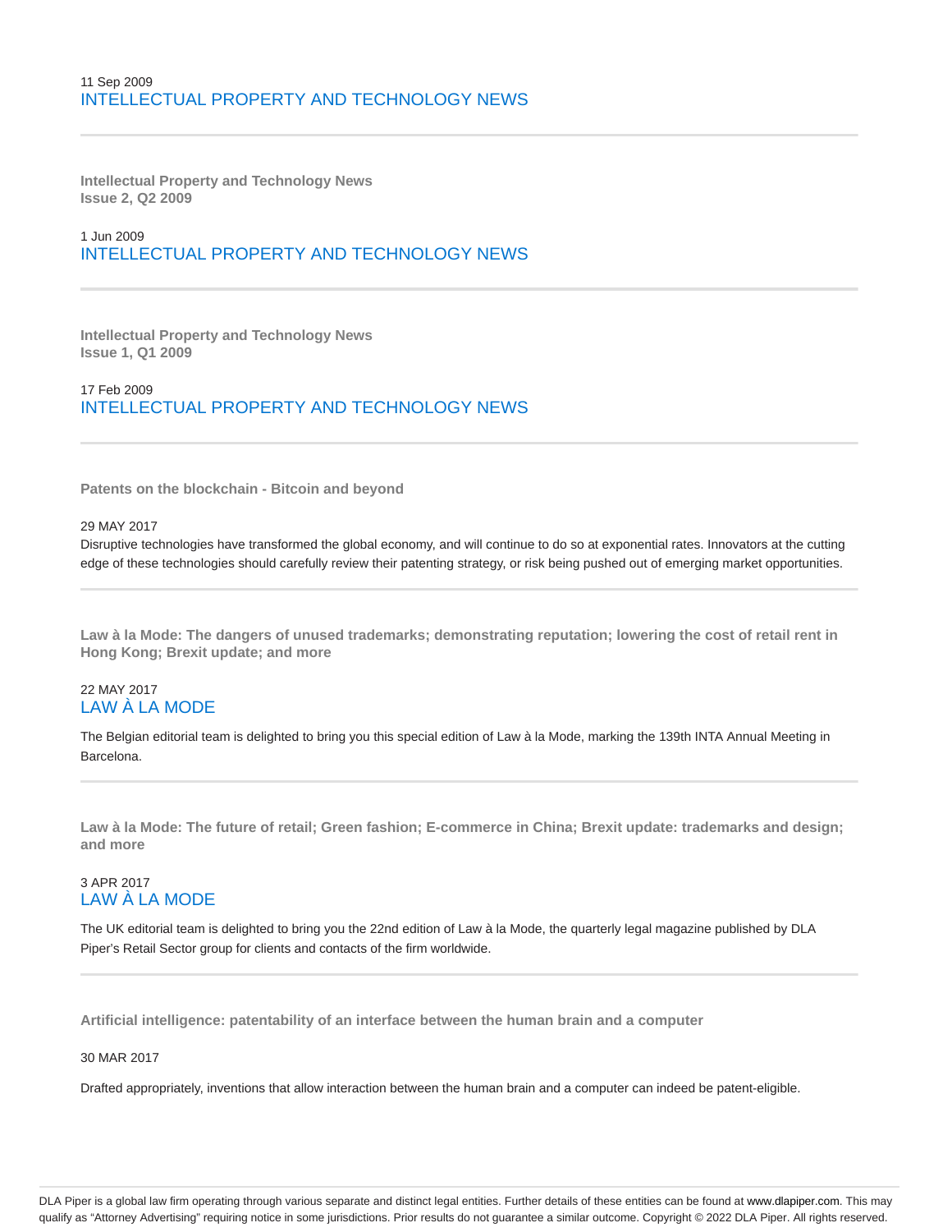11 Sep 2009
INTELLECTUAL PROPERTY AND TECHNOLOGY NEWS

---

**Intellectual Property and Technology News**
**Issue 2, Q2 2009**

1 Jun 2009
INTELLECTUAL PROPERTY AND TECHNOLOGY NEWS

---

**Intellectual Property and Technology News**
**Issue 1, Q1 2009**

17 Feb 2009
INTELLECTUAL PROPERTY AND TECHNOLOGY NEWS

---

**Patents on the blockchain - Bitcoin and beyond**

29 MAY 2017

Disruptive technologies have transformed the global economy, and will continue to do so at exponential rates. Innovators at the cutting edge of these technologies should carefully review their patenting strategy, or risk being pushed out of emerging market opportunities.

---

**Law à la Mode: The dangers of unused trademarks; demonstrating reputation; lowering the cost of retail rent in Hong Kong; Brexit update; and more**

22 MAY 2017
LAW À LA MODE

The Belgian editorial team is delighted to bring you this special edition of Law à la Mode, marking the 139th INTA Annual Meeting in Barcelona.

---

**Law à la Mode: The future of retail; Green fashion; E-commerce in China; Brexit update: trademarks and design; and more**

3 APR 2017
LAW À LA MODE

The UK editorial team is delighted to bring you the 22nd edition of Law à la Mode, the quarterly legal magazine published by DLA Piper's Retail Sector group for clients and contacts of the firm worldwide.

---

**Artificial intelligence: patentability of an interface between the human brain and a computer**

30 MAR 2017

Drafted appropriately, inventions that allow interaction between the human brain and a computer can indeed be patent-eligible.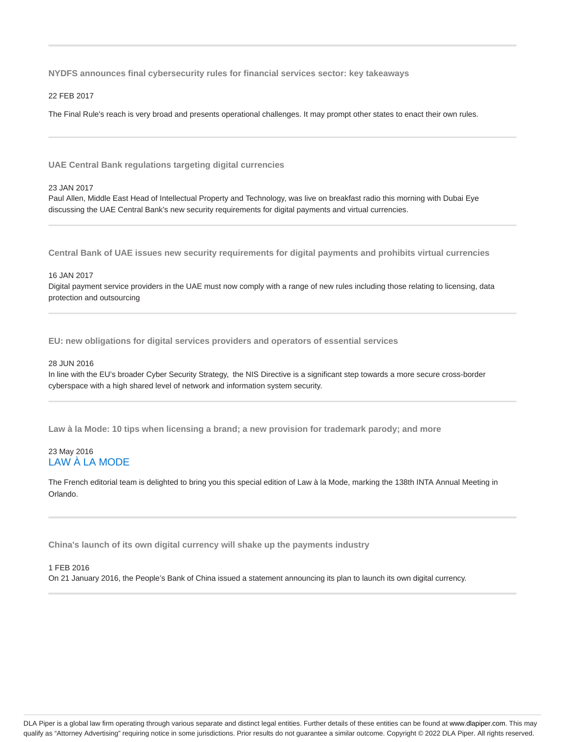### NYDFS announces final cybersecurity rules for financial services sector: key takeaways

22 FEB 2017

The Final Rule's reach is very broad and presents operational challenges. It may prompt other states to enact their own rules.

---

### UAE Central Bank regulations targeting digital currencies

23 JAN 2017

Paul Allen, Middle East Head of Intellectual Property and Technology, was live on breakfast radio this morning with Dubai Eye discussing the UAE Central Bank's new security requirements for digital payments and virtual currencies.

---

### Central Bank of UAE issues new security requirements for digital payments and prohibits virtual currencies

16 JAN 2017

Digital payment service providers in the UAE must now comply with a range of new rules including those relating to licensing, data protection and outsourcing

---

### EU: new obligations for digital services providers and operators of essential services

28 JUN 2016

In line with the EU's broader Cyber Security Strategy, the NIS Directive is a significant step towards a more secure cross-border cyberspace with a high shared level of network and information system security.

---

### Law à la Mode: 10 tips when licensing a brand; a new provision for trademark parody; and more

23 May 2016

LAW À LA MODE

The French editorial team is delighted to bring you this special edition of Law à la Mode, marking the 138th INTA Annual Meeting in Orlando.

---

### China's launch of its own digital currency will shake up the payments industry

1 FEB 2016

On 21 January 2016, the People's Bank of China issued a statement announcing its plan to launch its own digital currency.

---

DLA Piper is a global law firm operating through various separate and distinct legal entities. Further details of these entities can be found at www.dlapiper.com. This may qualify as "Attorney Advertising" requiring notice in some jurisdictions. Prior results do not guarantee a similar outcome. Copyright © 2022 DLA Piper. All rights reserved.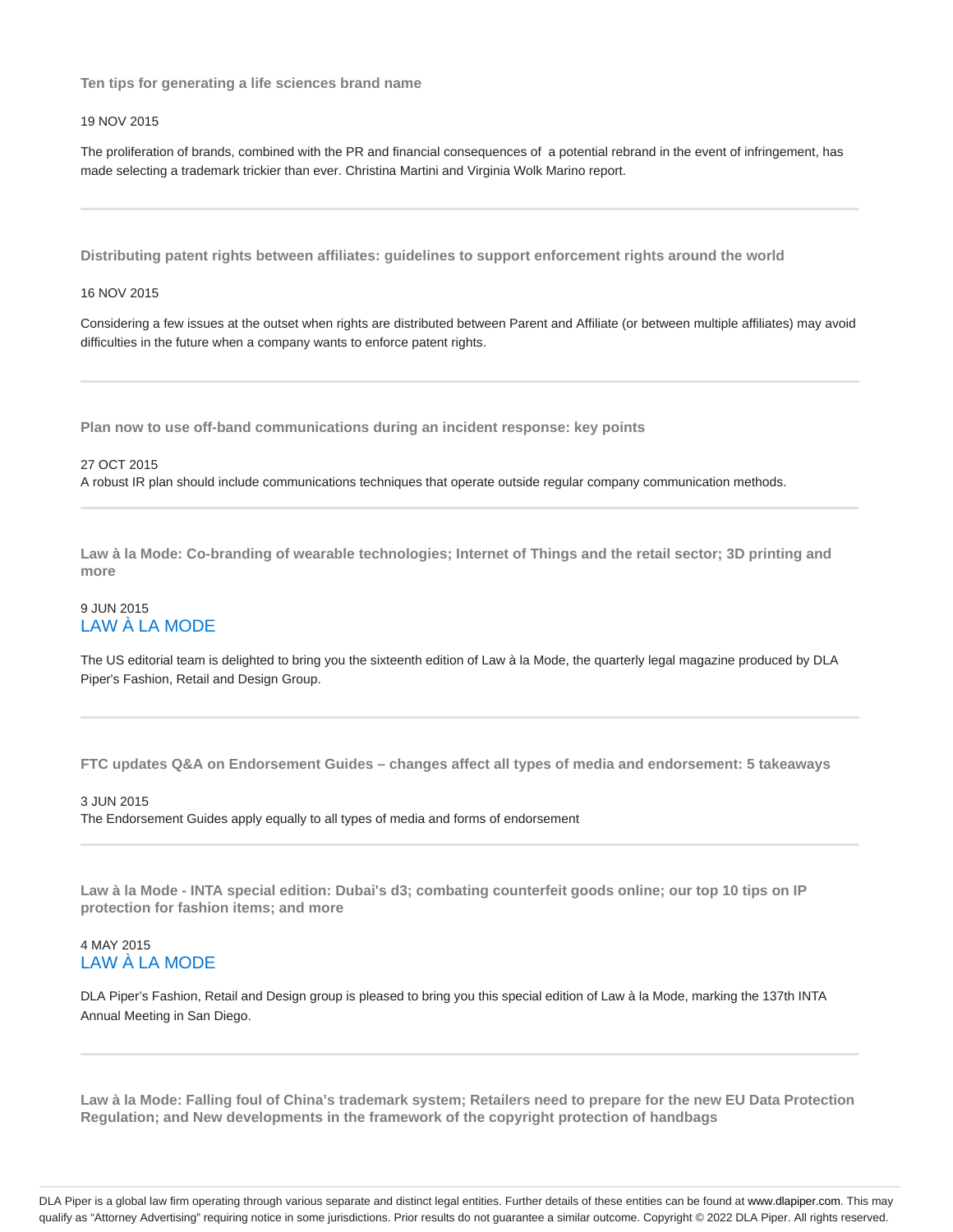### Ten tips for generating a life sciences brand name

19 NOV 2015

The proliferation of brands, combined with the PR and financial consequences of a potential rebrand in the event of infringement, has made selecting a trademark trickier than ever. Christina Martini and Virginia Wolk Marino report.

---

### Distributing patent rights between affiliates: guidelines to support enforcement rights around the world

16 NOV 2015

Considering a few issues at the outset when rights are distributed between Parent and Affiliate (or between multiple affiliates) may avoid difficulties in the future when a company wants to enforce patent rights.

---

### Plan now to use off-band communications during an incident response: key points

27 OCT 2015

A robust IR plan should include communications techniques that operate outside regular company communication methods.

---

### Law à la Mode: Co-branding of wearable technologies; Internet of Things and the retail sector; 3D printing and more

9 JUN 2015

LAW À LA MODE

The US editorial team is delighted to bring you the sixteenth edition of Law à la Mode, the quarterly legal magazine produced by DLA Piper's Fashion, Retail and Design Group.

---

### FTC updates Q&A on Endorsement Guides – changes affect all types of media and endorsement: 5 takeaways

3 JUN 2015

The Endorsement Guides apply equally to all types of media and forms of endorsement

---

### Law à la Mode - INTA special edition: Dubai's d3; combating counterfeit goods online; our top 10 tips on IP protection for fashion items; and more

4 MAY 2015

LAW À LA MODE

DLA Piper's Fashion, Retail and Design group is pleased to bring you this special edition of Law à la Mode, marking the 137th INTA Annual Meeting in San Diego.

---

### Law à la Mode: Falling foul of China's trademark system; Retailers need to prepare for the new EU Data Protection Regulation; and New developments in the framework of the copyright protection of handbags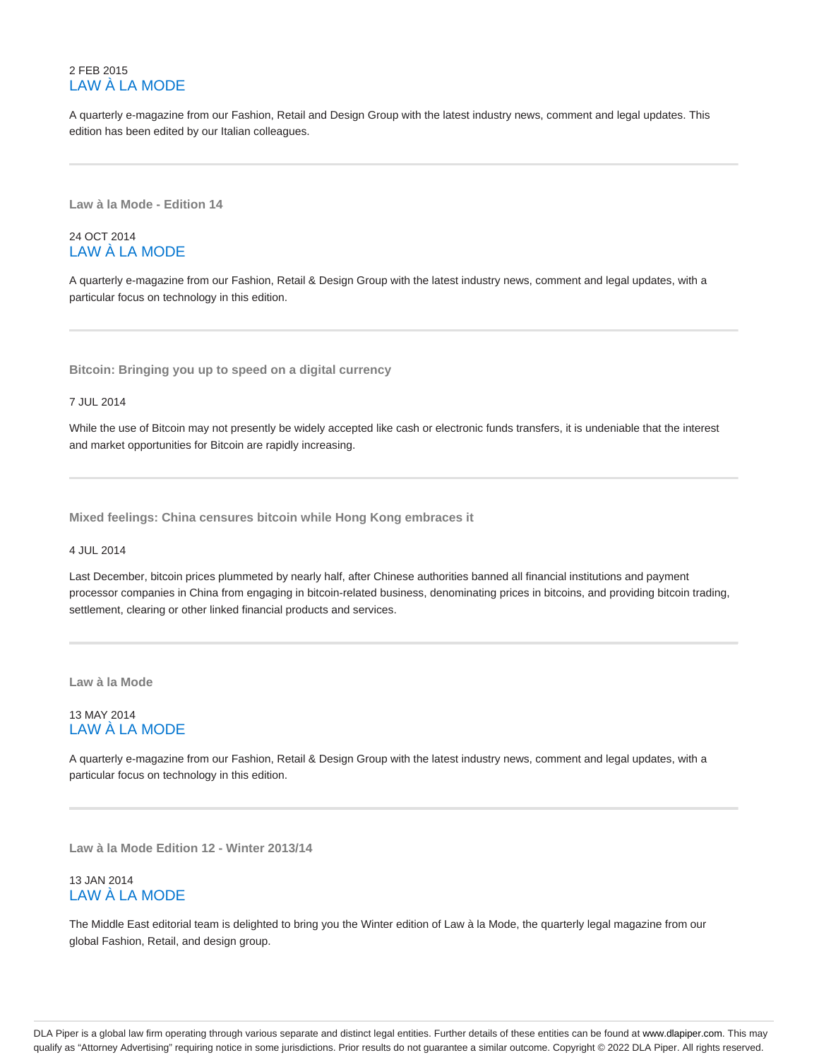2 FEB 2015
LAW À LA MODE

A quarterly e-magazine from our Fashion, Retail and Design Group with the latest industry news, comment and legal updates. This edition has been edited by our Italian colleagues.

---

**Law à la Mode - Edition 14**

24 OCT 2014
LAW À LA MODE

A quarterly e-magazine from our Fashion, Retail & Design Group with the latest industry news, comment and legal updates, with a particular focus on technology in this edition.

---

**Bitcoin: Bringing you up to speed on a digital currency**

7 JUL 2014

While the use of Bitcoin may not presently be widely accepted like cash or electronic funds transfers, it is undeniable that the interest and market opportunities for Bitcoin are rapidly increasing.

---

**Mixed feelings: China censures bitcoin while Hong Kong embraces it**

4 JUL 2014

Last December, bitcoin prices plummeted by nearly half, after Chinese authorities banned all financial institutions and payment processor companies in China from engaging in bitcoin-related business, denominating prices in bitcoins, and providing bitcoin trading, settlement, clearing or other linked financial products and services.

---

**Law à la Mode**

13 MAY 2014
LAW À LA MODE

A quarterly e-magazine from our Fashion, Retail & Design Group with the latest industry news, comment and legal updates, with a particular focus on technology in this edition.

---

**Law à la Mode Edition 12 - Winter 2013/14**

13 JAN 2014
LAW À LA MODE

The Middle East editorial team is delighted to bring you the Winter edition of Law à la Mode, the quarterly legal magazine from our global Fashion, Retail, and design group.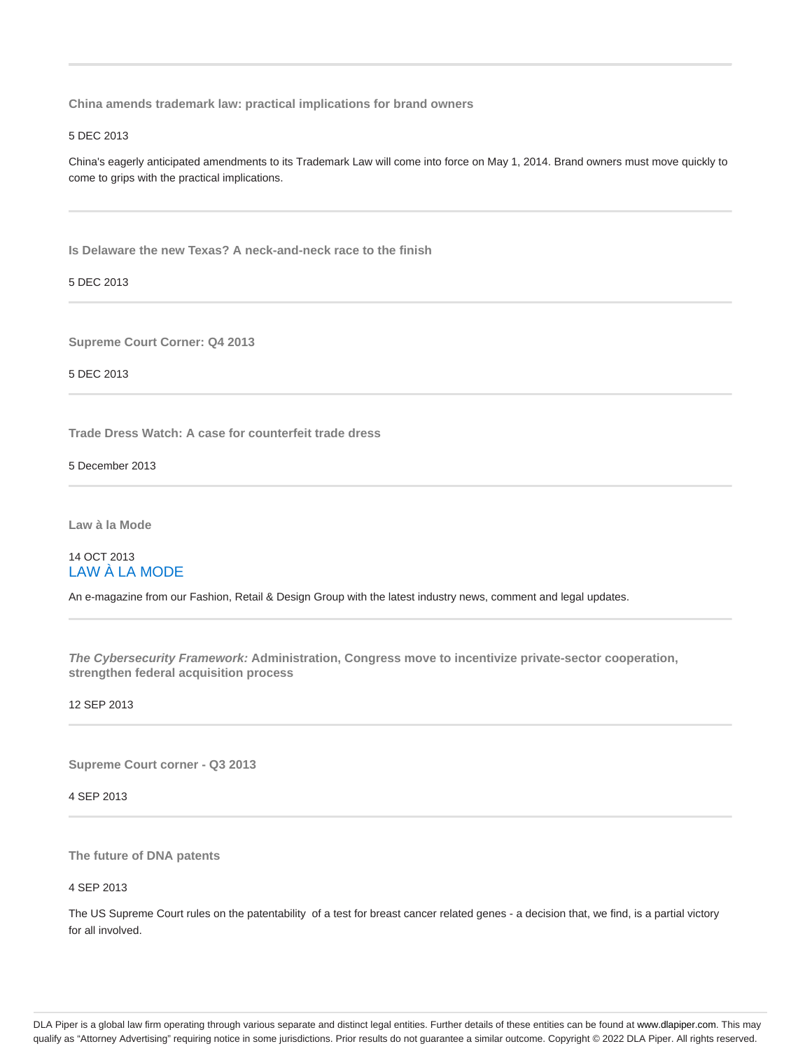---

**China amends trademark law: practical implications for brand owners**

5 DEC 2013

China's eagerly anticipated amendments to its Trademark Law will come into force on May 1, 2014. Brand owners must move quickly to come to grips with the practical implications.

---

**Is Delaware the new Texas? A neck-and-neck race to the finish**

5 DEC 2013

---

**Supreme Court Corner: Q4 2013**

5 DEC 2013

---

**Trade Dress Watch: A case for counterfeit trade dress**

5 December 2013

---

**Law à la Mode**

14 OCT 2013

LAW À LA MODE

An e-magazine from our Fashion, Retail & Design Group with the latest industry news, comment and legal updates.

---

***The Cybersecurity Framework:* Administration, Congress move to incentivize private-sector cooperation, strengthen federal acquisition process**

12 SEP 2013

---

**Supreme Court corner - Q3 2013**

4 SEP 2013

---

**The future of DNA patents**

4 SEP 2013

The US Supreme Court rules on the patentability of a test for breast cancer related genes - a decision that, we find, is a partial victory for all involved.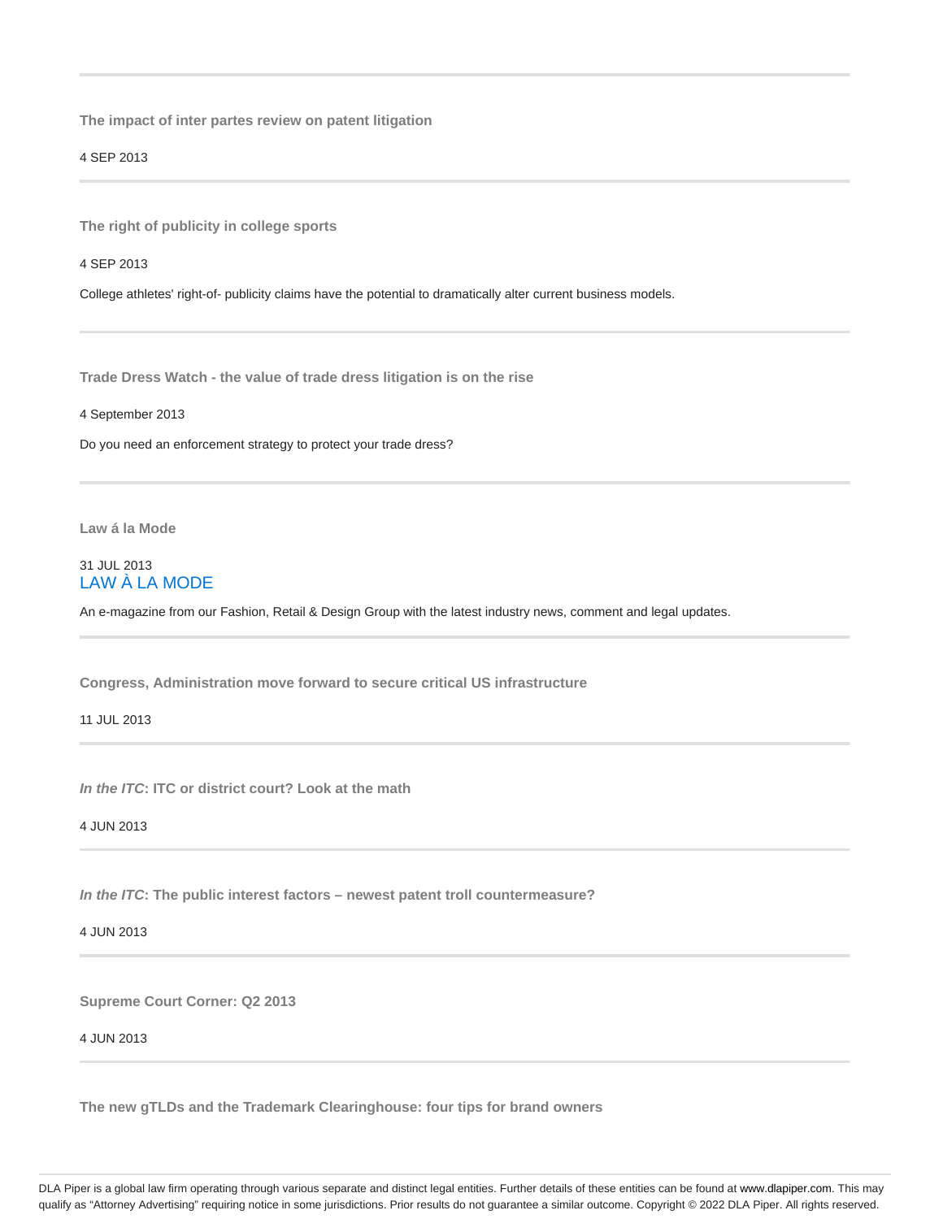---

### The impact of inter partes review on patent litigation

4 SEP 2013

---

### The right of publicity in college sports

4 SEP 2013

College athletes' right-of- publicity claims have the potential to dramatically alter current business models.

---

### Trade Dress Watch - the value of trade dress litigation is on the rise

4 September 2013

Do you need an enforcement strategy to protect your trade dress?

---

### Law á la Mode

31 JUL 2013

LAW À LA MODE

An e-magazine from our Fashion, Retail & Design Group with the latest industry news, comment and legal updates.

---

### Congress, Administration move forward to secure critical US infrastructure

11 JUL 2013

---

### *In the ITC*: ITC or district court? Look at the math

4 JUN 2013

---

### *In the ITC*: The public interest factors – newest patent troll countermeasure?

4 JUN 2013

---

### Supreme Court Corner: Q2 2013

4 JUN 2013

---

### The new gTLDs and the Trademark Clearinghouse: four tips for brand owners

DLA Piper is a global law firm operating through various separate and distinct legal entities. Further details of these entities can be found at www.dlapiper.com. This may qualify as "Attorney Advertising" requiring notice in some jurisdictions. Prior results do not guarantee a similar outcome. Copyright © 2022 DLA Piper. All rights reserved.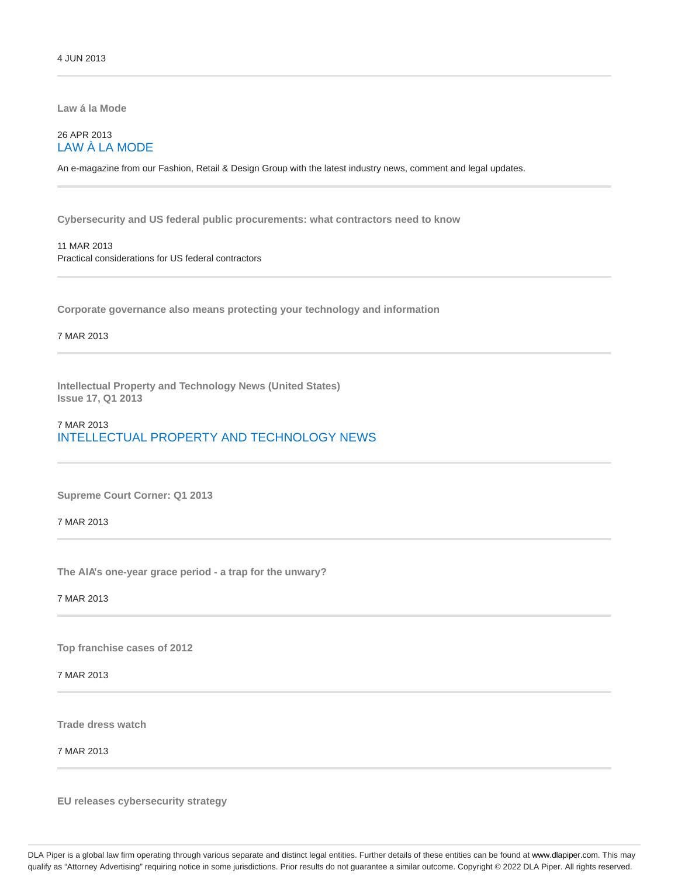4 JUN 2013

---

**Law á la Mode**

26 APR 2013
LAW À LA MODE

An e-magazine from our Fashion, Retail & Design Group with the latest industry news, comment and legal updates.

---

**Cybersecurity and US federal public procurements: what contractors need to know**

11 MAR 2013
Practical considerations for US federal contractors

---

**Corporate governance also means protecting your technology and information**

7 MAR 2013

---

**Intellectual Property and Technology News (United States)**
**Issue 17, Q1 2013**

7 MAR 2013
INTELLECTUAL PROPERTY AND TECHNOLOGY NEWS

---

**Supreme Court Corner: Q1 2013**

7 MAR 2013

---

**The AIA's one-year grace period - a trap for the unwary?**

7 MAR 2013

---

**Top franchise cases of 2012**

7 MAR 2013

---

**Trade dress watch**

7 MAR 2013

---

**EU releases cybersecurity strategy**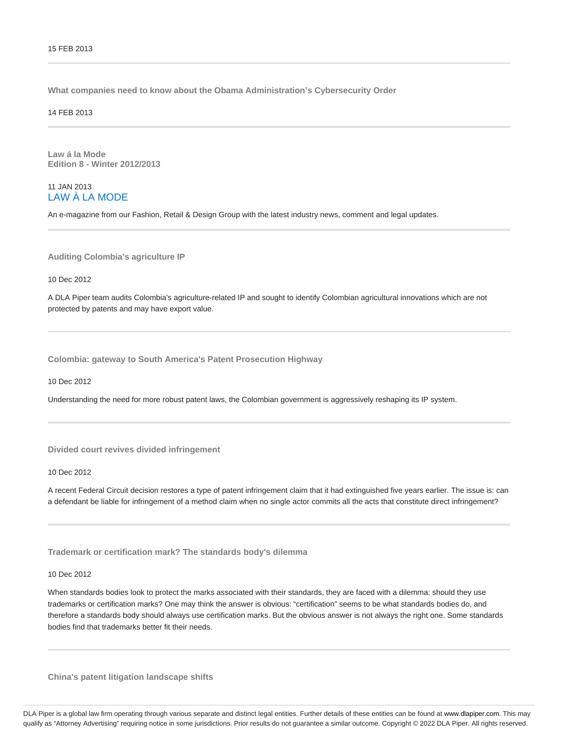15 FEB 2013

---

**What companies need to know about the Obama Administration's Cybersecurity Order**

14 FEB 2013

---

**Law á la Mode**
**Edition 8 - Winter 2012/2013**

11 JAN 2013

LAW À LA MODE

An e-magazine from our Fashion, Retail & Design Group with the latest industry news, comment and legal updates.

---

**Auditing Colombia's agriculture IP**

10 Dec 2012

A DLA Piper team audits Colombia's agriculture-related IP and sought to identify Colombian agricultural innovations which are not protected by patents and may have export value.

---

**Colombia: gateway to South America's Patent Prosecution Highway**

10 Dec 2012

Understanding the need for more robust patent laws, the Colombian government is aggressively reshaping its IP system.

---

**Divided court revives divided infringement**

10 Dec 2012

A recent Federal Circuit decision restores a type of patent infringement claim that it had extinguished five years earlier. The issue is: can a defendant be liable for infringement of a method claim when no single actor commits all the acts that constitute direct infringement?

---

**Trademark or certification mark? The standards body's dilemma**

10 Dec 2012

When standards bodies look to protect the marks associated with their standards, they are faced with a dilemma: should they use trademarks or certification marks? One may think the answer is obvious: "certification" seems to be what standards bodies do, and therefore a standards body should always use certification marks. But the obvious answer is not always the right one. Some standards bodies find that trademarks better fit their needs.

---

**China's patent litigation landscape shifts**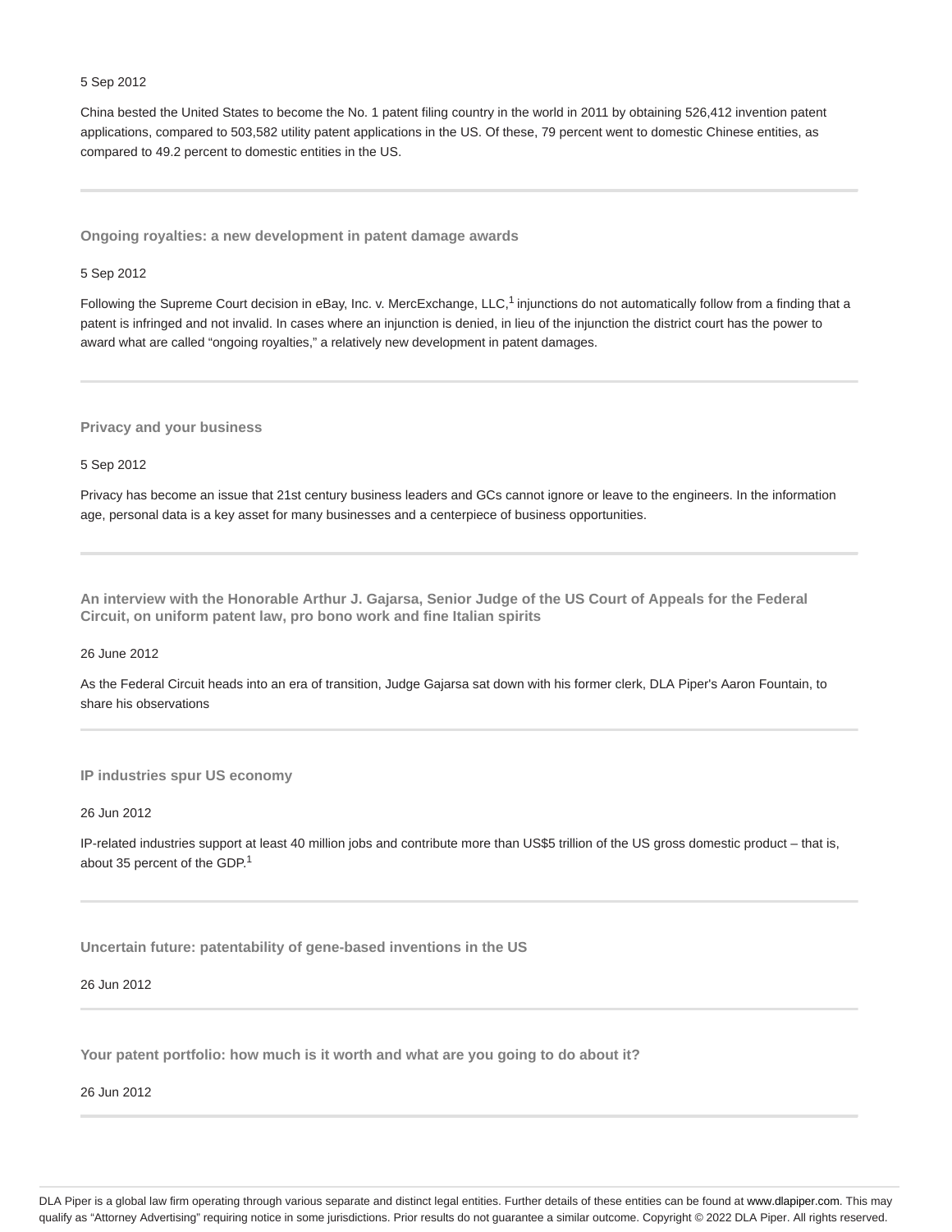5 Sep 2012

China bested the United States to become the No. 1 patent filing country in the world in 2011 by obtaining 526,412 invention patent applications, compared to 503,582 utility patent applications in the US. Of these, 79 percent went to domestic Chinese entities, as compared to 49.2 percent to domestic entities in the US.

---

### Ongoing royalties: a new development in patent damage awards

5 Sep 2012

Following the Supreme Court decision in eBay, Inc. v. MercExchange, LLC,[1] injunctions do not automatically follow from a finding that a patent is infringed and not invalid. In cases where an injunction is denied, in lieu of the injunction the district court has the power to award what are called “ongoing royalties,” a relatively new development in patent damages.

---

### Privacy and your business

5 Sep 2012

Privacy has become an issue that 21st century business leaders and GCs cannot ignore or leave to the engineers. In the information age, personal data is a key asset for many businesses and a centerpiece of business opportunities.

---

### An interview with the Honorable Arthur J. Gajarsa, Senior Judge of the US Court of Appeals for the Federal Circuit, on uniform patent law, pro bono work and fine Italian spirits

26 June 2012

As the Federal Circuit heads into an era of transition, Judge Gajarsa sat down with his former clerk, DLA Piper's Aaron Fountain, to share his observations

---

### IP industries spur US economy

26 Jun 2012

IP-related industries support at least 40 million jobs and contribute more than US$5 trillion of the US gross domestic product – that is, about 35 percent of the GDP.[1]

---

### Uncertain future: patentability of gene-based inventions in the US

26 Jun 2012

---

### Your patent portfolio: how much is it worth and what are you going to do about it?

26 Jun 2012

---

DLA Piper is a global law firm operating through various separate and distinct legal entities. Further details of these entities can be found at www.dlapiper.com. This may qualify as “Attorney Advertising” requiring notice in some jurisdictions. Prior results do not guarantee a similar outcome. Copyright © 2022 DLA Piper. All rights reserved.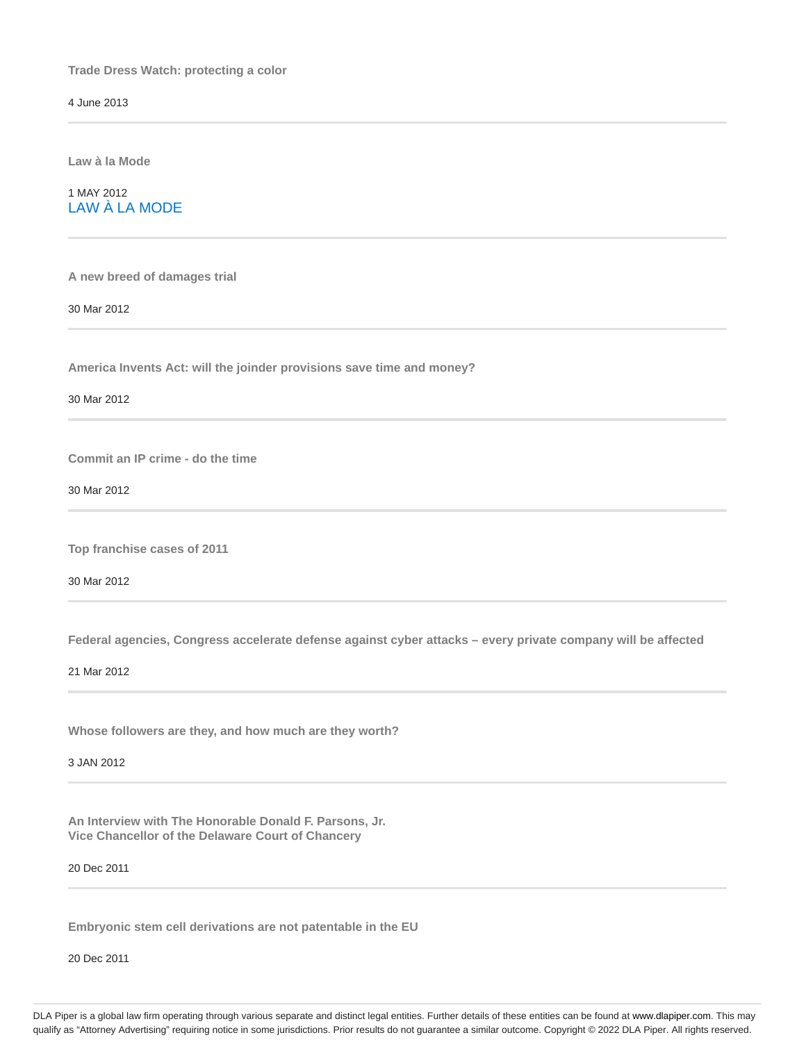**Trade Dress Watch: protecting a color**

4 June 2013

---

**Law à la Mode**

1 MAY 2012
LAW À LA MODE

---

**A new breed of damages trial**

30 Mar 2012

---

**America Invents Act: will the joinder provisions save time and money?**

30 Mar 2012

---

**Commit an IP crime - do the time**

30 Mar 2012

---

**Top franchise cases of 2011**

30 Mar 2012

---

**Federal agencies, Congress accelerate defense against cyber attacks – every private company will be affected**

21 Mar 2012

---

**Whose followers are they, and how much are they worth?**

3 JAN 2012

---

**An Interview with The Honorable Donald F. Parsons, Jr.**
**Vice Chancellor of the Delaware Court of Chancery**

20 Dec 2011

---

**Embryonic stem cell derivations are not patentable in the EU**

20 Dec 2011

DLA Piper is a global law firm operating through various separate and distinct legal entities. Further details of these entities can be found at www.dlapiper.com. This may qualify as "Attorney Advertising" requiring notice in some jurisdictions. Prior results do not guarantee a similar outcome. Copyright © 2022 DLA Piper. All rights reserved.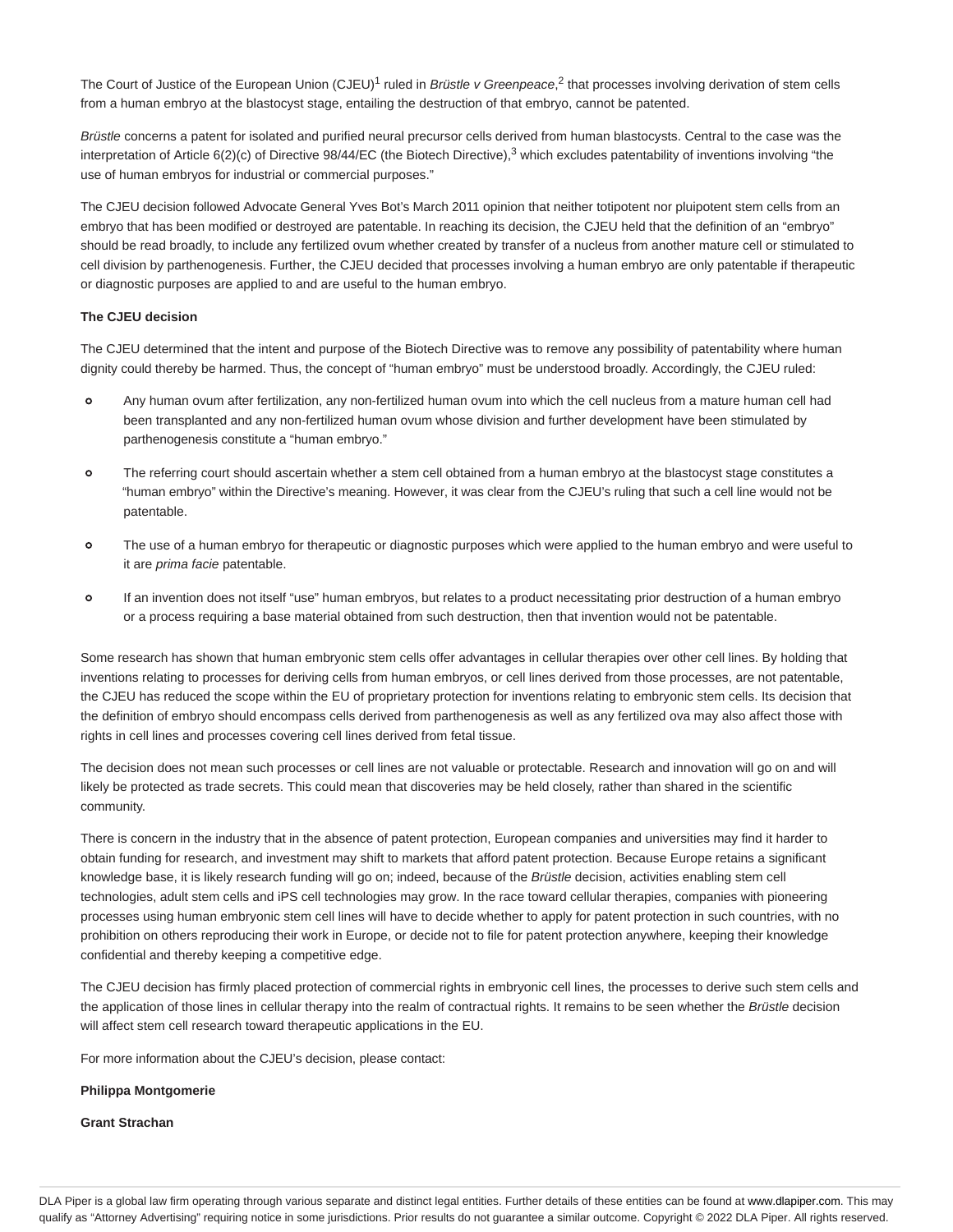The Court of Justice of the European Union (CJEU)[1] ruled in *Brüstle v Greenpeace*,[2] that processes involving derivation of stem cells from a human embryo at the blastocyst stage, entailing the destruction of that embryo, cannot be patented.

*Brüstle* concerns a patent for isolated and purified neural precursor cells derived from human blastocysts. Central to the case was the interpretation of Article 6(2)(c) of Directive 98/44/EC (the Biotech Directive),[3] which excludes patentability of inventions involving "the use of human embryos for industrial or commercial purposes."

The CJEU decision followed Advocate General Yves Bot's March 2011 opinion that neither totipotent nor pluipotent stem cells from an embryo that has been modified or destroyed are patentable. In reaching its decision, the CJEU held that the definition of an "embryo" should be read broadly, to include any fertilized ovum whether created by transfer of a nucleus from another mature cell or stimulated to cell division by parthenogenesis. Further, the CJEU decided that processes involving a human embryo are only patentable if therapeutic or diagnostic purposes are applied to and are useful to the human embryo.

**The CJEU decision**

The CJEU determined that the intent and purpose of the Biotech Directive was to remove any possibility of patentability where human dignity could thereby be harmed. Thus, the concept of "human embryo" must be understood broadly. Accordingly, the CJEU ruled:

- Any human ovum after fertilization, any non-fertilized human ovum into which the cell nucleus from a mature human cell had been transplanted and any non-fertilized human ovum whose division and further development have been stimulated by parthenogenesis constitute a "human embryo."
- The referring court should ascertain whether a stem cell obtained from a human embryo at the blastocyst stage constitutes a "human embryo" within the Directive's meaning. However, it was clear from the CJEU's ruling that such a cell line would not be patentable.
- The use of a human embryo for therapeutic or diagnostic purposes which were applied to the human embryo and were useful to it are *prima facie* patentable.
- If an invention does not itself "use" human embryos, but relates to a product necessitating prior destruction of a human embryo or a process requiring a base material obtained from such destruction, then that invention would not be patentable.

Some research has shown that human embryonic stem cells offer advantages in cellular therapies over other cell lines. By holding that inventions relating to processes for deriving cells from human embryos, or cell lines derived from those processes, are not patentable, the CJEU has reduced the scope within the EU of proprietary protection for inventions relating to embryonic stem cells. Its decision that the definition of embryo should encompass cells derived from parthenogenesis as well as any fertilized ova may also affect those with rights in cell lines and processes covering cell lines derived from fetal tissue.

The decision does not mean such processes or cell lines are not valuable or protectable. Research and innovation will go on and will likely be protected as trade secrets. This could mean that discoveries may be held closely, rather than shared in the scientific community.

There is concern in the industry that in the absence of patent protection, European companies and universities may find it harder to obtain funding for research, and investment may shift to markets that afford patent protection. Because Europe retains a significant knowledge base, it is likely research funding will go on; indeed, because of the *Brüstle* decision, activities enabling stem cell technologies, adult stem cells and iPS cell technologies may grow. In the race toward cellular therapies, companies with pioneering processes using human embryonic stem cell lines will have to decide whether to apply for patent protection in such countries, with no prohibition on others reproducing their work in Europe, or decide not to file for patent protection anywhere, keeping their knowledge confidential and thereby keeping a competitive edge.

The CJEU decision has firmly placed protection of commercial rights in embryonic cell lines, the processes to derive such stem cells and the application of those lines in cellular therapy into the realm of contractual rights. It remains to be seen whether the *Brüstle* decision will affect stem cell research toward therapeutic applications in the EU.

For more information about the CJEU's decision, please contact:

**Philippa Montgomerie**

**Grant Strachan**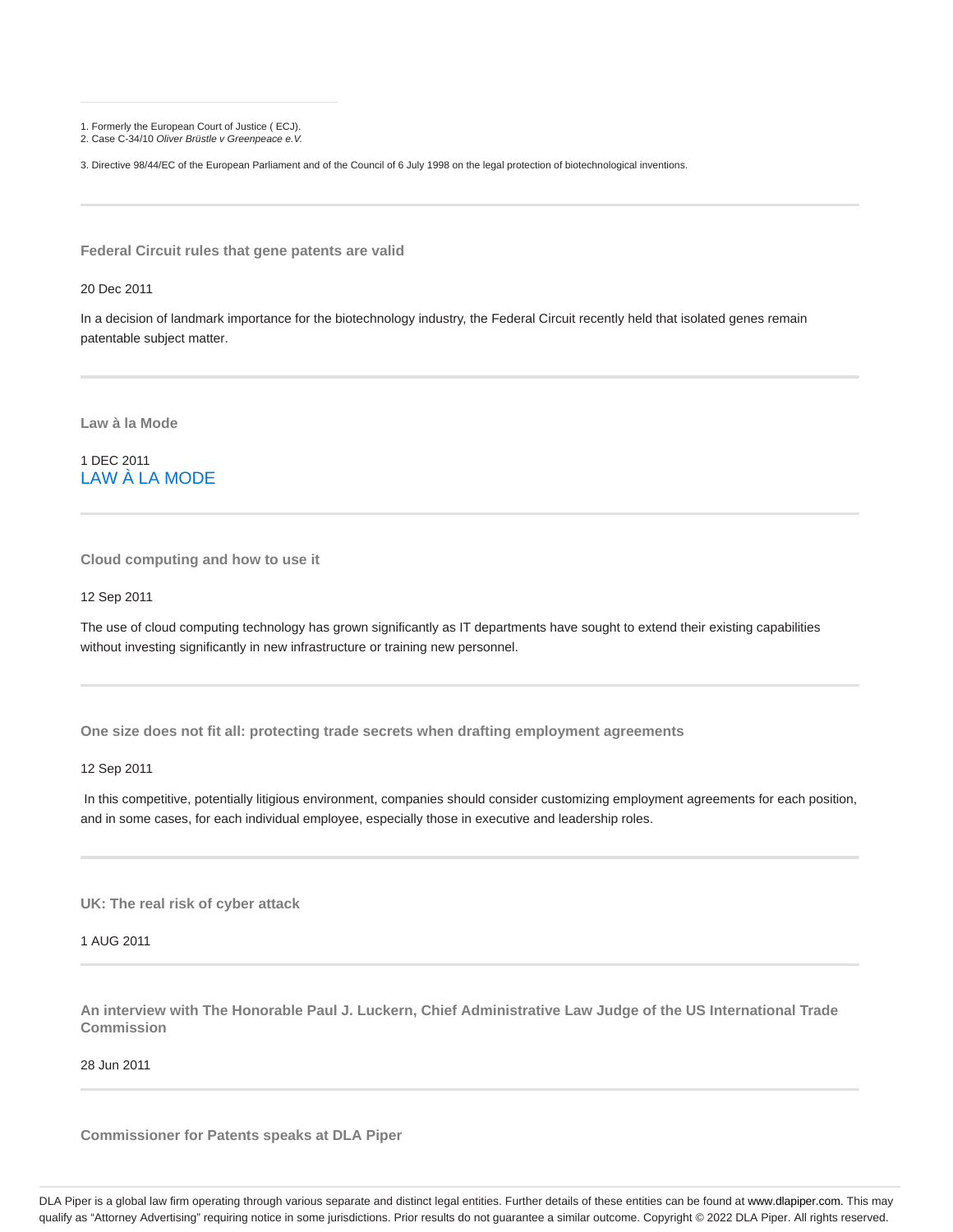1. Formerly the European Court of Justice ( ECJ).
2. Case C-34/10 *Oliver Brüstle v Greenpeace e.V.*

3. Directive 98/44/EC of the European Parliament and of the Council of 6 July 1998 on the legal protection of biotechnological inventions.

---

### Federal Circuit rules that gene patents are valid

20 Dec 2011

In a decision of landmark importance for the biotechnology industry, the Federal Circuit recently held that isolated genes remain patentable subject matter.

---

### Law à la Mode

1 DEC 2011

LAW À LA MODE

---

### Cloud computing and how to use it

12 Sep 2011

The use of cloud computing technology has grown significantly as IT departments have sought to extend their existing capabilities without investing significantly in new infrastructure or training new personnel.

---

### One size does not fit all: protecting trade secrets when drafting employment agreements

12 Sep 2011

In this competitive, potentially litigious environment, companies should consider customizing employment agreements for each position, and in some cases, for each individual employee, especially those in executive and leadership roles.

---

### UK: The real risk of cyber attack

1 AUG 2011

---

### An interview with The Honorable Paul J. Luckern, Chief Administrative Law Judge of the US International Trade Commission

28 Jun 2011

---

### Commissioner for Patents speaks at DLA Piper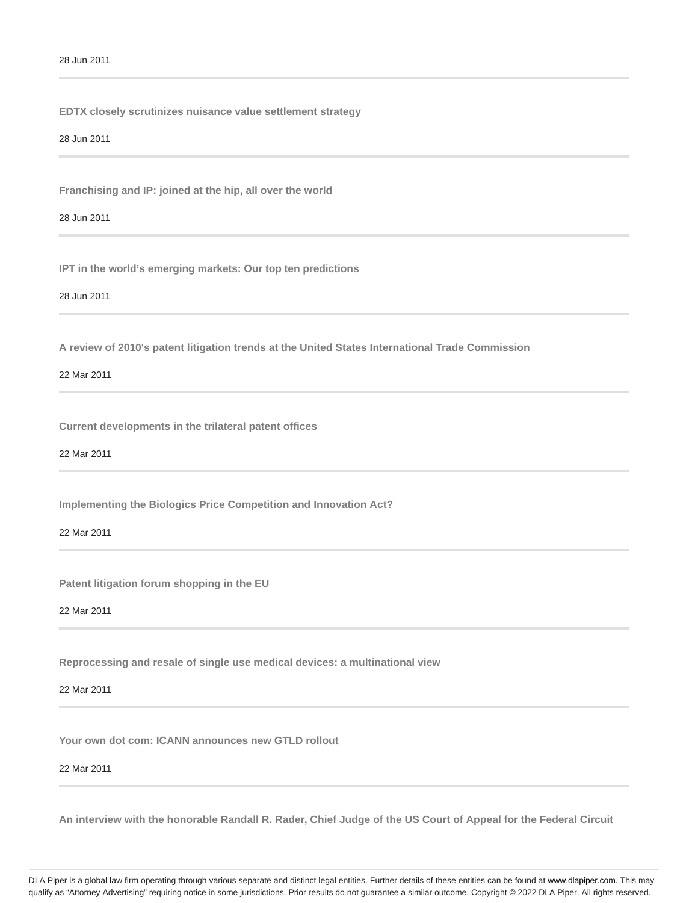28 Jun 2011

---

**EDTX closely scrutinizes nuisance value settlement strategy**

28 Jun 2011

---

**Franchising and IP: joined at the hip, all over the world**

28 Jun 2011

---

**IPT in the world's emerging markets: Our top ten predictions**

28 Jun 2011

---

**A review of 2010's patent litigation trends at the United States International Trade Commission**

22 Mar 2011

---

**Current developments in the trilateral patent offices**

22 Mar 2011

---

**Implementing the Biologics Price Competition and Innovation Act?**

22 Mar 2011

---

**Patent litigation forum shopping in the EU**

22 Mar 2011

---

**Reprocessing and resale of single use medical devices: a multinational view**

22 Mar 2011

---

**Your own dot com: ICANN announces new GTLD rollout**

22 Mar 2011

---

**An interview with the honorable Randall R. Rader, Chief Judge of the US Court of Appeal for the Federal Circuit**

DLA Piper is a global law firm operating through various separate and distinct legal entities. Further details of these entities can be found at www.dlapiper.com. This may qualify as "Attorney Advertising" requiring notice in some jurisdictions. Prior results do not guarantee a similar outcome. Copyright © 2022 DLA Piper. All rights reserved.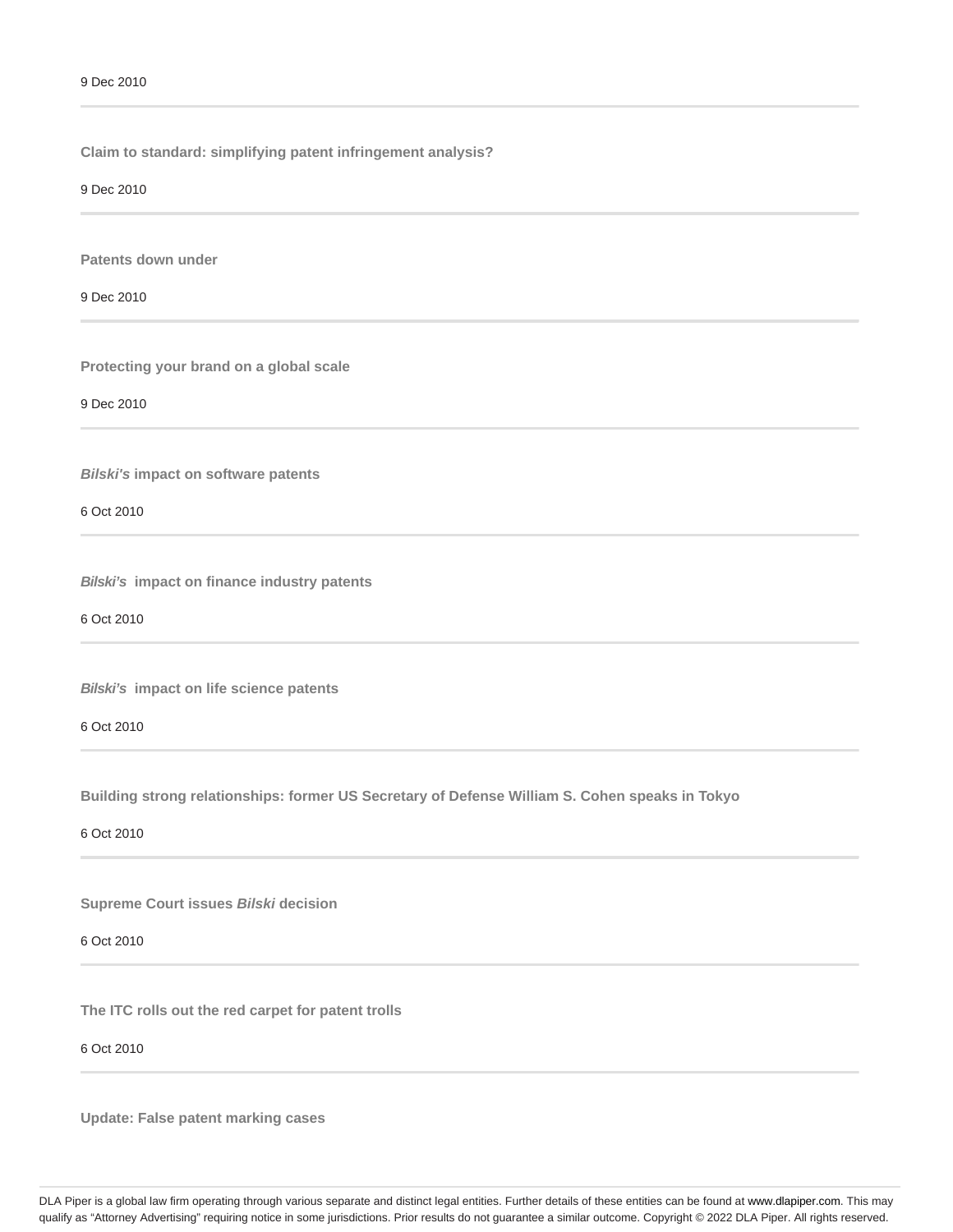9 Dec 2010

---

**Claim to standard: simplifying patent infringement analysis?**

9 Dec 2010

---

**Patents down under**

9 Dec 2010

---

**Protecting your brand on a global scale**

9 Dec 2010

---

***Bilski's* impact on software patents**

6 Oct 2010

---

***Bilski's* impact on finance industry patents**

6 Oct 2010

---

***Bilski's* impact on life science patents**

6 Oct 2010

---

**Building strong relationships: former US Secretary of Defense William S. Cohen speaks in Tokyo**

6 Oct 2010

---

**Supreme Court issues *Bilski* decision**

6 Oct 2010

---

**The ITC rolls out the red carpet for patent trolls**

6 Oct 2010

---

**Update: False patent marking cases**

DLA Piper is a global law firm operating through various separate and distinct legal entities. Further details of these entities can be found at www.dlapiper.com. This may qualify as "Attorney Advertising" requiring notice in some jurisdictions. Prior results do not guarantee a similar outcome. Copyright © 2022 DLA Piper. All rights reserved.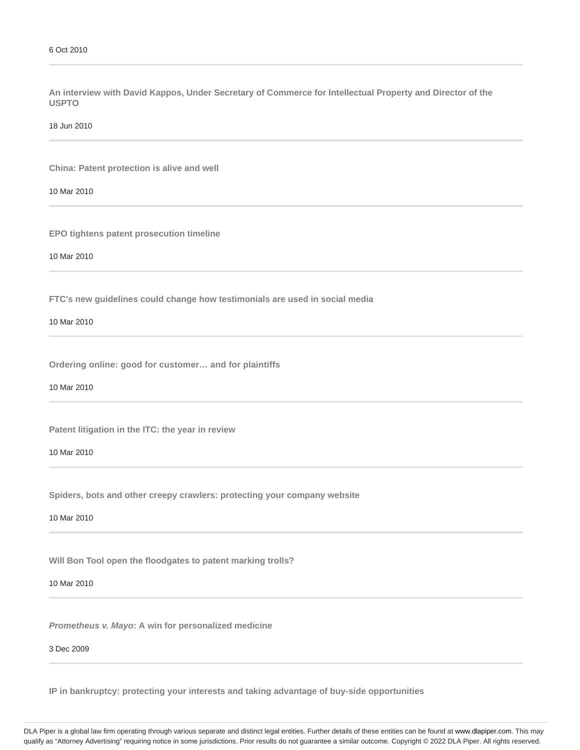6 Oct 2010

---

**An interview with David Kappos, Under Secretary of Commerce for Intellectual Property and Director of the USPTO**

18 Jun 2010

---

**China: Patent protection is alive and well**

10 Mar 2010

---

**EPO tightens patent prosecution timeline**

10 Mar 2010

---

**FTC's new guidelines could change how testimonials are used in social media**

10 Mar 2010

---

**Ordering online: good for customer… and for plaintiffs**

10 Mar 2010

---

**Patent litigation in the ITC: the year in review**

10 Mar 2010

---

**Spiders, bots and other creepy crawlers: protecting your company website**

10 Mar 2010

---

**Will Bon Tool open the floodgates to patent marking trolls?**

10 Mar 2010

---

***Prometheus v. Mayo*: A win for personalized medicine**

3 Dec 2009

---

**IP in bankruptcy: protecting your interests and taking advantage of buy-side opportunities**

DLA Piper is a global law firm operating through various separate and distinct legal entities. Further details of these entities can be found at www.dlapiper.com. This may qualify as "Attorney Advertising" requiring notice in some jurisdictions. Prior results do not guarantee a similar outcome. Copyright © 2022 DLA Piper. All rights reserved.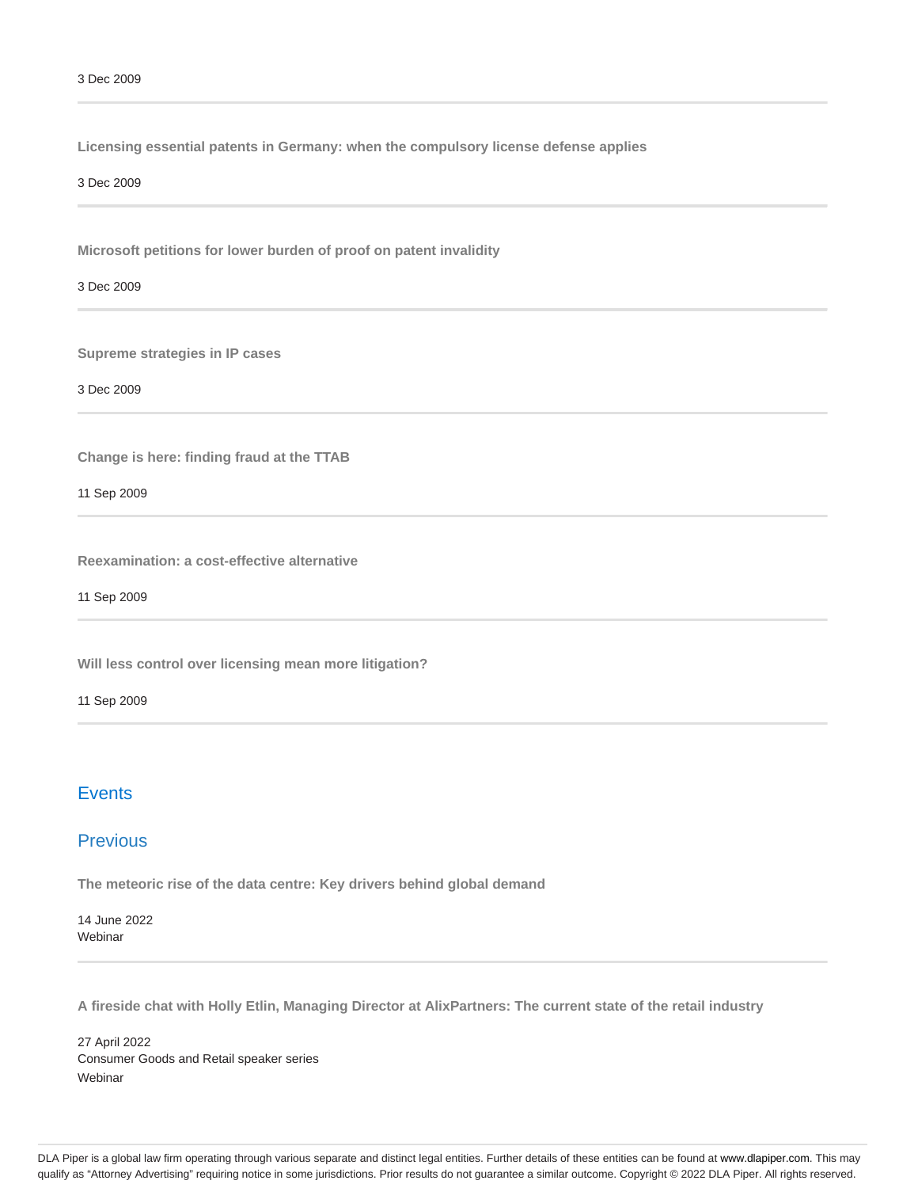3 Dec 2009

**Licensing essential patents in Germany: when the compulsory license defense applies**

3 Dec 2009

**Microsoft petitions for lower burden of proof on patent invalidity**

3 Dec 2009

**Supreme strategies in IP cases**

3 Dec 2009

**Change is here: finding fraud at the TTAB**

11 Sep 2009

**Reexamination: a cost-effective alternative**

11 Sep 2009

**Will less control over licensing mean more litigation?**

11 Sep 2009

## Events

## Previous

**The meteoric rise of the data centre: Key drivers behind global demand**

14 June 2022
Webinar

**A fireside chat with Holly Etlin, Managing Director at AlixPartners: The current state of the retail industry**

27 April 2022
Consumer Goods and Retail speaker series
Webinar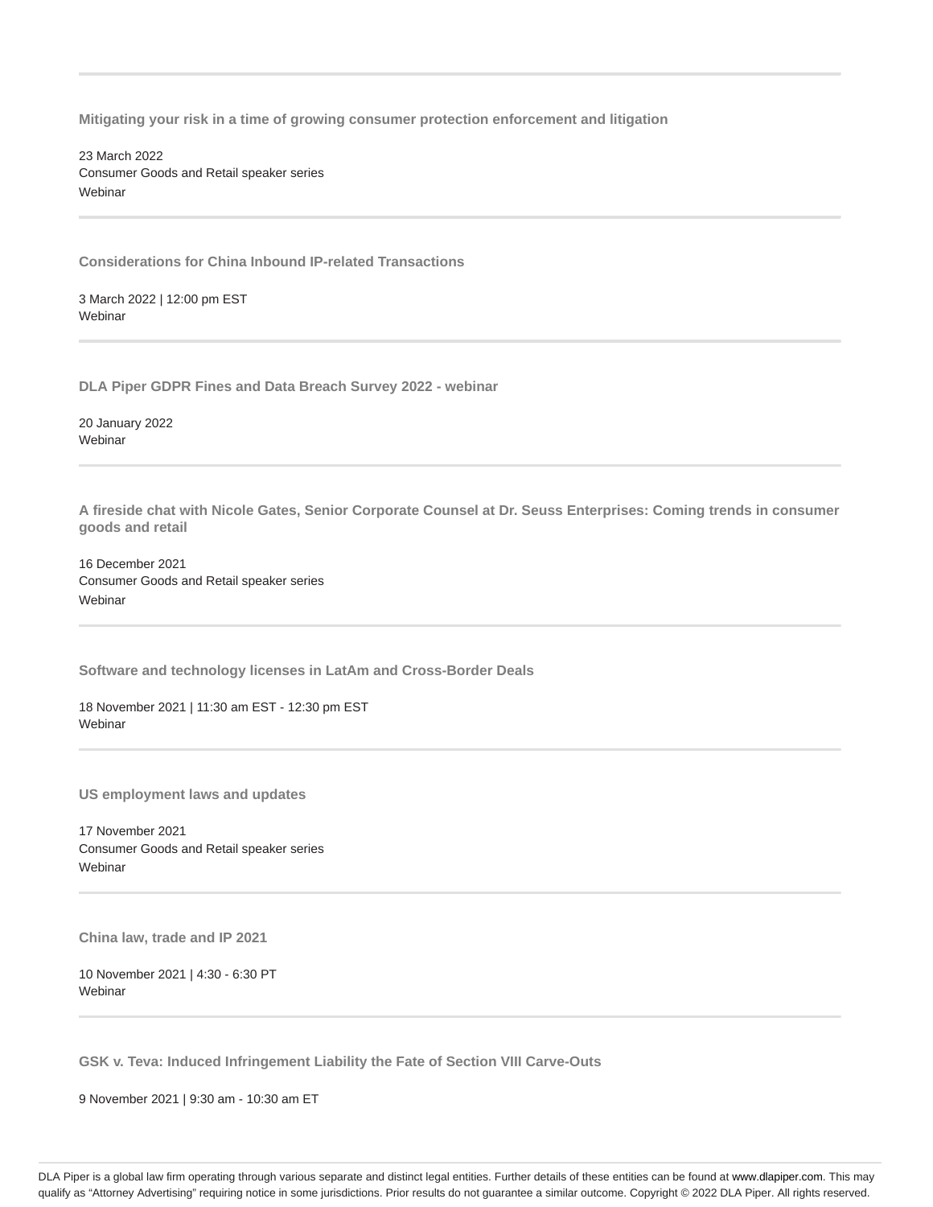**Mitigating your risk in a time of growing consumer protection enforcement and litigation**

23 March 2022
Consumer Goods and Retail speaker series
Webinar

---

**Considerations for China Inbound IP-related Transactions**

3 March 2022 | 12:00 pm EST
Webinar

---

**DLA Piper GDPR Fines and Data Breach Survey 2022 - webinar**

20 January 2022
Webinar

---

**A fireside chat with Nicole Gates, Senior Corporate Counsel at Dr. Seuss Enterprises: Coming trends in consumer goods and retail**

16 December 2021
Consumer Goods and Retail speaker series
Webinar

---

**Software and technology licenses in LatAm and Cross-Border Deals**

18 November 2021 | 11:30 am EST - 12:30 pm EST
Webinar

---

**US employment laws and updates**

17 November 2021
Consumer Goods and Retail speaker series
Webinar

---

**China law, trade and IP 2021**

10 November 2021 | 4:30 - 6:30 PT
Webinar

---

**GSK v. Teva: Induced Infringement Liability the Fate of Section VIII Carve-Outs**

9 November 2021 | 9:30 am - 10:30 am ET

DLA Piper is a global law firm operating through various separate and distinct legal entities. Further details of these entities can be found at www.dlapiper.com. This may qualify as "Attorney Advertising" requiring notice in some jurisdictions. Prior results do not guarantee a similar outcome. Copyright © 2022 DLA Piper. All rights reserved.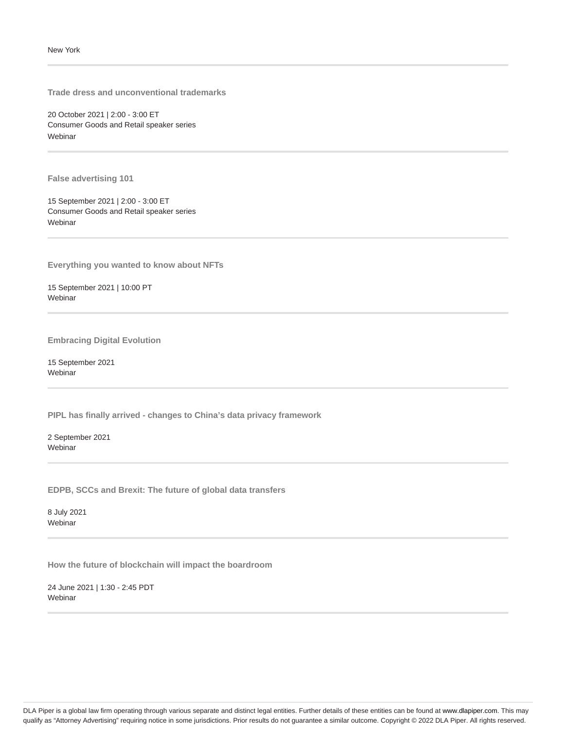New York

---

**Trade dress and unconventional trademarks**

20 October 2021 | 2:00 - 3:00 ET
Consumer Goods and Retail speaker series
Webinar

---

**False advertising 101**

15 September 2021 | 2:00 - 3:00 ET
Consumer Goods and Retail speaker series
Webinar

---

**Everything you wanted to know about NFTs**

15 September 2021 | 10:00 PT
Webinar

---

**Embracing Digital Evolution**

15 September 2021
Webinar

---

**PIPL has finally arrived - changes to China's data privacy framework**

2 September 2021
Webinar

---

**EDPB, SCCs and Brexit: The future of global data transfers**

8 July 2021
Webinar

---

**How the future of blockchain will impact the boardroom**

24 June 2021 | 1:30 - 2:45 PDT
Webinar

---

DLA Piper is a global law firm operating through various separate and distinct legal entities. Further details of these entities can be found at www.dlapiper.com. This may qualify as "Attorney Advertising" requiring notice in some jurisdictions. Prior results do not guarantee a similar outcome. Copyright © 2022 DLA Piper. All rights reserved.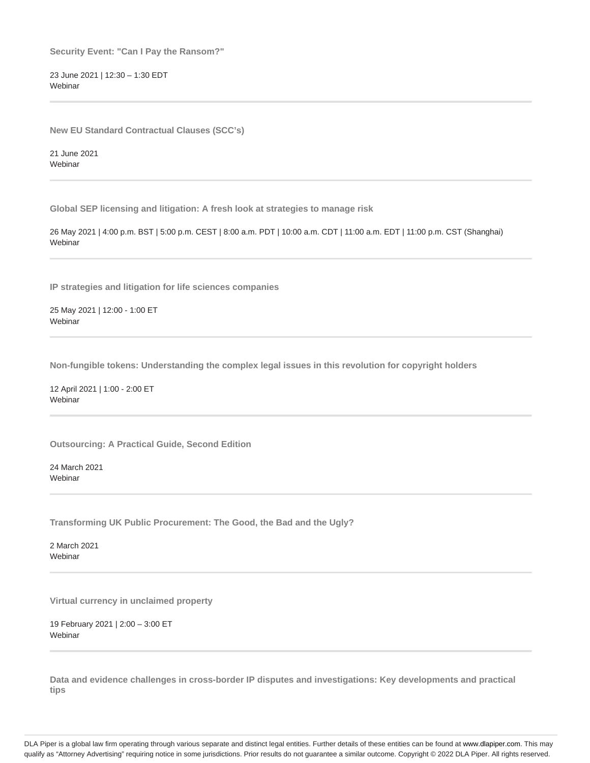**Security Event: "Can I Pay the Ransom?"**

23 June 2021 | 12:30 – 1:30 EDT
Webinar

---

**New EU Standard Contractual Clauses (SCC's)**

21 June 2021
Webinar

---

**Global SEP licensing and litigation: A fresh look at strategies to manage risk**

26 May 2021 | 4:00 p.m. BST | 5:00 p.m. CEST | 8:00 a.m. PDT | 10:00 a.m. CDT | 11:00 a.m. EDT | 11:00 p.m. CST (Shanghai)
Webinar

---

**IP strategies and litigation for life sciences companies**

25 May 2021 | 12:00 - 1:00 ET
Webinar

---

**Non-fungible tokens: Understanding the complex legal issues in this revolution for copyright holders**

12 April 2021 | 1:00 - 2:00 ET
Webinar

---

**Outsourcing: A Practical Guide, Second Edition**

24 March 2021
Webinar

---

**Transforming UK Public Procurement: The Good, the Bad and the Ugly?**

2 March 2021
Webinar

---

**Virtual currency in unclaimed property**

19 February 2021 | 2:00 – 3:00 ET
Webinar

---

**Data and evidence challenges in cross-border IP disputes and investigations: Key developments and practical tips**

DLA Piper is a global law firm operating through various separate and distinct legal entities. Further details of these entities can be found at www.dlapiper.com. This may qualify as "Attorney Advertising" requiring notice in some jurisdictions. Prior results do not guarantee a similar outcome. Copyright © 2022 DLA Piper. All rights reserved.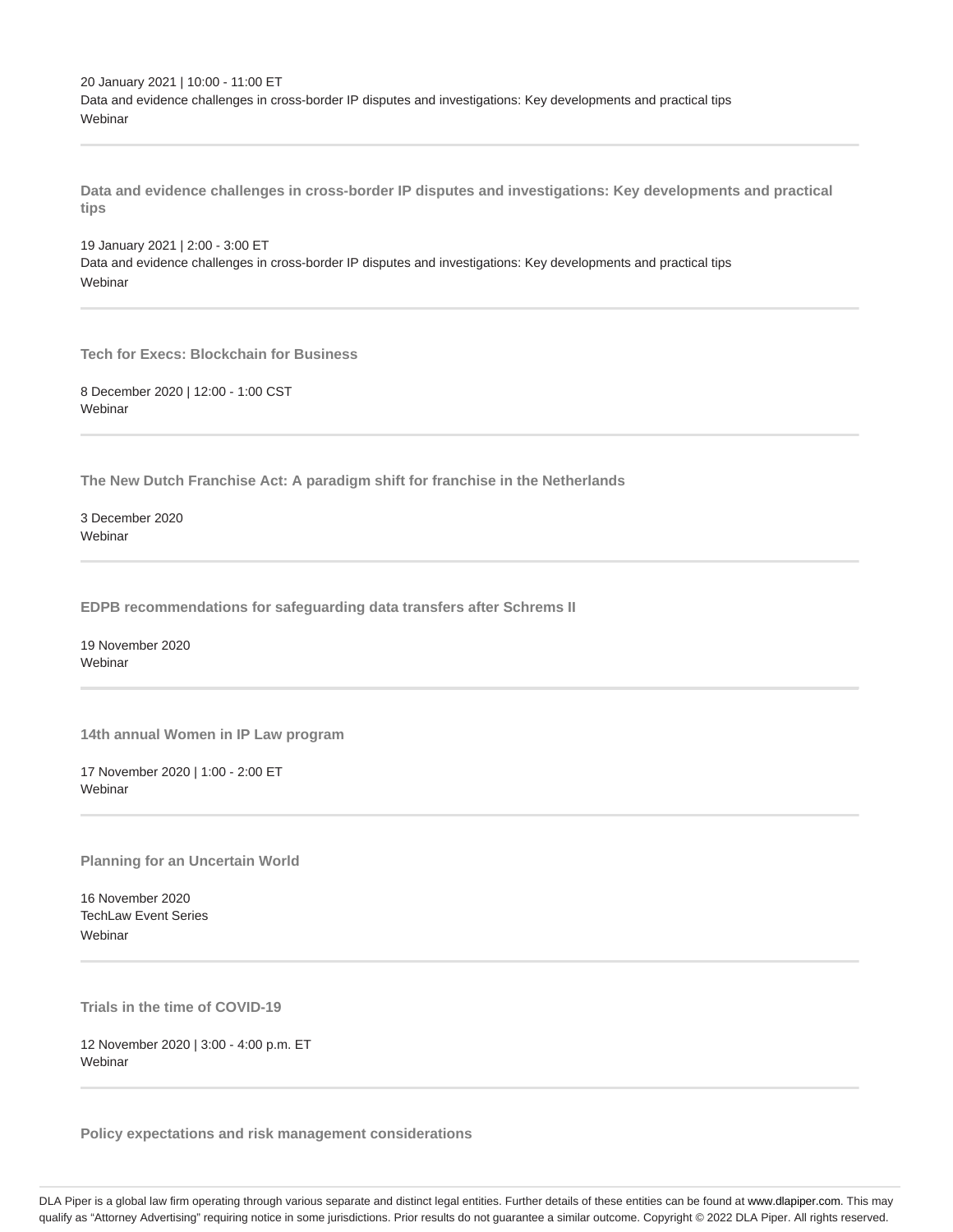20 January 2021 | 10:00 - 11:00 ET
Data and evidence challenges in cross-border IP disputes and investigations: Key developments and practical tips
Webinar

---

**Data and evidence challenges in cross-border IP disputes and investigations: Key developments and practical tips**

19 January 2021 | 2:00 - 3:00 ET
Data and evidence challenges in cross-border IP disputes and investigations: Key developments and practical tips
Webinar

---

**Tech for Execs: Blockchain for Business**

8 December 2020 | 12:00 - 1:00 CST
Webinar

---

**The New Dutch Franchise Act: A paradigm shift for franchise in the Netherlands**

3 December 2020
Webinar

---

**EDPB recommendations for safeguarding data transfers after Schrems II**

19 November 2020
Webinar

---

**14th annual Women in IP Law program**

17 November 2020 | 1:00 - 2:00 ET
Webinar

---

**Planning for an Uncertain World**

16 November 2020
TechLaw Event Series
Webinar

---

**Trials in the time of COVID-19**

12 November 2020 | 3:00 - 4:00 p.m. ET
Webinar

---

**Policy expectations and risk management considerations**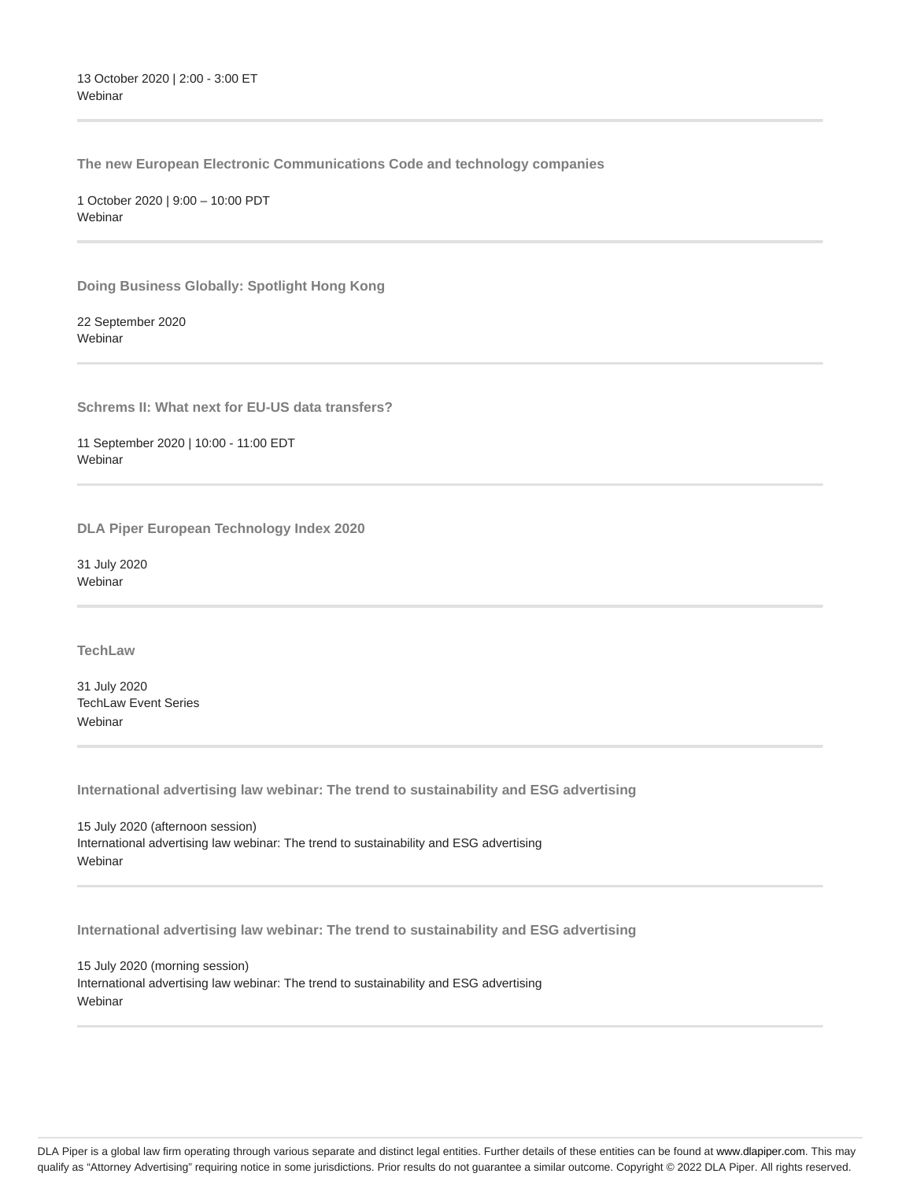13 October 2020 | 2:00 - 3:00 ET
Webinar

---

**The new European Electronic Communications Code and technology companies**

1 October 2020 | 9:00 – 10:00 PDT
Webinar

---

**Doing Business Globally: Spotlight Hong Kong**

22 September 2020
Webinar

---

**Schrems II: What next for EU-US data transfers?**

11 September 2020 | 10:00 - 11:00 EDT
Webinar

---

**DLA Piper European Technology Index 2020**

31 July 2020
Webinar

---

**TechLaw**

31 July 2020
TechLaw Event Series
Webinar

---

**International advertising law webinar: The trend to sustainability and ESG advertising**

15 July 2020 (afternoon session)
International advertising law webinar: The trend to sustainability and ESG advertising
Webinar

---

**International advertising law webinar: The trend to sustainability and ESG advertising**

15 July 2020 (morning session)
International advertising law webinar: The trend to sustainability and ESG advertising
Webinar

---

DLA Piper is a global law firm operating through various separate and distinct legal entities. Further details of these entities can be found at www.dlapiper.com. This may qualify as "Attorney Advertising" requiring notice in some jurisdictions. Prior results do not guarantee a similar outcome. Copyright © 2022 DLA Piper. All rights reserved.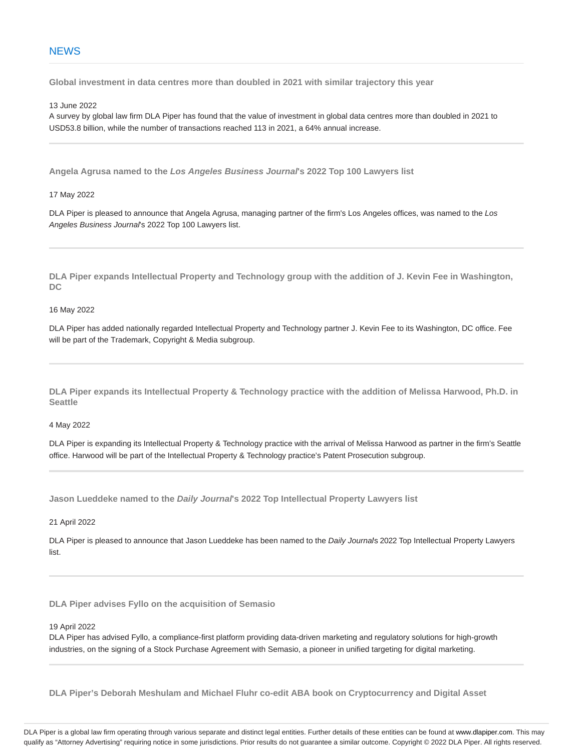## NEWS

**Global investment in data centres more than doubled in 2021 with similar trajectory this year**

13 June 2022

A survey by global law firm DLA Piper has found that the value of investment in global data centres more than doubled in 2021 to USD53.8 billion, while the number of transactions reached 113 in 2021, a 64% annual increase.

---

**Angela Agrusa named to the *Los Angeles Business Journal*'s 2022 Top 100 Lawyers list**

17 May 2022

DLA Piper is pleased to announce that Angela Agrusa, managing partner of the firm's Los Angeles offices, was named to the *Los Angeles Business Journal*'s 2022 Top 100 Lawyers list.

---

**DLA Piper expands Intellectual Property and Technology group with the addition of J. Kevin Fee in Washington, DC**

16 May 2022

DLA Piper has added nationally regarded Intellectual Property and Technology partner J. Kevin Fee to its Washington, DC office. Fee will be part of the Trademark, Copyright & Media subgroup.

---

**DLA Piper expands its Intellectual Property & Technology practice with the addition of Melissa Harwood, Ph.D. in Seattle**

4 May 2022

DLA Piper is expanding its Intellectual Property & Technology practice with the arrival of Melissa Harwood as partner in the firm's Seattle office. Harwood will be part of the Intellectual Property & Technology practice's Patent Prosecution subgroup.

---

**Jason Lueddeke named to the *Daily Journal*'s 2022 Top Intellectual Property Lawyers list**

21 April 2022

DLA Piper is pleased to announce that Jason Lueddeke has been named to the *Daily Journal*'s 2022 Top Intellectual Property Lawyers list.

---

**DLA Piper advises Fyllo on the acquisition of Semasio**

19 April 2022

DLA Piper has advised Fyllo, a compliance-first platform providing data-driven marketing and regulatory solutions for high-growth industries, on the signing of a Stock Purchase Agreement with Semasio, a pioneer in unified targeting for digital marketing.

---

**DLA Piper's Deborah Meshulam and Michael Fluhr co-edit ABA book on Cryptocurrency and Digital Asset**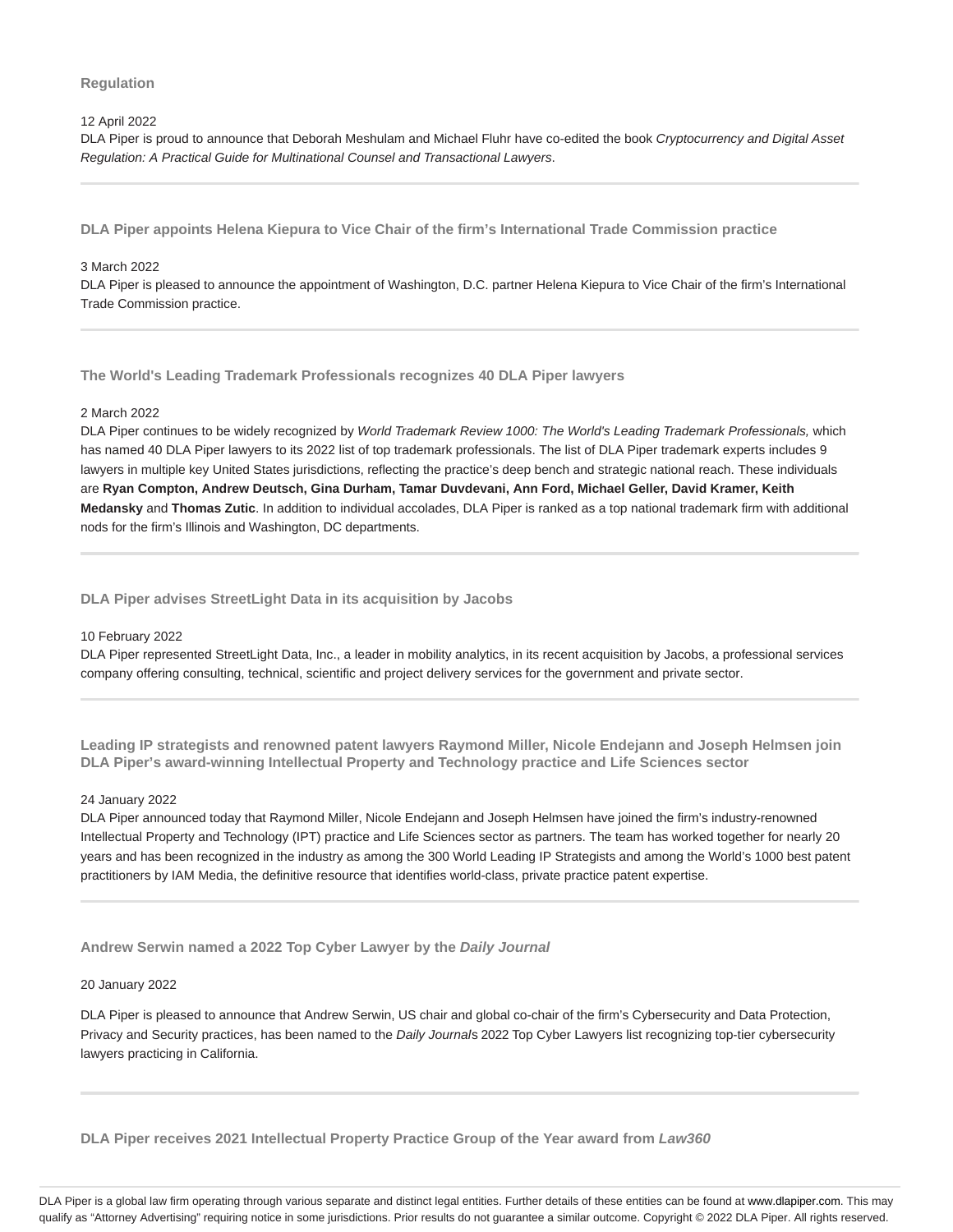### Regulation

12 April 2022

DLA Piper is proud to announce that Deborah Meshulam and Michael Fluhr have co-edited the book *Cryptocurrency and Digital Asset Regulation: A Practical Guide for Multinational Counsel and Transactional Lawyers*.

---

### DLA Piper appoints Helena Kiepura to Vice Chair of the firm's International Trade Commission practice

3 March 2022

DLA Piper is pleased to announce the appointment of Washington, D.C. partner Helena Kiepura to Vice Chair of the firm's International Trade Commission practice.

---

### The World's Leading Trademark Professionals recognizes 40 DLA Piper lawyers

2 March 2022

DLA Piper continues to be widely recognized by *World Trademark Review 1000: The World's Leading Trademark Professionals,* which has named 40 DLA Piper lawyers to its 2022 list of top trademark professionals. The list of DLA Piper trademark experts includes 9 lawyers in multiple key United States jurisdictions, reflecting the practice's deep bench and strategic national reach. These individuals are **Ryan Compton, Andrew Deutsch, Gina Durham, Tamar Duvdevani, Ann Ford, Michael Geller, David Kramer, Keith Medansky** and **Thomas Zutic**. In addition to individual accolades, DLA Piper is ranked as a top national trademark firm with additional nods for the firm's Illinois and Washington, DC departments.

---

### DLA Piper advises StreetLight Data in its acquisition by Jacobs

10 February 2022

DLA Piper represented StreetLight Data, Inc., a leader in mobility analytics, in its recent acquisition by Jacobs, a professional services company offering consulting, technical, scientific and project delivery services for the government and private sector.

---

### Leading IP strategists and renowned patent lawyers Raymond Miller, Nicole Endejann and Joseph Helmsen join DLA Piper's award-winning Intellectual Property and Technology practice and Life Sciences sector

24 January 2022

DLA Piper announced today that Raymond Miller, Nicole Endejann and Joseph Helmsen have joined the firm's industry-renowned Intellectual Property and Technology (IPT) practice and Life Sciences sector as partners. The team has worked together for nearly 20 years and has been recognized in the industry as among the 300 World Leading IP Strategists and among the World's 1000 best patent practitioners by IAM Media, the definitive resource that identifies world-class, private practice patent expertise.

---

### Andrew Serwin named a 2022 Top Cyber Lawyer by the *Daily Journal*

20 January 2022

DLA Piper is pleased to announce that Andrew Serwin, US chair and global co-chair of the firm's Cybersecurity and Data Protection, Privacy and Security practices, has been named to the *Daily Journal*s 2022 Top Cyber Lawyers list recognizing top-tier cybersecurity lawyers practicing in California.

---

### DLA Piper receives 2021 Intellectual Property Practice Group of the Year award from *Law360*

DLA Piper is a global law firm operating through various separate and distinct legal entities. Further details of these entities can be found at www.dlapiper.com. This may qualify as "Attorney Advertising" requiring notice in some jurisdictions. Prior results do not guarantee a similar outcome. Copyright © 2022 DLA Piper. All rights reserved.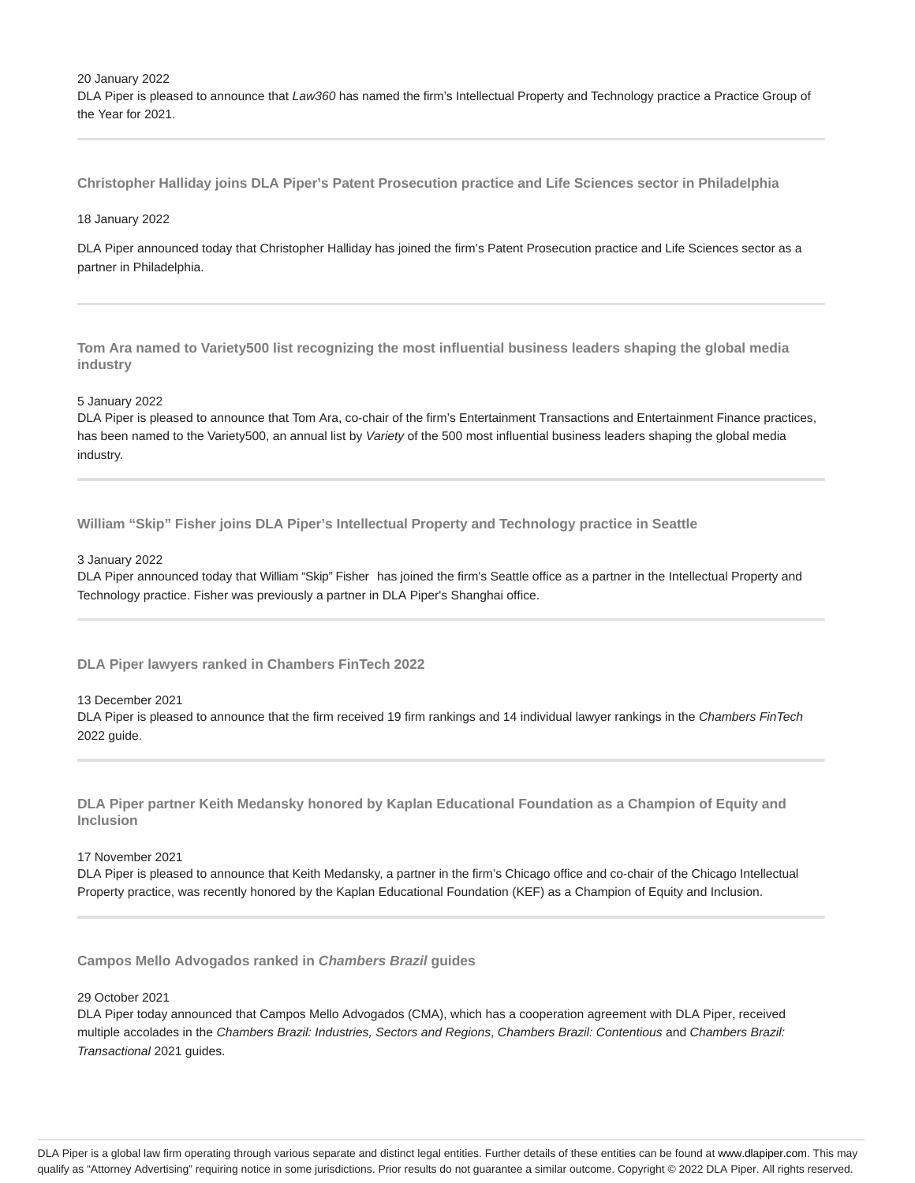20 January 2022
DLA Piper is pleased to announce that *Law360* has named the firm's Intellectual Property and Technology practice a Practice Group of the Year for 2021.

---

### Christopher Halliday joins DLA Piper's Patent Prosecution practice and Life Sciences sector in Philadelphia

18 January 2022

DLA Piper announced today that Christopher Halliday has joined the firm's Patent Prosecution practice and Life Sciences sector as a partner in Philadelphia.

---

### Tom Ara named to Variety500 list recognizing the most influential business leaders shaping the global media industry

5 January 2022
DLA Piper is pleased to announce that Tom Ara, co-chair of the firm's Entertainment Transactions and Entertainment Finance practices, has been named to the Variety500, an annual list by *Variety* of the 500 most influential business leaders shaping the global media industry.

---

### William "Skip" Fisher joins DLA Piper's Intellectual Property and Technology practice in Seattle

3 January 2022
DLA Piper announced today that William "Skip" Fisher has joined the firm's Seattle office as a partner in the Intellectual Property and Technology practice. Fisher was previously a partner in DLA Piper's Shanghai office.

---

### DLA Piper lawyers ranked in Chambers FinTech 2022

13 December 2021
DLA Piper is pleased to announce that the firm received 19 firm rankings and 14 individual lawyer rankings in the *Chambers FinTech* 2022 guide.

---

### DLA Piper partner Keith Medansky honored by Kaplan Educational Foundation as a Champion of Equity and Inclusion

17 November 2021
DLA Piper is pleased to announce that Keith Medansky, a partner in the firm's Chicago office and co-chair of the Chicago Intellectual Property practice, was recently honored by the Kaplan Educational Foundation (KEF) as a Champion of Equity and Inclusion.

---

### Campos Mello Advogados ranked in *Chambers Brazil* guides

29 October 2021
DLA Piper today announced that Campos Mello Advogados (CMA), which has a cooperation agreement with DLA Piper, received multiple accolades in the *Chambers Brazil: Industries, Sectors and Regions*, *Chambers Brazil: Contentious* and *Chambers Brazil: Transactional* 2021 guides.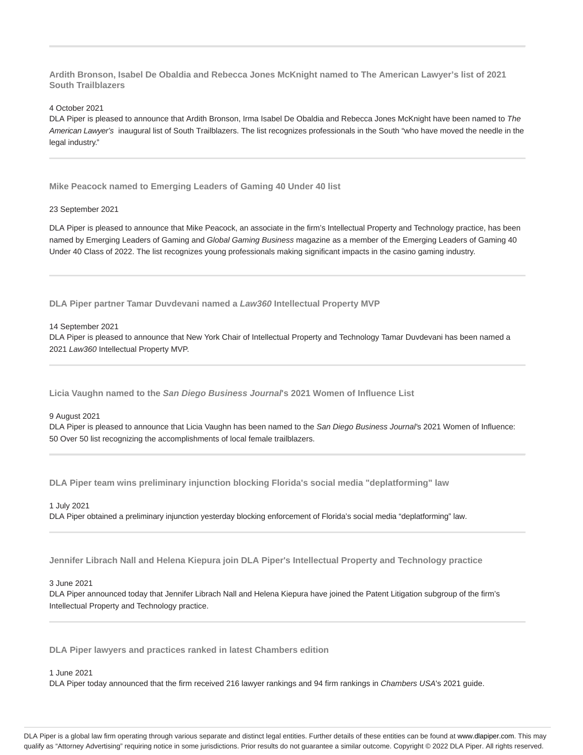### Ardith Bronson, Isabel De Obaldia and Rebecca Jones McKnight named to The American Lawyer's list of 2021 South Trailblazers

4 October 2021

DLA Piper is pleased to announce that Ardith Bronson, Irma Isabel De Obaldia and Rebecca Jones McKnight have been named to *The American Lawyer's* inaugural list of South Trailblazers. The list recognizes professionals in the South "who have moved the needle in the legal industry."

### Mike Peacock named to Emerging Leaders of Gaming 40 Under 40 list

23 September 2021

DLA Piper is pleased to announce that Mike Peacock, an associate in the firm's Intellectual Property and Technology practice, has been named by Emerging Leaders of Gaming and *Global Gaming Business* magazine as a member of the Emerging Leaders of Gaming 40 Under 40 Class of 2022. The list recognizes young professionals making significant impacts in the casino gaming industry.

### DLA Piper partner Tamar Duvdevani named a *Law360* Intellectual Property MVP

14 September 2021

DLA Piper is pleased to announce that New York Chair of Intellectual Property and Technology Tamar Duvdevani has been named a 2021 *Law360* Intellectual Property MVP.

### Licia Vaughn named to the *San Diego Business Journal*'s 2021 Women of Influence List

9 August 2021

DLA Piper is pleased to announce that Licia Vaughn has been named to the *San Diego Business Journal*'s 2021 Women of Influence: 50 Over 50 list recognizing the accomplishments of local female trailblazers.

### DLA Piper team wins preliminary injunction blocking Florida's social media "deplatforming" law

1 July 2021

DLA Piper obtained a preliminary injunction yesterday blocking enforcement of Florida's social media "deplatforming" law.

### Jennifer Librach Nall and Helena Kiepura join DLA Piper's Intellectual Property and Technology practice

3 June 2021

DLA Piper announced today that Jennifer Librach Nall and Helena Kiepura have joined the Patent Litigation subgroup of the firm's Intellectual Property and Technology practice.

### DLA Piper lawyers and practices ranked in latest Chambers edition

1 June 2021

DLA Piper today announced that the firm received 216 lawyer rankings and 94 firm rankings in *Chambers USA*'s 2021 guide.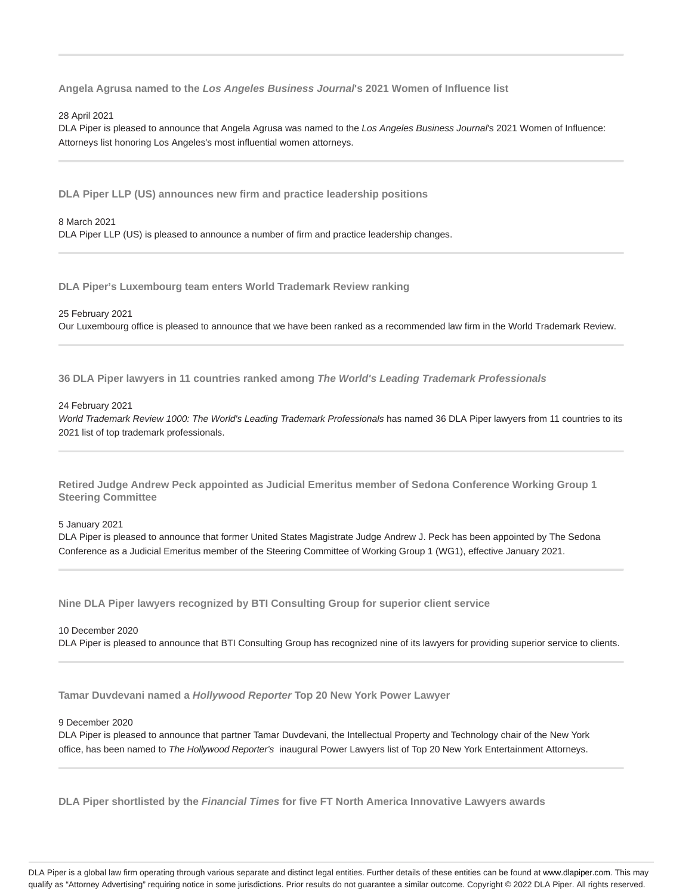---

### Angela Agrusa named to the *Los Angeles Business Journal*'s 2021 Women of Influence list

28 April 2021

DLA Piper is pleased to announce that Angela Agrusa was named to the *Los Angeles Business Journal*'s 2021 Women of Influence: Attorneys list honoring Los Angeles's most influential women attorneys.

---

### DLA Piper LLP (US) announces new firm and practice leadership positions

8 March 2021

DLA Piper LLP (US) is pleased to announce a number of firm and practice leadership changes.

---

### DLA Piper's Luxembourg team enters World Trademark Review ranking

25 February 2021

Our Luxembourg office is pleased to announce that we have been ranked as a recommended law firm in the World Trademark Review.

---

### 36 DLA Piper lawyers in 11 countries ranked among *The World's Leading Trademark Professionals*

24 February 2021

*World Trademark Review 1000: The World's Leading Trademark Professionals* has named 36 DLA Piper lawyers from 11 countries to its 2021 list of top trademark professionals.

---

### Retired Judge Andrew Peck appointed as Judicial Emeritus member of Sedona Conference Working Group 1 Steering Committee

5 January 2021

DLA Piper is pleased to announce that former United States Magistrate Judge Andrew J. Peck has been appointed by The Sedona Conference as a Judicial Emeritus member of the Steering Committee of Working Group 1 (WG1), effective January 2021.

---

### Nine DLA Piper lawyers recognized by BTI Consulting Group for superior client service

10 December 2020

DLA Piper is pleased to announce that BTI Consulting Group has recognized nine of its lawyers for providing superior service to clients.

---

### Tamar Duvdevani named a *Hollywood Reporter* Top 20 New York Power Lawyer

9 December 2020

DLA Piper is pleased to announce that partner Tamar Duvdevani, the Intellectual Property and Technology chair of the New York office, has been named to *The Hollywood Reporter's* inaugural Power Lawyers list of Top 20 New York Entertainment Attorneys.

---

### DLA Piper shortlisted by the *Financial Times* for five FT North America Innovative Lawyers awards

DLA Piper is a global law firm operating through various separate and distinct legal entities. Further details of these entities can be found at www.dlapiper.com. This may qualify as "Attorney Advertising" requiring notice in some jurisdictions. Prior results do not guarantee a similar outcome. Copyright © 2022 DLA Piper. All rights reserved.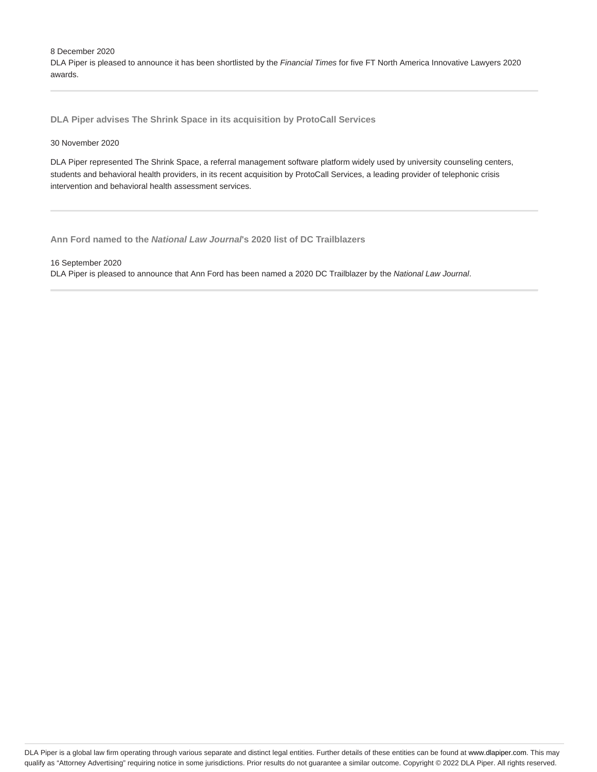8 December 2020

DLA Piper is pleased to announce it has been shortlisted by the *Financial Times* for five FT North America Innovative Lawyers 2020 awards.

---

### DLA Piper advises The Shrink Space in its acquisition by ProtoCall Services

30 November 2020

DLA Piper represented The Shrink Space, a referral management software platform widely used by university counseling centers, students and behavioral health providers, in its recent acquisition by ProtoCall Services, a leading provider of telephonic crisis intervention and behavioral health assessment services.

---

### Ann Ford named to the *National Law Journal*'s 2020 list of DC Trailblazers

16 September 2020

DLA Piper is pleased to announce that Ann Ford has been named a 2020 DC Trailblazer by the *National Law Journal*.

---

DLA Piper is a global law firm operating through various separate and distinct legal entities. Further details of these entities can be found at www.dlapiper.com. This may qualify as "Attorney Advertising" requiring notice in some jurisdictions. Prior results do not guarantee a similar outcome. Copyright © 2022 DLA Piper. All rights reserved.